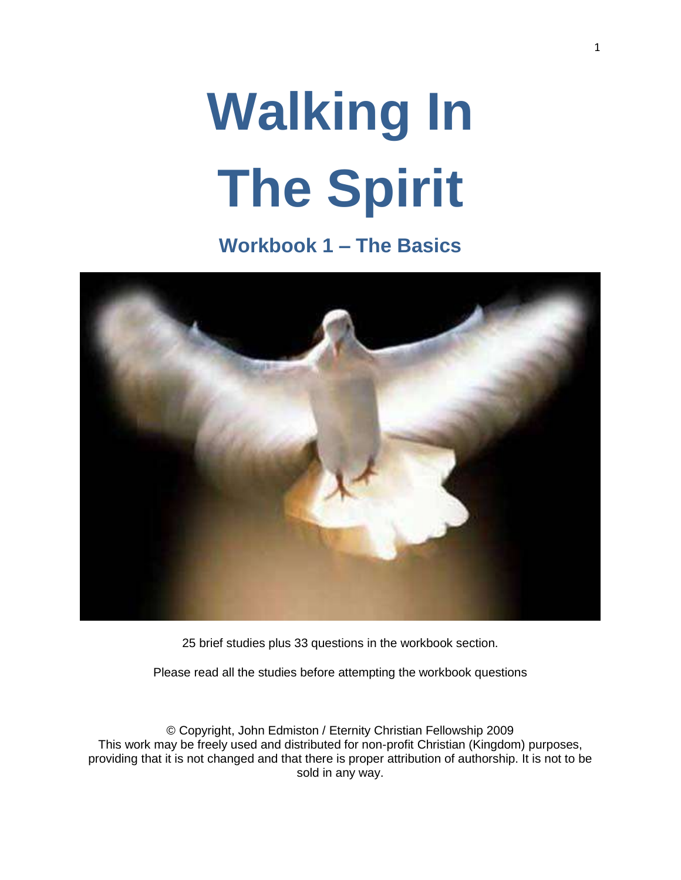# Walking In The Spirit

## Workbook 1 – The Basics

25 brief studies plus 33 questions in the workbook section.

Please read all the studies before attempting the workbook questions

© Copyright, John Edmiston / Eternity Christian Fellowship 2009
This work may be freely used and distributed for non-profit Christian (Kingdom) purposes, providing that it is not changed and that there is proper attribution of authorship. It is not to be sold in any way.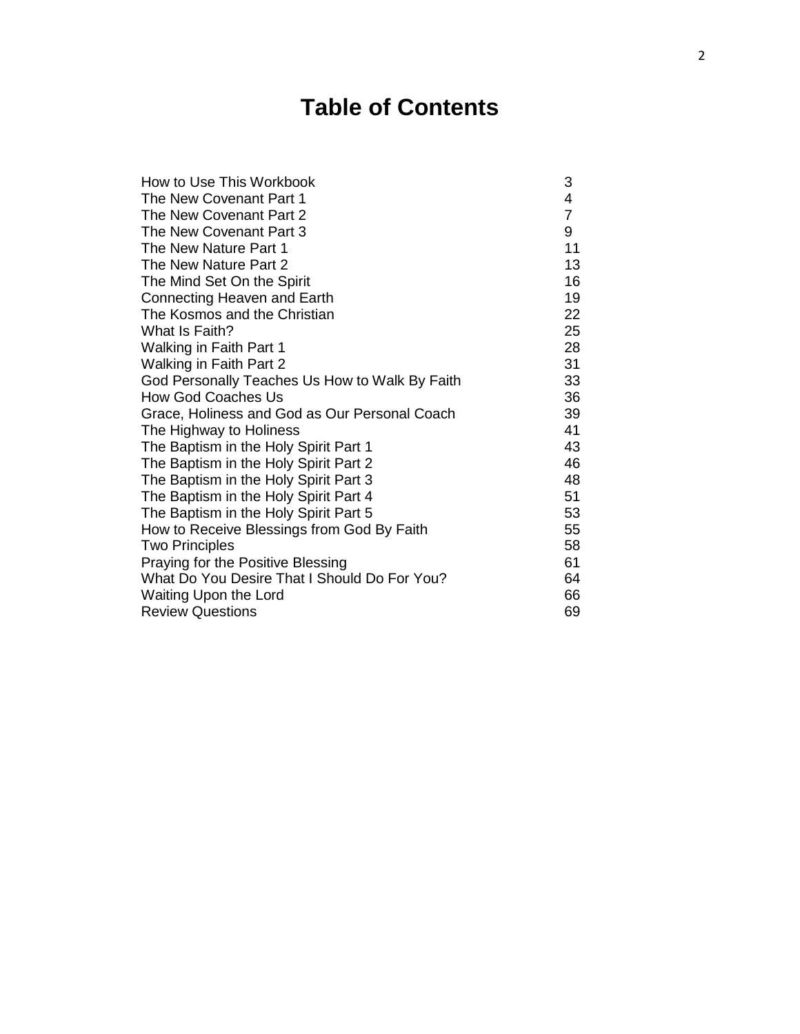# Table of Contents

| | |
|---|---|
| How to Use This Workbook | 3 |
| The New Covenant Part 1 | 4 |
| The New Covenant Part 2 | 7 |
| The New Covenant Part 3 | 9 |
| The New Nature Part 1 | 11 |
| The New Nature Part 2 | 13 |
| The Mind Set On the Spirit | 16 |
| Connecting Heaven and Earth | 19 |
| The Kosmos and the Christian | 22 |
| What Is Faith? | 25 |
| Walking in Faith Part 1 | 28 |
| Walking in Faith Part 2 | 31 |
| God Personally Teaches Us How to Walk By Faith | 33 |
| How God Coaches Us | 36 |
| Grace, Holiness and God as Our Personal Coach | 39 |
| The Highway to Holiness | 41 |
| The Baptism in the Holy Spirit Part 1 | 43 |
| The Baptism in the Holy Spirit Part 2 | 46 |
| The Baptism in the Holy Spirit Part 3 | 48 |
| The Baptism in the Holy Spirit Part 4 | 51 |
| The Baptism in the Holy Spirit Part 5 | 53 |
| How to Receive Blessings from God By Faith | 55 |
| Two Principles | 58 |
| Praying for the Positive Blessing | 61 |
| What Do You Desire That I Should Do For You? | 64 |
| Waiting Upon the Lord | 66 |
| Review Questions | 69 |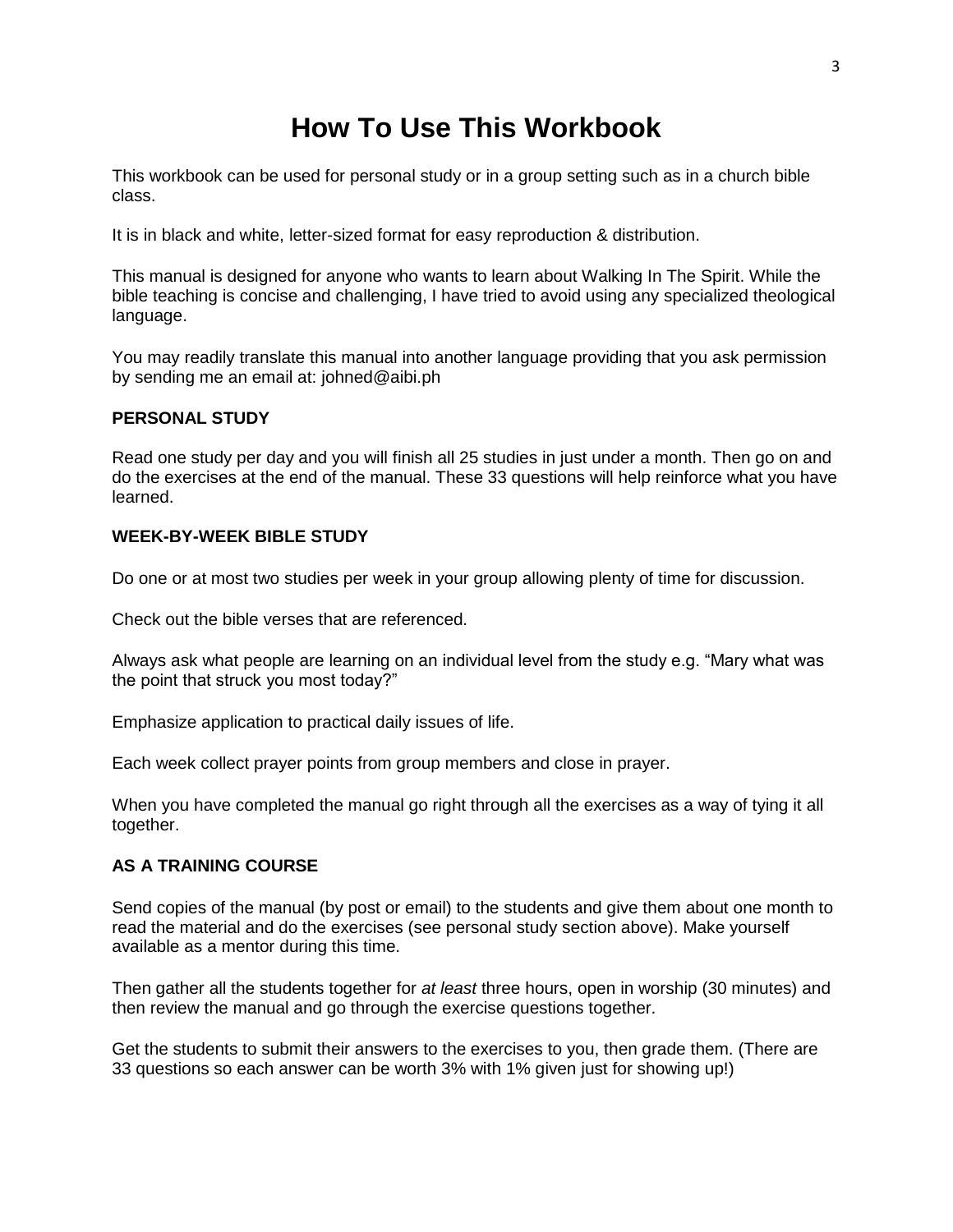# How To Use This Workbook

This workbook can be used for personal study or in a group setting such as in a church bible class.

It is in black and white, letter-sized format for easy reproduction & distribution.

This manual is designed for anyone who wants to learn about Walking In The Spirit. While the bible teaching is concise and challenging, I have tried to avoid using any specialized theological language.

You may readily translate this manual into another language providing that you ask permission by sending me an email at: johned@aibi.ph

**PERSONAL STUDY**

Read one study per day and you will finish all 25 studies in just under a month. Then go on and do the exercises at the end of the manual. These 33 questions will help reinforce what you have learned.

**WEEK-BY-WEEK BIBLE STUDY**

Do one or at most two studies per week in your group allowing plenty of time for discussion.

Check out the bible verses that are referenced.

Always ask what people are learning on an individual level from the study e.g. “Mary what was the point that struck you most today?”

Emphasize application to practical daily issues of life.

Each week collect prayer points from group members and close in prayer.

When you have completed the manual go right through all the exercises as a way of tying it all together.

**AS A TRAINING COURSE**

Send copies of the manual (by post or email) to the students and give them about one month to read the material and do the exercises (see personal study section above). Make yourself available as a mentor during this time.

Then gather all the students together for *at least* three hours, open in worship (30 minutes) and then review the manual and go through the exercise questions together.

Get the students to submit their answers to the exercises to you, then grade them. (There are 33 questions so each answer can be worth 3% with 1% given just for showing up!)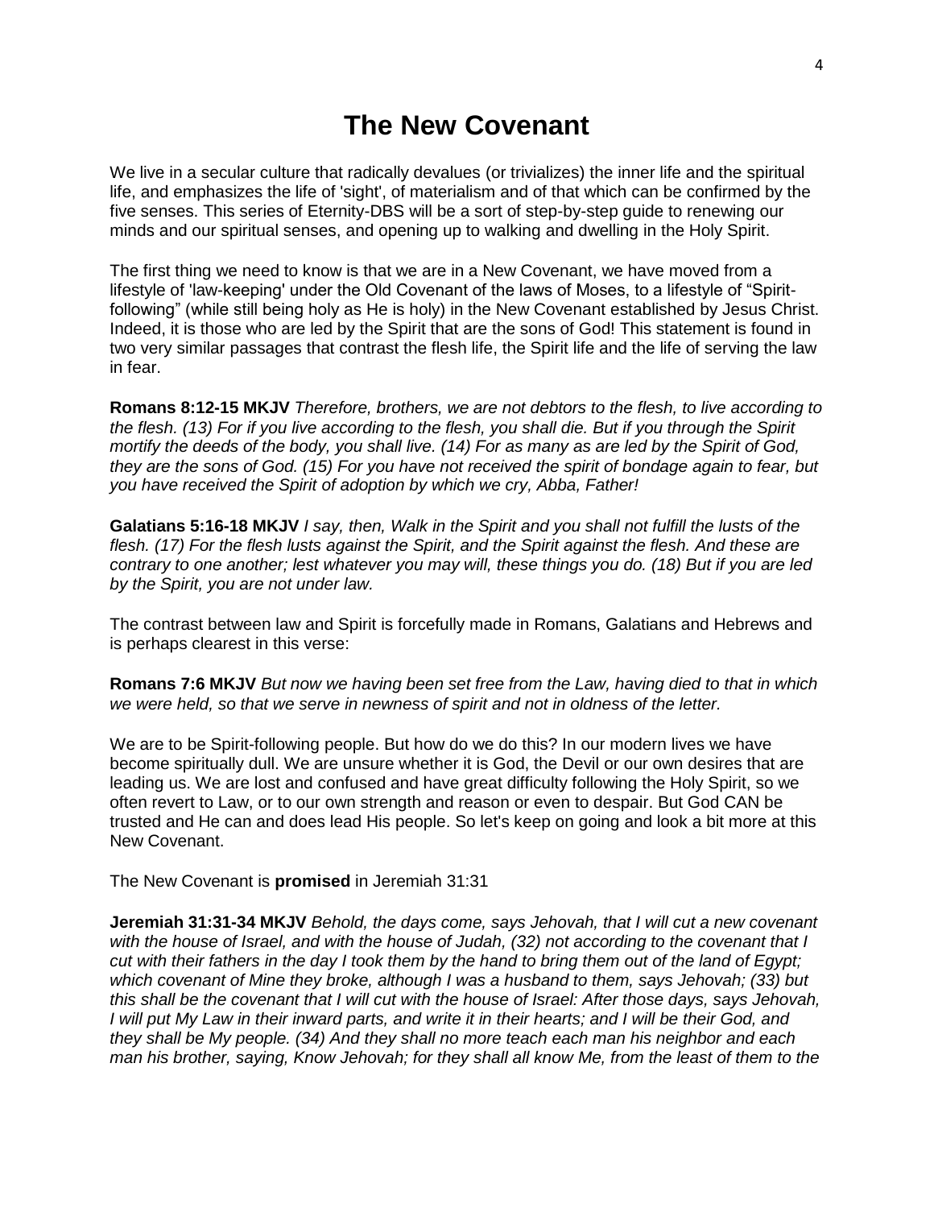# The New Covenant

We live in a secular culture that radically devalues (or trivializes) the inner life and the spiritual life, and emphasizes the life of 'sight', of materialism and of that which can be confirmed by the five senses. This series of Eternity-DBS will be a sort of step-by-step guide to renewing our minds and our spiritual senses, and opening up to walking and dwelling in the Holy Spirit.

The first thing we need to know is that we are in a New Covenant, we have moved from a lifestyle of 'law-keeping' under the Old Covenant of the laws of Moses, to a lifestyle of "Spirit-following" (while still being holy as He is holy) in the New Covenant established by Jesus Christ. Indeed, it is those who are led by the Spirit that are the sons of God! This statement is found in two very similar passages that contrast the flesh life, the Spirit life and the life of serving the law in fear.

**Romans 8:12-15 MKJV** *Therefore, brothers, we are not debtors to the flesh, to live according to the flesh. (13) For if you live according to the flesh, you shall die. But if you through the Spirit mortify the deeds of the body, you shall live. (14) For as many as are led by the Spirit of God, they are the sons of God. (15) For you have not received the spirit of bondage again to fear, but you have received the Spirit of adoption by which we cry, Abba, Father!*

**Galatians 5:16-18 MKJV** *I say, then, Walk in the Spirit and you shall not fulfill the lusts of the flesh. (17) For the flesh lusts against the Spirit, and the Spirit against the flesh. And these are contrary to one another; lest whatever you may will, these things you do. (18) But if you are led by the Spirit, you are not under law.*

The contrast between law and Spirit is forcefully made in Romans, Galatians and Hebrews and is perhaps clearest in this verse:

**Romans 7:6 MKJV** *But now we having been set free from the Law, having died to that in which we were held, so that we serve in newness of spirit and not in oldness of the letter.*

We are to be Spirit-following people. But how do we do this? In our modern lives we have become spiritually dull. We are unsure whether it is God, the Devil or our own desires that are leading us. We are lost and confused and have great difficulty following the Holy Spirit, so we often revert to Law, or to our own strength and reason or even to despair. But God CAN be trusted and He can and does lead His people. So let's keep on going and look a bit more at this New Covenant.

The New Covenant is **promised** in Jeremiah 31:31

**Jeremiah 31:31-34 MKJV** *Behold, the days come, says Jehovah, that I will cut a new covenant with the house of Israel, and with the house of Judah, (32) not according to the covenant that I cut with their fathers in the day I took them by the hand to bring them out of the land of Egypt; which covenant of Mine they broke, although I was a husband to them, says Jehovah; (33) but this shall be the covenant that I will cut with the house of Israel: After those days, says Jehovah, I will put My Law in their inward parts, and write it in their hearts; and I will be their God, and they shall be My people. (34) And they shall no more teach each man his neighbor and each man his brother, saying, Know Jehovah; for they shall all know Me, from the least of them to the*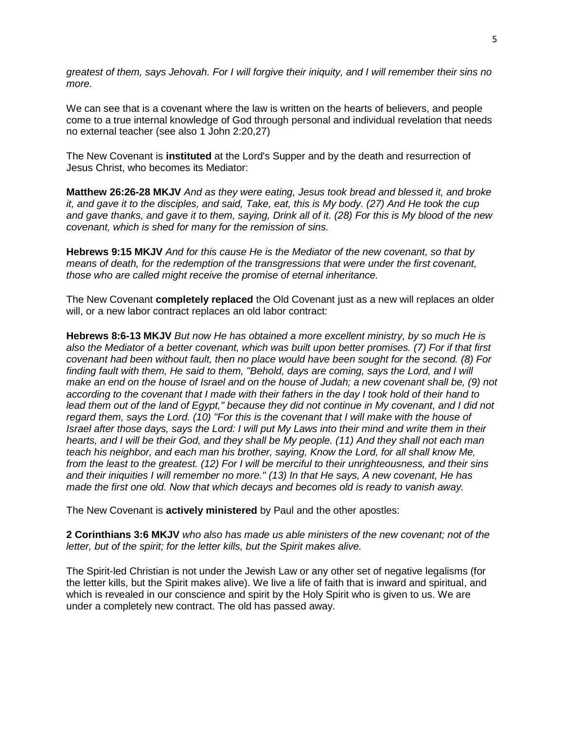*greatest of them, says Jehovah. For I will forgive their iniquity, and I will remember their sins no more.*

We can see that is a covenant where the law is written on the hearts of believers, and people come to a true internal knowledge of God through personal and individual revelation that needs no external teacher (see also 1 John 2:20,27)

The New Covenant is **instituted** at the Lord's Supper and by the death and resurrection of Jesus Christ, who becomes its Mediator:

**Matthew 26:26-28 MKJV** *And as they were eating, Jesus took bread and blessed it, and broke it, and gave it to the disciples, and said, Take, eat, this is My body. (27) And He took the cup and gave thanks, and gave it to them, saying, Drink all of it. (28) For this is My blood of the new covenant, which is shed for many for the remission of sins.*

**Hebrews 9:15 MKJV** *And for this cause He is the Mediator of the new covenant, so that by means of death, for the redemption of the transgressions that were under the first covenant, those who are called might receive the promise of eternal inheritance.*

The New Covenant **completely replaced** the Old Covenant just as a new will replaces an older will, or a new labor contract replaces an old labor contract:

**Hebrews 8:6-13 MKJV** *But now He has obtained a more excellent ministry, by so much He is also the Mediator of a better covenant, which was built upon better promises. (7) For if that first covenant had been without fault, then no place would have been sought for the second. (8) For finding fault with them, He said to them, "Behold, days are coming, says the Lord, and I will make an end on the house of Israel and on the house of Judah; a new covenant shall be, (9) not according to the covenant that I made with their fathers in the day I took hold of their hand to lead them out of the land of Egypt," because they did not continue in My covenant, and I did not regard them, says the Lord. (10) "For this is the covenant that I will make with the house of Israel after those days, says the Lord: I will put My Laws into their mind and write them in their hearts, and I will be their God, and they shall be My people. (11) And they shall not each man teach his neighbor, and each man his brother, saying, Know the Lord, for all shall know Me, from the least to the greatest. (12) For I will be merciful to their unrighteousness, and their sins and their iniquities I will remember no more." (13) In that He says, A new covenant, He has made the first one old. Now that which decays and becomes old is ready to vanish away.*

The New Covenant is **actively ministered** by Paul and the other apostles:

**2 Corinthians 3:6 MKJV** *who also has made us able ministers of the new covenant; not of the letter, but of the spirit; for the letter kills, but the Spirit makes alive.*

The Spirit-led Christian is not under the Jewish Law or any other set of negative legalisms (for the letter kills, but the Spirit makes alive). We live a life of faith that is inward and spiritual, and which is revealed in our conscience and spirit by the Holy Spirit who is given to us. We are under a completely new contract. The old has passed away.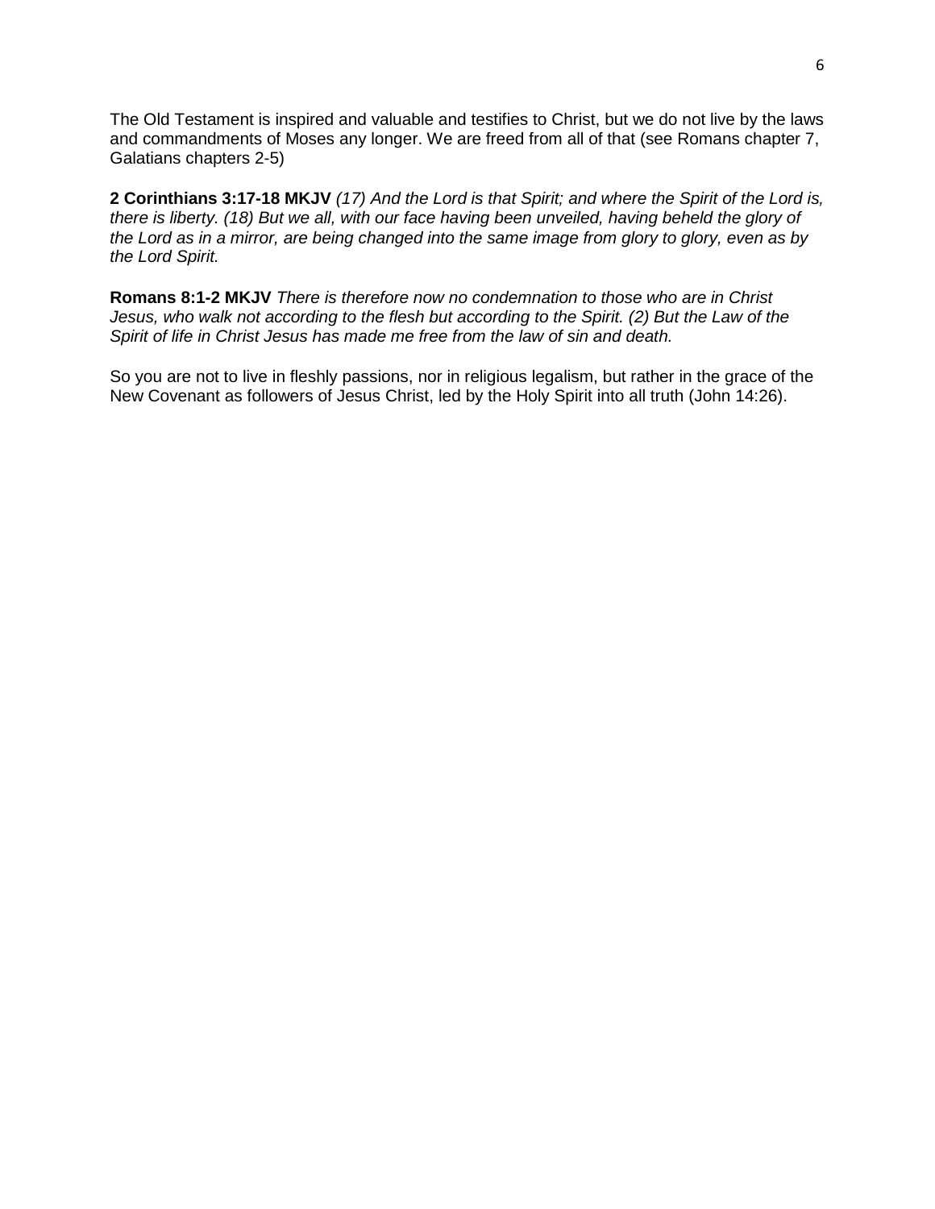The Old Testament is inspired and valuable and testifies to Christ, but we do not live by the laws and commandments of Moses any longer. We are freed from all of that (see Romans chapter 7, Galatians chapters 2-5)

**2 Corinthians 3:17-18 MKJV** *(17) And the Lord is that Spirit; and where the Spirit of the Lord is, there is liberty. (18) But we all, with our face having been unveiled, having beheld the glory of the Lord as in a mirror, are being changed into the same image from glory to glory, even as by the Lord Spirit.*

**Romans 8:1-2 MKJV** *There is therefore now no condemnation to those who are in Christ Jesus, who walk not according to the flesh but according to the Spirit. (2) But the Law of the Spirit of life in Christ Jesus has made me free from the law of sin and death.*

So you are not to live in fleshly passions, nor in religious legalism, but rather in the grace of the New Covenant as followers of Jesus Christ, led by the Holy Spirit into all truth (John 14:26).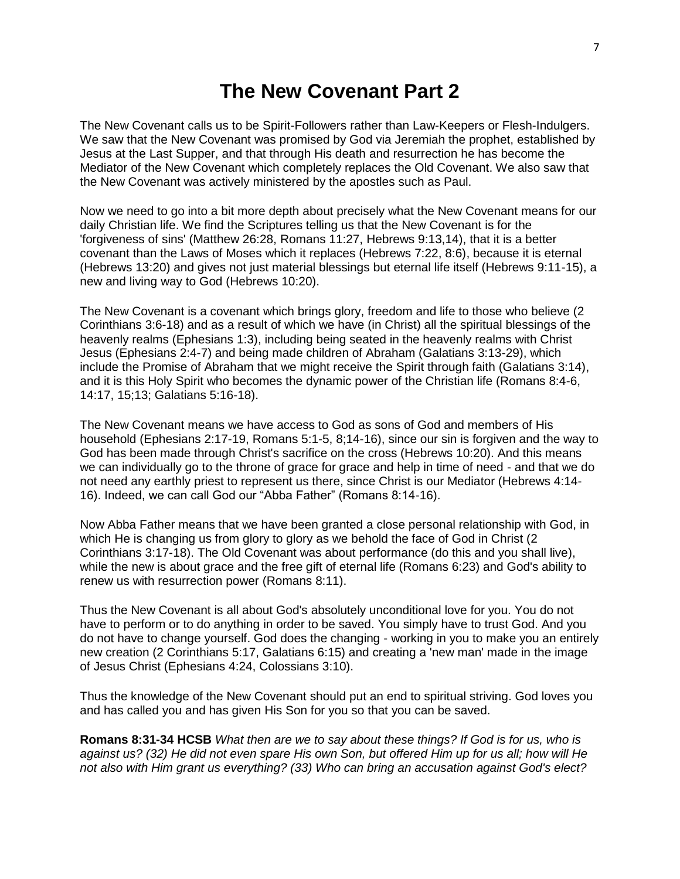# The New Covenant Part 2

The New Covenant calls us to be Spirit-Followers rather than Law-Keepers or Flesh-Indulgers. We saw that the New Covenant was promised by God via Jeremiah the prophet, established by Jesus at the Last Supper, and that through His death and resurrection he has become the Mediator of the New Covenant which completely replaces the Old Covenant. We also saw that the New Covenant was actively ministered by the apostles such as Paul.

Now we need to go into a bit more depth about precisely what the New Covenant means for our daily Christian life. We find the Scriptures telling us that the New Covenant is for the 'forgiveness of sins' (Matthew 26:28, Romans 11:27, Hebrews 9:13,14), that it is a better covenant than the Laws of Moses which it replaces (Hebrews 7:22, 8:6), because it is eternal (Hebrews 13:20) and gives not just material blessings but eternal life itself (Hebrews 9:11-15), a new and living way to God (Hebrews 10:20).

The New Covenant is a covenant which brings glory, freedom and life to those who believe (2 Corinthians 3:6-18) and as a result of which we have (in Christ) all the spiritual blessings of the heavenly realms (Ephesians 1:3), including being seated in the heavenly realms with Christ Jesus (Ephesians 2:4-7) and being made children of Abraham (Galatians 3:13-29), which include the Promise of Abraham that we might receive the Spirit through faith (Galatians 3:14), and it is this Holy Spirit who becomes the dynamic power of the Christian life (Romans 8:4-6, 14:17, 15;13; Galatians 5:16-18).

The New Covenant means we have access to God as sons of God and members of His household (Ephesians 2:17-19, Romans 5:1-5, 8;14-16), since our sin is forgiven and the way to God has been made through Christ's sacrifice on the cross (Hebrews 10:20). And this means we can individually go to the throne of grace for grace and help in time of need - and that we do not need any earthly priest to represent us there, since Christ is our Mediator (Hebrews 4:14-16). Indeed, we can call God our "Abba Father" (Romans 8:14-16).

Now Abba Father means that we have been granted a close personal relationship with God, in which He is changing us from glory to glory as we behold the face of God in Christ (2 Corinthians 3:17-18). The Old Covenant was about performance (do this and you shall live), while the new is about grace and the free gift of eternal life (Romans 6:23) and God's ability to renew us with resurrection power (Romans 8:11).

Thus the New Covenant is all about God's absolutely unconditional love for you. You do not have to perform or to do anything in order to be saved. You simply have to trust God. And you do not have to change yourself. God does the changing - working in you to make you an entirely new creation (2 Corinthians 5:17, Galatians 6:15) and creating a 'new man' made in the image of Jesus Christ (Ephesians 4:24, Colossians 3:10).

Thus the knowledge of the New Covenant should put an end to spiritual striving. God loves you and has called you and has given His Son for you so that you can be saved.

**Romans 8:31-34 HCSB** *What then are we to say about these things? If God is for us, who is against us? (32) He did not even spare His own Son, but offered Him up for us all; how will He not also with Him grant us everything? (33) Who can bring an accusation against God's elect?*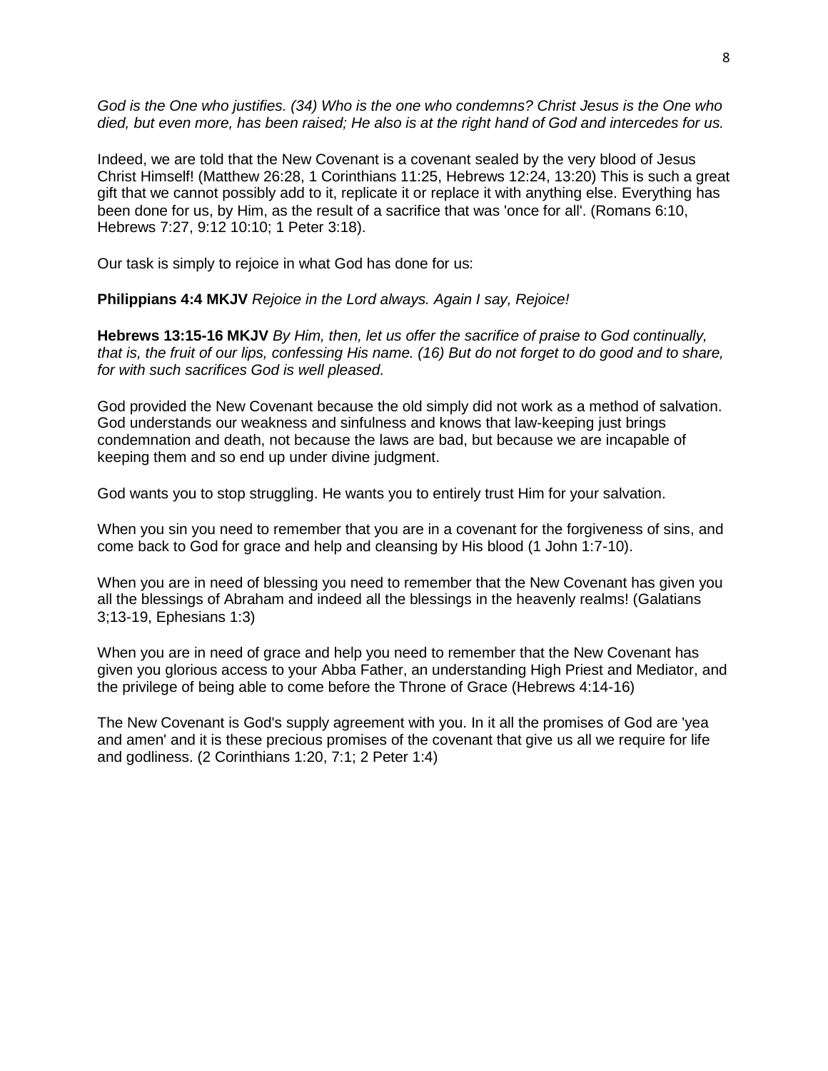*God is the One who justifies. (34) Who is the one who condemns? Christ Jesus is the One who died, but even more, has been raised; He also is at the right hand of God and intercedes for us.*

Indeed, we are told that the New Covenant is a covenant sealed by the very blood of Jesus Christ Himself! (Matthew 26:28, 1 Corinthians 11:25, Hebrews 12:24, 13:20) This is such a great gift that we cannot possibly add to it, replicate it or replace it with anything else. Everything has been done for us, by Him, as the result of a sacrifice that was 'once for all'. (Romans 6:10, Hebrews 7:27, 9:12 10:10; 1 Peter 3:18).

Our task is simply to rejoice in what God has done for us:

**Philippians 4:4 MKJV** *Rejoice in the Lord always. Again I say, Rejoice!*

**Hebrews 13:15-16 MKJV** *By Him, then, let us offer the sacrifice of praise to God continually, that is, the fruit of our lips, confessing His name. (16) But do not forget to do good and to share, for with such sacrifices God is well pleased.*

God provided the New Covenant because the old simply did not work as a method of salvation. God understands our weakness and sinfulness and knows that law-keeping just brings condemnation and death, not because the laws are bad, but because we are incapable of keeping them and so end up under divine judgment.

God wants you to stop struggling. He wants you to entirely trust Him for your salvation.

When you sin you need to remember that you are in a covenant for the forgiveness of sins, and come back to God for grace and help and cleansing by His blood (1 John 1:7-10).

When you are in need of blessing you need to remember that the New Covenant has given you all the blessings of Abraham and indeed all the blessings in the heavenly realms! (Galatians 3;13-19, Ephesians 1:3)

When you are in need of grace and help you need to remember that the New Covenant has given you glorious access to your Abba Father, an understanding High Priest and Mediator, and the privilege of being able to come before the Throne of Grace (Hebrews 4:14-16)

The New Covenant is God's supply agreement with you. In it all the promises of God are 'yea and amen' and it is these precious promises of the covenant that give us all we require for life and godliness. (2 Corinthians 1:20, 7:1; 2 Peter 1:4)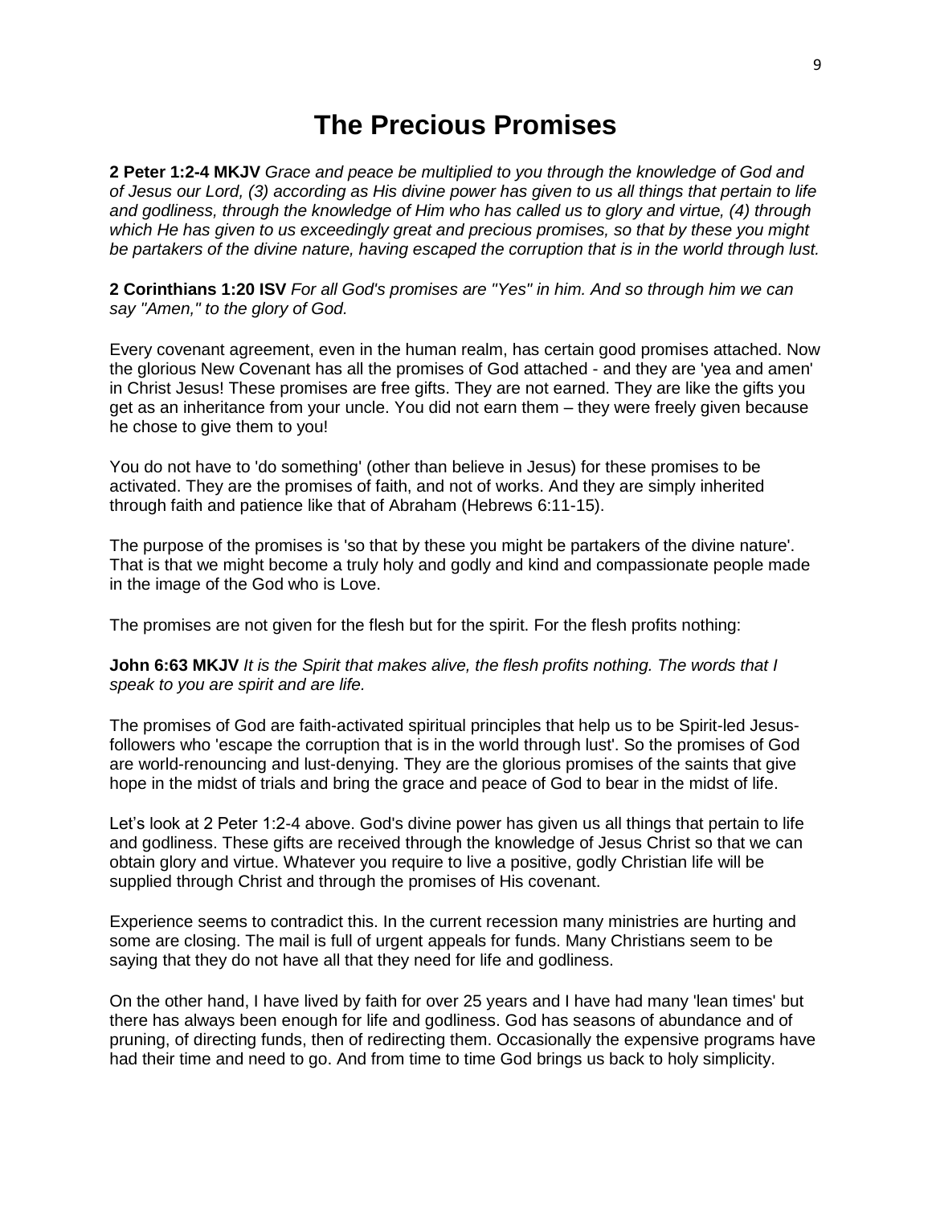# The Precious Promises

**2 Peter 1:2-4 MKJV** *Grace and peace be multiplied to you through the knowledge of God and of Jesus our Lord, (3) according as His divine power has given to us all things that pertain to life and godliness, through the knowledge of Him who has called us to glory and virtue, (4) through which He has given to us exceedingly great and precious promises, so that by these you might be partakers of the divine nature, having escaped the corruption that is in the world through lust.*

**2 Corinthians 1:20 ISV** *For all God's promises are "Yes" in him. And so through him we can say "Amen," to the glory of God.*

Every covenant agreement, even in the human realm, has certain good promises attached. Now the glorious New Covenant has all the promises of God attached - and they are 'yea and amen' in Christ Jesus! These promises are free gifts. They are not earned. They are like the gifts you get as an inheritance from your uncle. You did not earn them – they were freely given because he chose to give them to you!

You do not have to 'do something' (other than believe in Jesus) for these promises to be activated. They are the promises of faith, and not of works. And they are simply inherited through faith and patience like that of Abraham (Hebrews 6:11-15).

The purpose of the promises is 'so that by these you might be partakers of the divine nature'. That is that we might become a truly holy and godly and kind and compassionate people made in the image of the God who is Love.

The promises are not given for the flesh but for the spirit. For the flesh profits nothing:

**John 6:63 MKJV** *It is the Spirit that makes alive, the flesh profits nothing. The words that I speak to you are spirit and are life.*

The promises of God are faith-activated spiritual principles that help us to be Spirit-led Jesus-followers who 'escape the corruption that is in the world through lust'. So the promises of God are world-renouncing and lust-denying. They are the glorious promises of the saints that give hope in the midst of trials and bring the grace and peace of God to bear in the midst of life.

Let's look at 2 Peter 1:2-4 above. God's divine power has given us all things that pertain to life and godliness. These gifts are received through the knowledge of Jesus Christ so that we can obtain glory and virtue. Whatever you require to live a positive, godly Christian life will be supplied through Christ and through the promises of His covenant.

Experience seems to contradict this. In the current recession many ministries are hurting and some are closing. The mail is full of urgent appeals for funds. Many Christians seem to be saying that they do not have all that they need for life and godliness.

On the other hand, I have lived by faith for over 25 years and I have had many 'lean times' but there has always been enough for life and godliness. God has seasons of abundance and of pruning, of directing funds, then of redirecting them. Occasionally the expensive programs have had their time and need to go. And from time to time God brings us back to holy simplicity.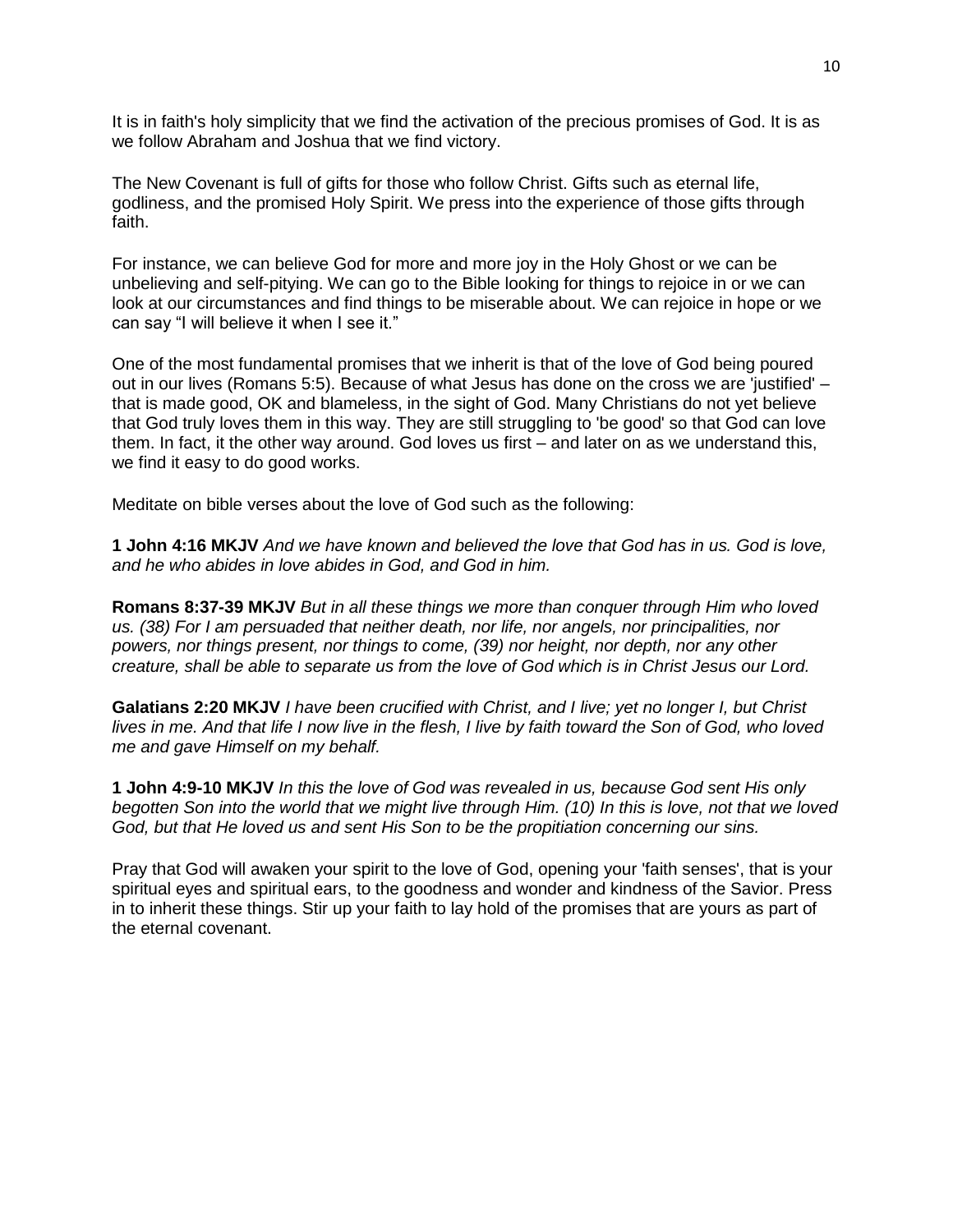It is in faith's holy simplicity that we find the activation of the precious promises of God. It is as we follow Abraham and Joshua that we find victory.

The New Covenant is full of gifts for those who follow Christ. Gifts such as eternal life, godliness, and the promised Holy Spirit. We press into the experience of those gifts through faith.

For instance, we can believe God for more and more joy in the Holy Ghost or we can be unbelieving and self-pitying. We can go to the Bible looking for things to rejoice in or we can look at our circumstances and find things to be miserable about. We can rejoice in hope or we can say "I will believe it when I see it."

One of the most fundamental promises that we inherit is that of the love of God being poured out in our lives (Romans 5:5). Because of what Jesus has done on the cross we are 'justified' – that is made good, OK and blameless, in the sight of God. Many Christians do not yet believe that God truly loves them in this way. They are still struggling to 'be good' so that God can love them. In fact, it the other way around. God loves us first – and later on as we understand this, we find it easy to do good works.

Meditate on bible verses about the love of God such as the following:

**1 John 4:16 MKJV** *And we have known and believed the love that God has in us. God is love, and he who abides in love abides in God, and God in him.*

**Romans 8:37-39 MKJV** *But in all these things we more than conquer through Him who loved us. (38) For I am persuaded that neither death, nor life, nor angels, nor principalities, nor powers, nor things present, nor things to come, (39) nor height, nor depth, nor any other creature, shall be able to separate us from the love of God which is in Christ Jesus our Lord.*

**Galatians 2:20 MKJV** *I have been crucified with Christ, and I live; yet no longer I, but Christ lives in me. And that life I now live in the flesh, I live by faith toward the Son of God, who loved me and gave Himself on my behalf.*

**1 John 4:9-10 MKJV** *In this the love of God was revealed in us, because God sent His only begotten Son into the world that we might live through Him. (10) In this is love, not that we loved God, but that He loved us and sent His Son to be the propitiation concerning our sins.*

Pray that God will awaken your spirit to the love of God, opening your 'faith senses', that is your spiritual eyes and spiritual ears, to the goodness and wonder and kindness of the Savior. Press in to inherit these things. Stir up your faith to lay hold of the promises that are yours as part of the eternal covenant.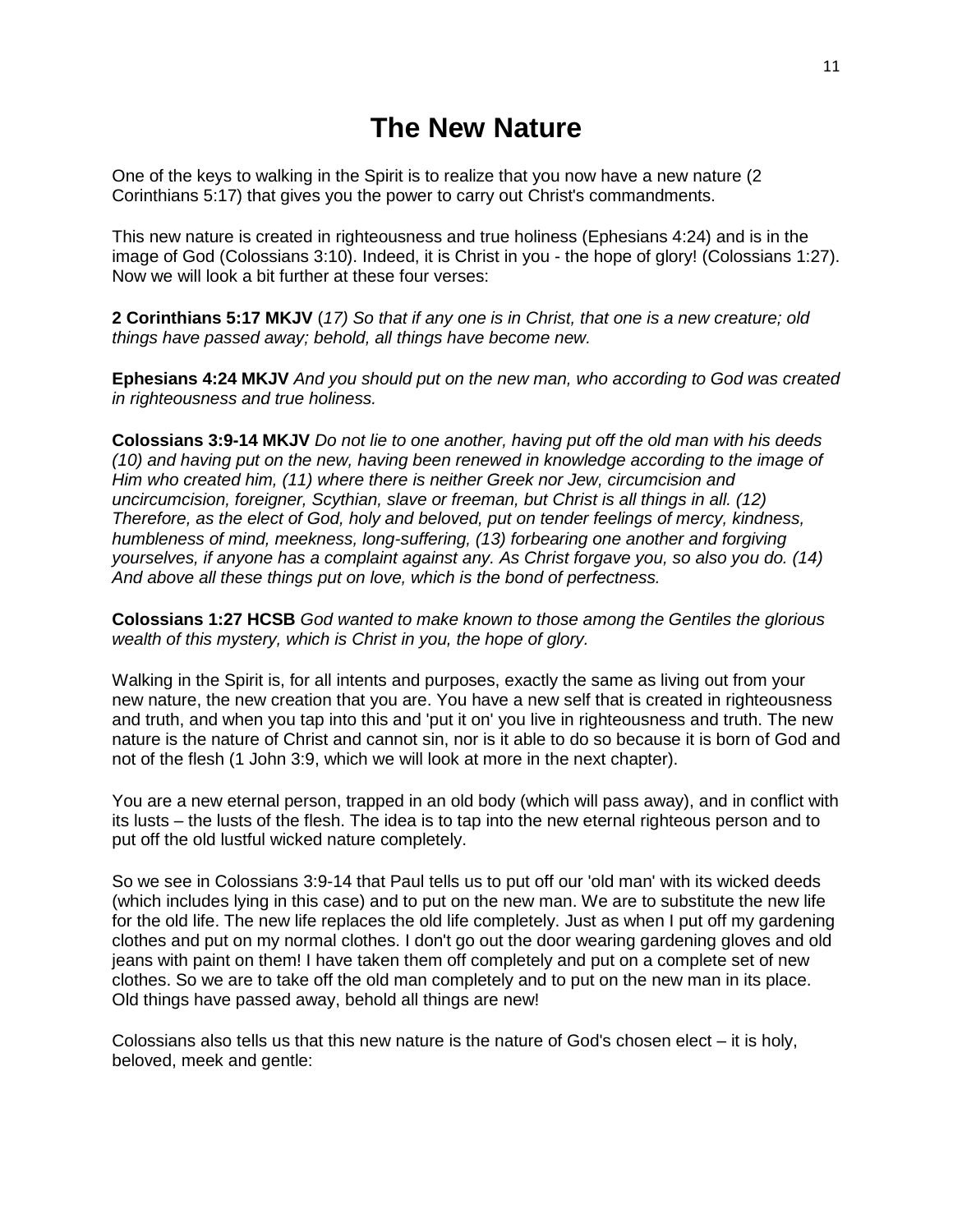# The New Nature

One of the keys to walking in the Spirit is to realize that you now have a new nature (2 Corinthians 5:17) that gives you the power to carry out Christ's commandments.

This new nature is created in righteousness and true holiness (Ephesians 4:24) and is in the image of God (Colossians 3:10). Indeed, it is Christ in you - the hope of glory! (Colossians 1:27). Now we will look a bit further at these four verses:

**2 Corinthians 5:17 MKJV** (*17) So that if any one is in Christ, that one is a new creature; old things have passed away; behold, all things have become new.*

**Ephesians 4:24 MKJV** *And you should put on the new man, who according to God was created in righteousness and true holiness.*

**Colossians 3:9-14 MKJV** *Do not lie to one another, having put off the old man with his deeds (10) and having put on the new, having been renewed in knowledge according to the image of Him who created him, (11) where there is neither Greek nor Jew, circumcision and uncircumcision, foreigner, Scythian, slave or freeman, but Christ is all things in all. (12) Therefore, as the elect of God, holy and beloved, put on tender feelings of mercy, kindness, humbleness of mind, meekness, long-suffering, (13) forbearing one another and forgiving yourselves, if anyone has a complaint against any. As Christ forgave you, so also you do. (14) And above all these things put on love, which is the bond of perfectness.*

**Colossians 1:27 HCSB** *God wanted to make known to those among the Gentiles the glorious wealth of this mystery, which is Christ in you, the hope of glory.*

Walking in the Spirit is, for all intents and purposes, exactly the same as living out from your new nature, the new creation that you are. You have a new self that is created in righteousness and truth, and when you tap into this and 'put it on' you live in righteousness and truth. The new nature is the nature of Christ and cannot sin, nor is it able to do so because it is born of God and not of the flesh (1 John 3:9, which we will look at more in the next chapter).

You are a new eternal person, trapped in an old body (which will pass away), and in conflict with its lusts – the lusts of the flesh. The idea is to tap into the new eternal righteous person and to put off the old lustful wicked nature completely.

So we see in Colossians 3:9-14 that Paul tells us to put off our 'old man' with its wicked deeds (which includes lying in this case) and to put on the new man. We are to substitute the new life for the old life. The new life replaces the old life completely. Just as when I put off my gardening clothes and put on my normal clothes. I don't go out the door wearing gardening gloves and old jeans with paint on them! I have taken them off completely and put on a complete set of new clothes. So we are to take off the old man completely and to put on the new man in its place. Old things have passed away, behold all things are new!

Colossians also tells us that this new nature is the nature of God's chosen elect – it is holy, beloved, meek and gentle: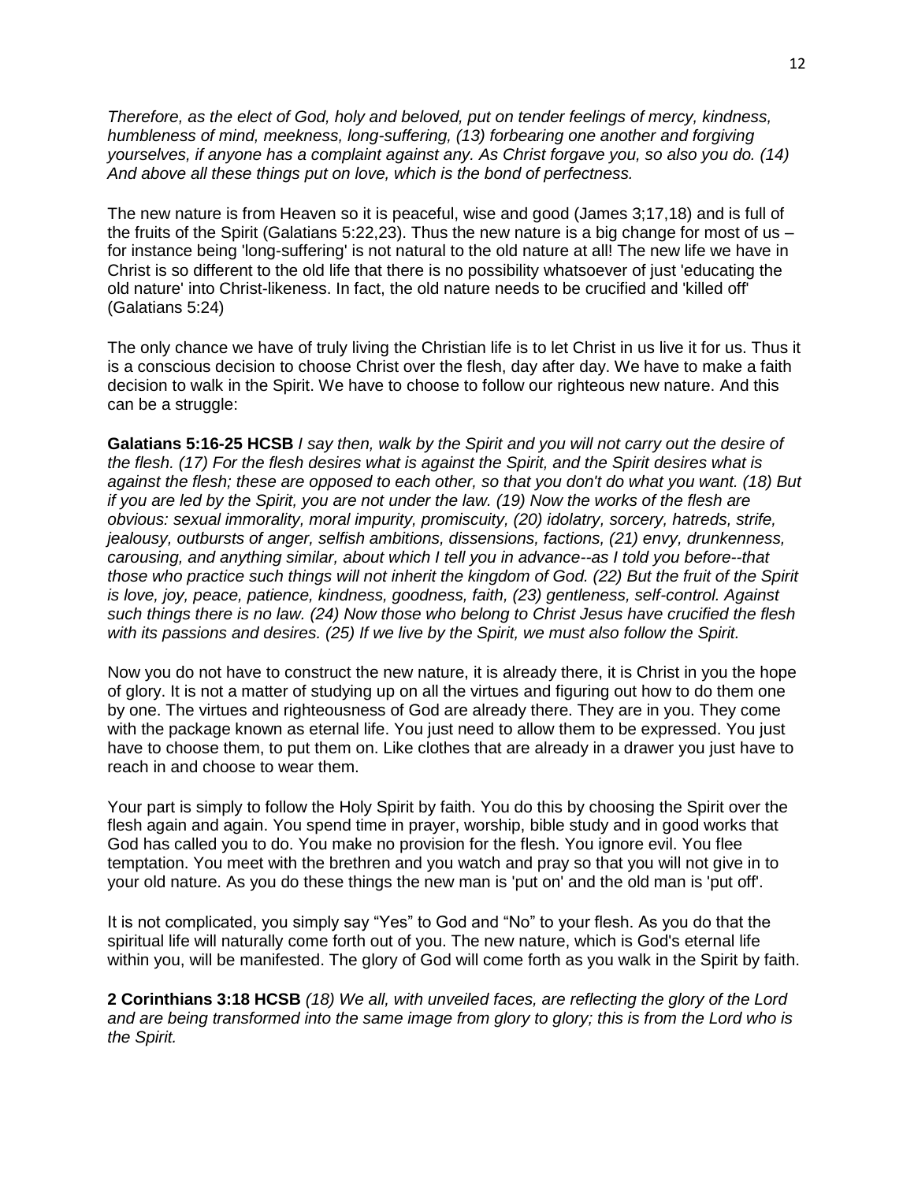*Therefore, as the elect of God, holy and beloved, put on tender feelings of mercy, kindness, humbleness of mind, meekness, long-suffering, (13) forbearing one another and forgiving yourselves, if anyone has a complaint against any. As Christ forgave you, so also you do. (14) And above all these things put on love, which is the bond of perfectness.*

The new nature is from Heaven so it is peaceful, wise and good (James 3;17,18) and is full of the fruits of the Spirit (Galatians 5:22,23). Thus the new nature is a big change for most of us – for instance being 'long-suffering' is not natural to the old nature at all! The new life we have in Christ is so different to the old life that there is no possibility whatsoever of just 'educating the old nature' into Christ-likeness. In fact, the old nature needs to be crucified and 'killed off' (Galatians 5:24)

The only chance we have of truly living the Christian life is to let Christ in us live it for us. Thus it is a conscious decision to choose Christ over the flesh, day after day. We have to make a faith decision to walk in the Spirit. We have to choose to follow our righteous new nature. And this can be a struggle:

**Galatians 5:16-25 HCSB** *I say then, walk by the Spirit and you will not carry out the desire of the flesh. (17) For the flesh desires what is against the Spirit, and the Spirit desires what is against the flesh; these are opposed to each other, so that you don't do what you want. (18) But if you are led by the Spirit, you are not under the law. (19) Now the works of the flesh are obvious: sexual immorality, moral impurity, promiscuity, (20) idolatry, sorcery, hatreds, strife, jealousy, outbursts of anger, selfish ambitions, dissensions, factions, (21) envy, drunkenness, carousing, and anything similar, about which I tell you in advance--as I told you before--that those who practice such things will not inherit the kingdom of God. (22) But the fruit of the Spirit is love, joy, peace, patience, kindness, goodness, faith, (23) gentleness, self-control. Against such things there is no law. (24) Now those who belong to Christ Jesus have crucified the flesh with its passions and desires. (25) If we live by the Spirit, we must also follow the Spirit.*

Now you do not have to construct the new nature, it is already there, it is Christ in you the hope of glory. It is not a matter of studying up on all the virtues and figuring out how to do them one by one. The virtues and righteousness of God are already there. They are in you. They come with the package known as eternal life. You just need to allow them to be expressed. You just have to choose them, to put them on. Like clothes that are already in a drawer you just have to reach in and choose to wear them.

Your part is simply to follow the Holy Spirit by faith. You do this by choosing the Spirit over the flesh again and again. You spend time in prayer, worship, bible study and in good works that God has called you to do. You make no provision for the flesh. You ignore evil. You flee temptation. You meet with the brethren and you watch and pray so that you will not give in to your old nature. As you do these things the new man is 'put on' and the old man is 'put off'.

It is not complicated, you simply say "Yes" to God and "No" to your flesh. As you do that the spiritual life will naturally come forth out of you. The new nature, which is God's eternal life within you, will be manifested. The glory of God will come forth as you walk in the Spirit by faith.

**2 Corinthians 3:18 HCSB** *(18) We all, with unveiled faces, are reflecting the glory of the Lord and are being transformed into the same image from glory to glory; this is from the Lord who is the Spirit.*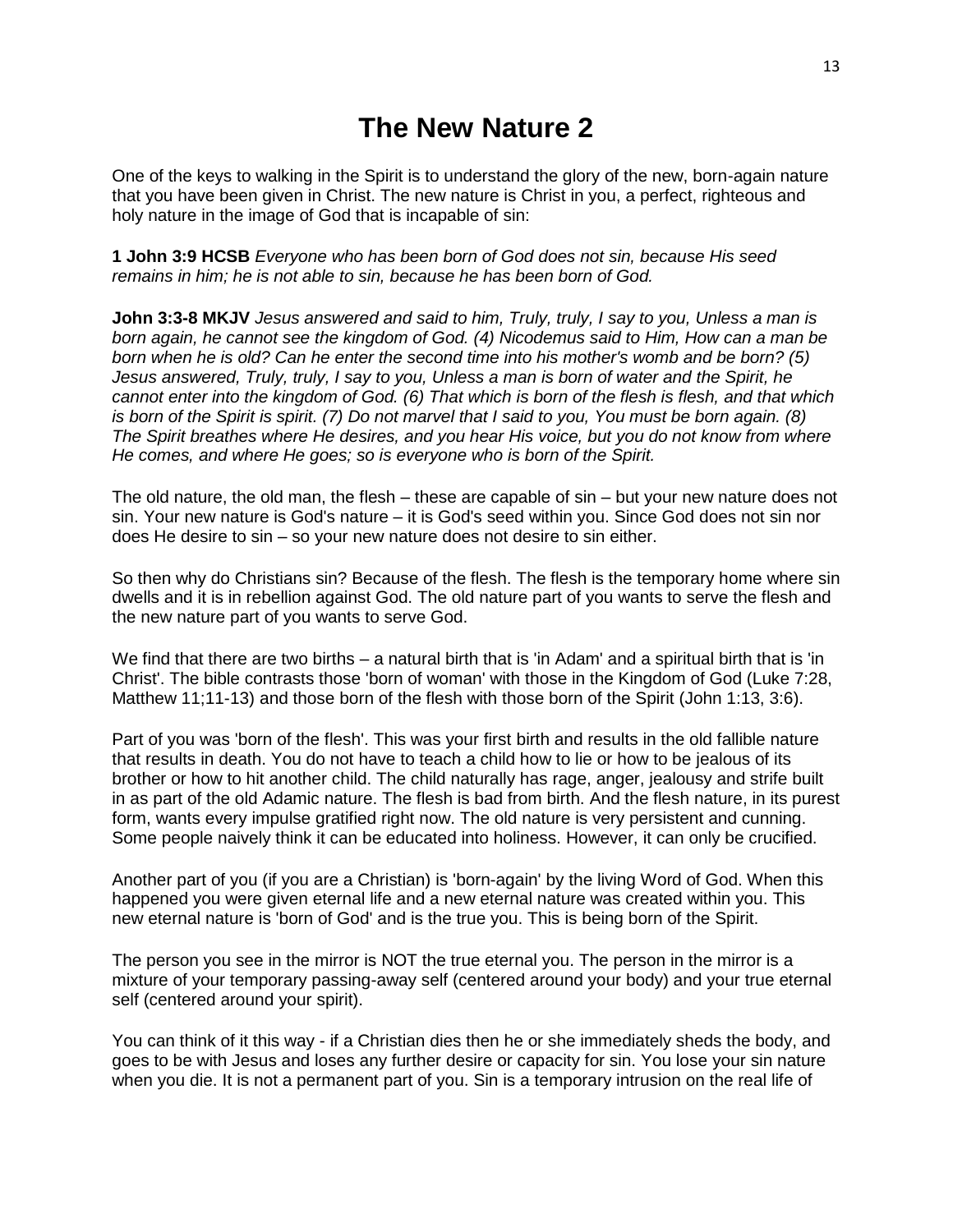# The New Nature 2

One of the keys to walking in the Spirit is to understand the glory of the new, born-again nature that you have been given in Christ. The new nature is Christ in you, a perfect, righteous and holy nature in the image of God that is incapable of sin:

**1 John 3:9 HCSB** *Everyone who has been born of God does not sin, because His seed remains in him; he is not able to sin, because he has been born of God.*

**John 3:3-8 MKJV** *Jesus answered and said to him, Truly, truly, I say to you, Unless a man is born again, he cannot see the kingdom of God. (4) Nicodemus said to Him, How can a man be born when he is old? Can he enter the second time into his mother's womb and be born? (5) Jesus answered, Truly, truly, I say to you, Unless a man is born of water and the Spirit, he cannot enter into the kingdom of God. (6) That which is born of the flesh is flesh, and that which is born of the Spirit is spirit. (7) Do not marvel that I said to you, You must be born again. (8) The Spirit breathes where He desires, and you hear His voice, but you do not know from where He comes, and where He goes; so is everyone who is born of the Spirit.*

The old nature, the old man, the flesh – these are capable of sin – but your new nature does not sin. Your new nature is God's nature – it is God's seed within you. Since God does not sin nor does He desire to sin – so your new nature does not desire to sin either.

So then why do Christians sin? Because of the flesh. The flesh is the temporary home where sin dwells and it is in rebellion against God. The old nature part of you wants to serve the flesh and the new nature part of you wants to serve God.

We find that there are two births – a natural birth that is 'in Adam' and a spiritual birth that is 'in Christ'. The bible contrasts those 'born of woman' with those in the Kingdom of God (Luke 7:28, Matthew 11;11-13) and those born of the flesh with those born of the Spirit (John 1:13, 3:6).

Part of you was 'born of the flesh'. This was your first birth and results in the old fallible nature that results in death. You do not have to teach a child how to lie or how to be jealous of its brother or how to hit another child. The child naturally has rage, anger, jealousy and strife built in as part of the old Adamic nature. The flesh is bad from birth. And the flesh nature, in its purest form, wants every impulse gratified right now. The old nature is very persistent and cunning. Some people naively think it can be educated into holiness. However, it can only be crucified.

Another part of you (if you are a Christian) is 'born-again' by the living Word of God. When this happened you were given eternal life and a new eternal nature was created within you. This new eternal nature is 'born of God' and is the true you. This is being born of the Spirit.

The person you see in the mirror is NOT the true eternal you. The person in the mirror is a mixture of your temporary passing-away self (centered around your body) and your true eternal self (centered around your spirit).

You can think of it this way - if a Christian dies then he or she immediately sheds the body, and goes to be with Jesus and loses any further desire or capacity for sin. You lose your sin nature when you die. It is not a permanent part of you. Sin is a temporary intrusion on the real life of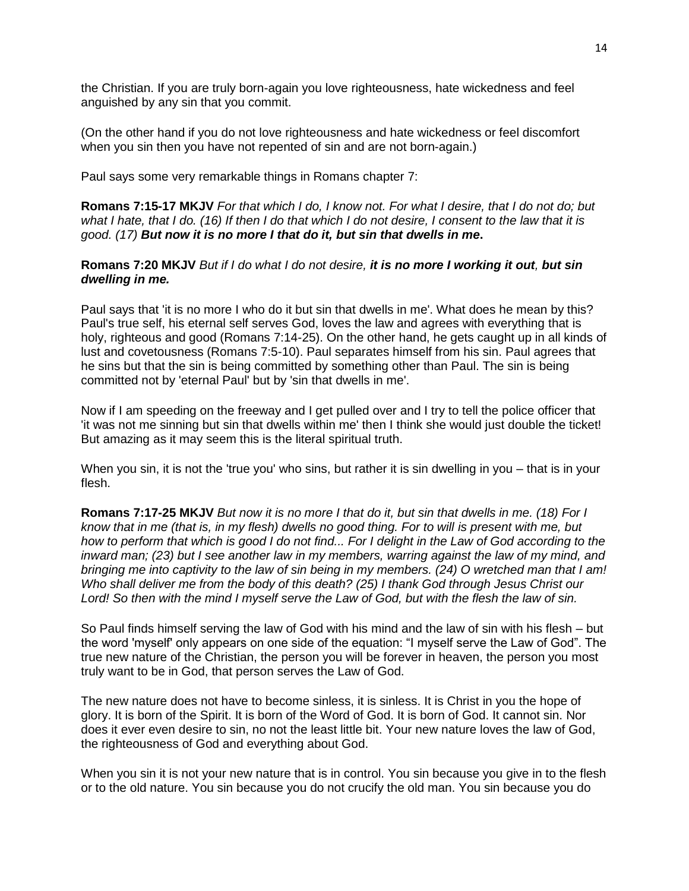the Christian. If you are truly born-again you love righteousness, hate wickedness and feel anguished by any sin that you commit.

(On the other hand if you do not love righteousness and hate wickedness or feel discomfort when you sin then you have not repented of sin and are not born-again.)

Paul says some very remarkable things in Romans chapter 7:

**Romans 7:15-17 MKJV** *For that which I do, I know not. For what I desire, that I do not do; but what I hate, that I do. (16) If then I do that which I do not desire, I consent to the law that it is good. (17)* ***But now it is no more I that do it, but sin that dwells in me*****.**

**Romans 7:20 MKJV** *But if I do what I do not desire,* ***it is no more I working it out****,* ***but sin dwelling in me.***

Paul says that 'it is no more I who do it but sin that dwells in me'. What does he mean by this? Paul's true self, his eternal self serves God, loves the law and agrees with everything that is holy, righteous and good (Romans 7:14-25). On the other hand, he gets caught up in all kinds of lust and covetousness (Romans 7:5-10). Paul separates himself from his sin. Paul agrees that he sins but that the sin is being committed by something other than Paul. The sin is being committed not by 'eternal Paul' but by 'sin that dwells in me'.

Now if I am speeding on the freeway and I get pulled over and I try to tell the police officer that 'it was not me sinning but sin that dwells within me' then I think she would just double the ticket! But amazing as it may seem this is the literal spiritual truth.

When you sin, it is not the 'true you' who sins, but rather it is sin dwelling in you – that is in your flesh.

**Romans 7:17-25 MKJV** *But now it is no more I that do it, but sin that dwells in me. (18) For I know that in me (that is, in my flesh) dwells no good thing. For to will is present with me, but how to perform that which is good I do not find... For I delight in the Law of God according to the inward man; (23) but I see another law in my members, warring against the law of my mind, and bringing me into captivity to the law of sin being in my members. (24) O wretched man that I am! Who shall deliver me from the body of this death? (25) I thank God through Jesus Christ our Lord! So then with the mind I myself serve the Law of God, but with the flesh the law of sin.*

So Paul finds himself serving the law of God with his mind and the law of sin with his flesh – but the word 'myself' only appears on one side of the equation: "I myself serve the Law of God". The true new nature of the Christian, the person you will be forever in heaven, the person you most truly want to be in God, that person serves the Law of God.

The new nature does not have to become sinless, it is sinless. It is Christ in you the hope of glory. It is born of the Spirit. It is born of the Word of God. It is born of God. It cannot sin. Nor does it ever even desire to sin, no not the least little bit. Your new nature loves the law of God, the righteousness of God and everything about God.

When you sin it is not your new nature that is in control. You sin because you give in to the flesh or to the old nature. You sin because you do not crucify the old man. You sin because you do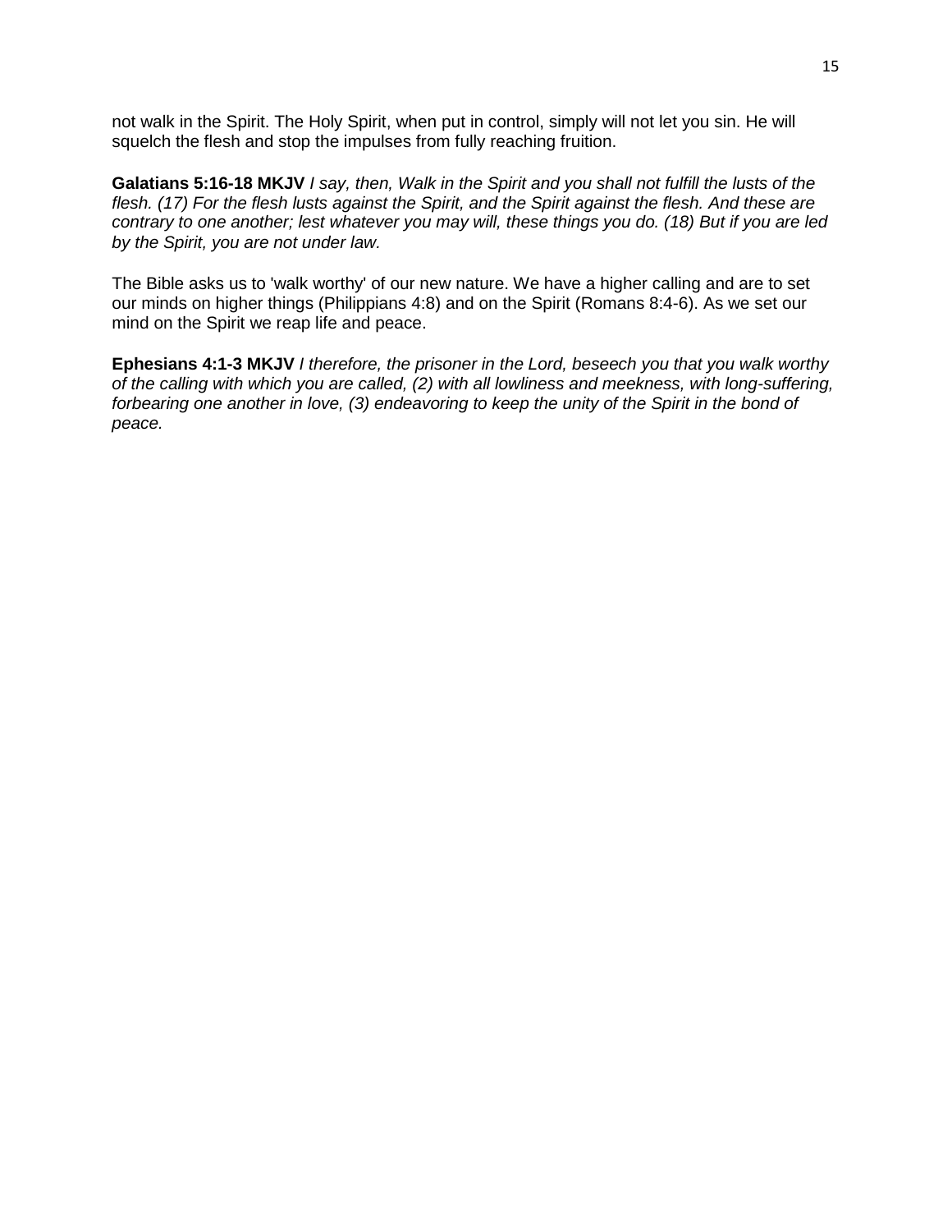not walk in the Spirit. The Holy Spirit, when put in control, simply will not let you sin. He will squelch the flesh and stop the impulses from fully reaching fruition.

**Galatians 5:16-18 MKJV** *I say, then, Walk in the Spirit and you shall not fulfill the lusts of the flesh. (17) For the flesh lusts against the Spirit, and the Spirit against the flesh. And these are contrary to one another; lest whatever you may will, these things you do. (18) But if you are led by the Spirit, you are not under law.*

The Bible asks us to 'walk worthy' of our new nature. We have a higher calling and are to set our minds on higher things (Philippians 4:8) and on the Spirit (Romans 8:4-6). As we set our mind on the Spirit we reap life and peace.

**Ephesians 4:1-3 MKJV** *I therefore, the prisoner in the Lord, beseech you that you walk worthy of the calling with which you are called, (2) with all lowliness and meekness, with long-suffering, forbearing one another in love, (3) endeavoring to keep the unity of the Spirit in the bond of peace.*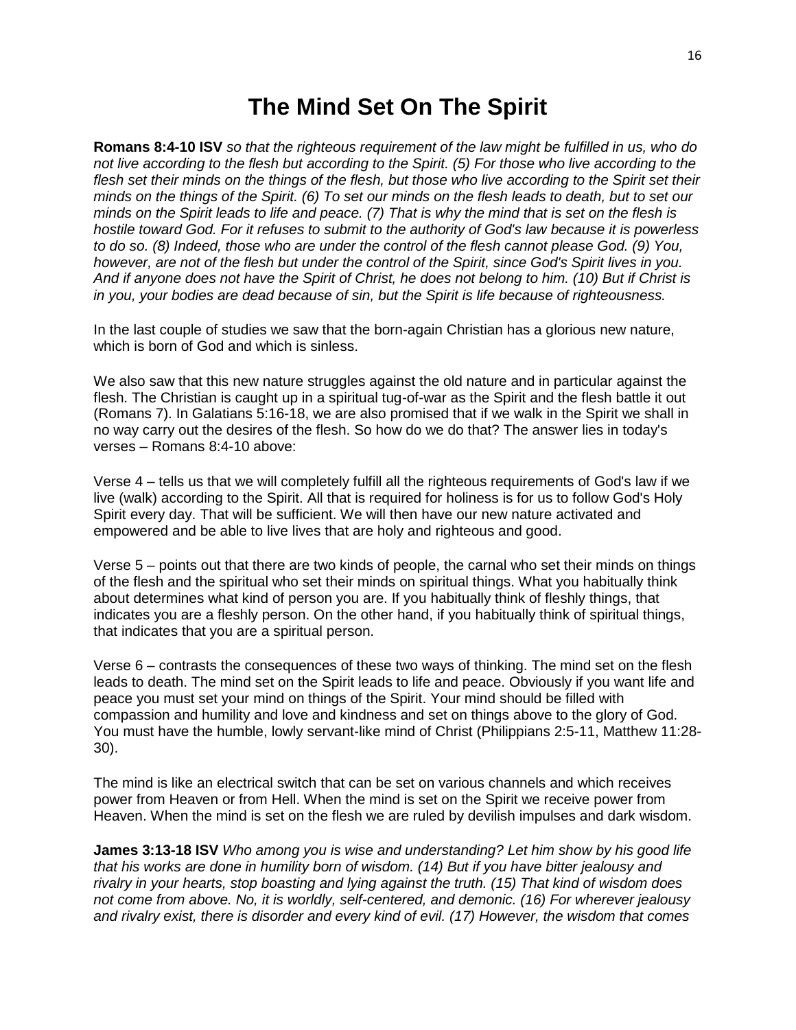# The Mind Set On The Spirit

**Romans 8:4-10 ISV** *so that the righteous requirement of the law might be fulfilled in us, who do not live according to the flesh but according to the Spirit. (5) For those who live according to the flesh set their minds on the things of the flesh, but those who live according to the Spirit set their minds on the things of the Spirit. (6) To set our minds on the flesh leads to death, but to set our minds on the Spirit leads to life and peace. (7) That is why the mind that is set on the flesh is hostile toward God. For it refuses to submit to the authority of God's law because it is powerless to do so. (8) Indeed, those who are under the control of the flesh cannot please God. (9) You, however, are not of the flesh but under the control of the Spirit, since God's Spirit lives in you. And if anyone does not have the Spirit of Christ, he does not belong to him. (10) But if Christ is in you, your bodies are dead because of sin, but the Spirit is life because of righteousness.*

In the last couple of studies we saw that the born-again Christian has a glorious new nature, which is born of God and which is sinless.

We also saw that this new nature struggles against the old nature and in particular against the flesh. The Christian is caught up in a spiritual tug-of-war as the Spirit and the flesh battle it out (Romans 7). In Galatians 5:16-18, we are also promised that if we walk in the Spirit we shall in no way carry out the desires of the flesh. So how do we do that? The answer lies in today's verses – Romans 8:4-10 above:

Verse 4 – tells us that we will completely fulfill all the righteous requirements of God's law if we live (walk) according to the Spirit. All that is required for holiness is for us to follow God's Holy Spirit every day. That will be sufficient. We will then have our new nature activated and empowered and be able to live lives that are holy and righteous and good.

Verse 5 – points out that there are two kinds of people, the carnal who set their minds on things of the flesh and the spiritual who set their minds on spiritual things. What you habitually think about determines what kind of person you are. If you habitually think of fleshly things, that indicates you are a fleshly person. On the other hand, if you habitually think of spiritual things, that indicates that you are a spiritual person.

Verse 6 – contrasts the consequences of these two ways of thinking. The mind set on the flesh leads to death. The mind set on the Spirit leads to life and peace. Obviously if you want life and peace you must set your mind on things of the Spirit. Your mind should be filled with compassion and humility and love and kindness and set on things above to the glory of God. You must have the humble, lowly servant-like mind of Christ (Philippians 2:5-11, Matthew 11:28-30).

The mind is like an electrical switch that can be set on various channels and which receives power from Heaven or from Hell. When the mind is set on the Spirit we receive power from Heaven. When the mind is set on the flesh we are ruled by devilish impulses and dark wisdom.

**James 3:13-18 ISV** *Who among you is wise and understanding? Let him show by his good life that his works are done in humility born of wisdom. (14) But if you have bitter jealousy and rivalry in your hearts, stop boasting and lying against the truth. (15) That kind of wisdom does not come from above. No, it is worldly, self-centered, and demonic. (16) For wherever jealousy and rivalry exist, there is disorder and every kind of evil. (17) However, the wisdom that comes*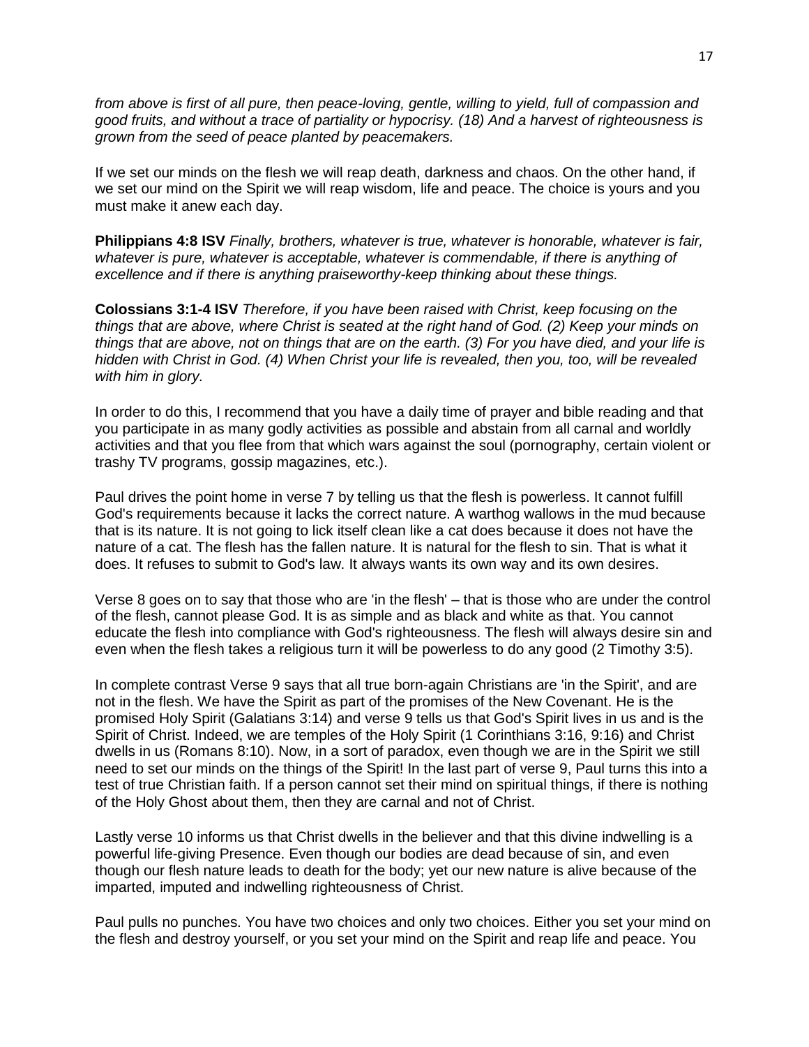*from above is first of all pure, then peace-loving, gentle, willing to yield, full of compassion and good fruits, and without a trace of partiality or hypocrisy. (18) And a harvest of righteousness is grown from the seed of peace planted by peacemakers.*

If we set our minds on the flesh we will reap death, darkness and chaos. On the other hand, if we set our mind on the Spirit we will reap wisdom, life and peace. The choice is yours and you must make it anew each day.

**Philippians 4:8 ISV** *Finally, brothers, whatever is true, whatever is honorable, whatever is fair, whatever is pure, whatever is acceptable, whatever is commendable, if there is anything of excellence and if there is anything praiseworthy-keep thinking about these things.*

**Colossians 3:1-4 ISV** *Therefore, if you have been raised with Christ, keep focusing on the things that are above, where Christ is seated at the right hand of God. (2) Keep your minds on things that are above, not on things that are on the earth. (3) For you have died, and your life is hidden with Christ in God. (4) When Christ your life is revealed, then you, too, will be revealed with him in glory.*

In order to do this, I recommend that you have a daily time of prayer and bible reading and that you participate in as many godly activities as possible and abstain from all carnal and worldly activities and that you flee from that which wars against the soul (pornography, certain violent or trashy TV programs, gossip magazines, etc.).

Paul drives the point home in verse 7 by telling us that the flesh is powerless. It cannot fulfill God's requirements because it lacks the correct nature. A warthog wallows in the mud because that is its nature. It is not going to lick itself clean like a cat does because it does not have the nature of a cat. The flesh has the fallen nature. It is natural for the flesh to sin. That is what it does. It refuses to submit to God's law. It always wants its own way and its own desires.

Verse 8 goes on to say that those who are 'in the flesh' – that is those who are under the control of the flesh, cannot please God. It is as simple and as black and white as that. You cannot educate the flesh into compliance with God's righteousness. The flesh will always desire sin and even when the flesh takes a religious turn it will be powerless to do any good (2 Timothy 3:5).

In complete contrast Verse 9 says that all true born-again Christians are 'in the Spirit', and are not in the flesh. We have the Spirit as part of the promises of the New Covenant. He is the promised Holy Spirit (Galatians 3:14) and verse 9 tells us that God's Spirit lives in us and is the Spirit of Christ. Indeed, we are temples of the Holy Spirit (1 Corinthians 3:16, 9:16) and Christ dwells in us (Romans 8:10). Now, in a sort of paradox, even though we are in the Spirit we still need to set our minds on the things of the Spirit! In the last part of verse 9, Paul turns this into a test of true Christian faith. If a person cannot set their mind on spiritual things, if there is nothing of the Holy Ghost about them, then they are carnal and not of Christ.

Lastly verse 10 informs us that Christ dwells in the believer and that this divine indwelling is a powerful life-giving Presence. Even though our bodies are dead because of sin, and even though our flesh nature leads to death for the body; yet our new nature is alive because of the imparted, imputed and indwelling righteousness of Christ.

Paul pulls no punches. You have two choices and only two choices. Either you set your mind on the flesh and destroy yourself, or you set your mind on the Spirit and reap life and peace. You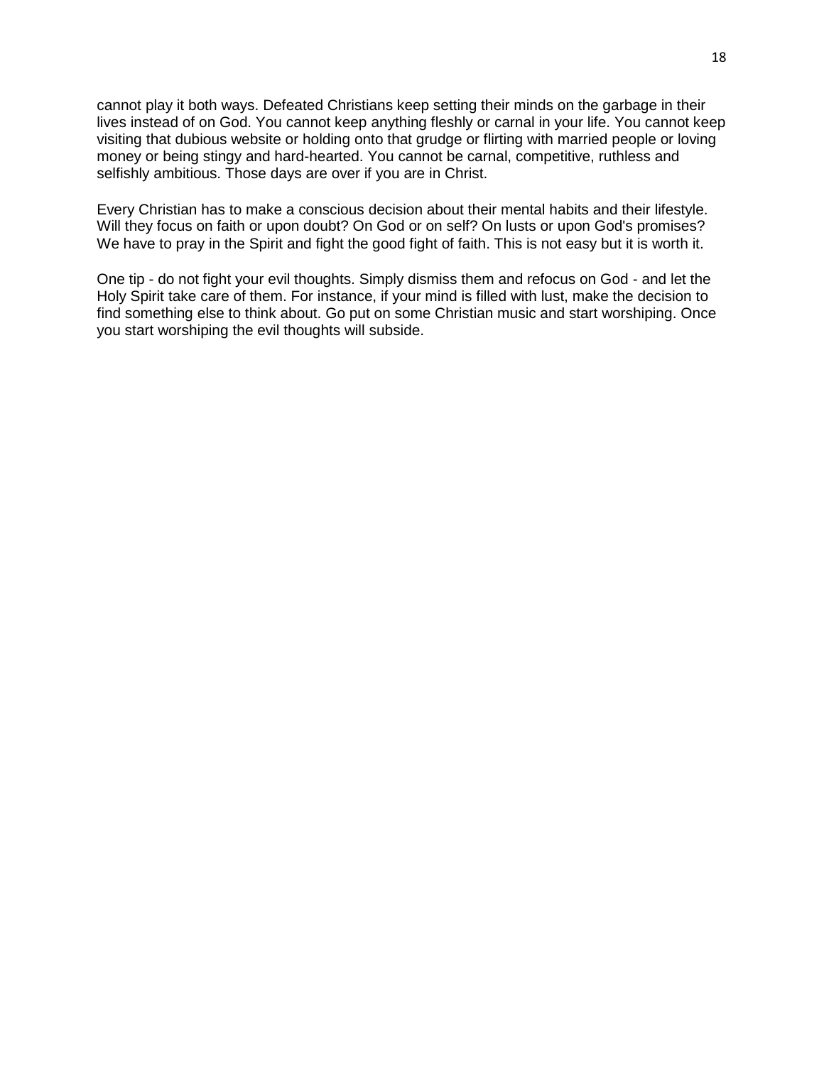cannot play it both ways. Defeated Christians keep setting their minds on the garbage in their lives instead of on God. You cannot keep anything fleshly or carnal in your life. You cannot keep visiting that dubious website or holding onto that grudge or flirting with married people or loving money or being stingy and hard-hearted. You cannot be carnal, competitive, ruthless and selfishly ambitious. Those days are over if you are in Christ.

Every Christian has to make a conscious decision about their mental habits and their lifestyle. Will they focus on faith or upon doubt? On God or on self? On lusts or upon God's promises? We have to pray in the Spirit and fight the good fight of faith. This is not easy but it is worth it.

One tip - do not fight your evil thoughts. Simply dismiss them and refocus on God - and let the Holy Spirit take care of them. For instance, if your mind is filled with lust, make the decision to find something else to think about. Go put on some Christian music and start worshiping. Once you start worshiping the evil thoughts will subside.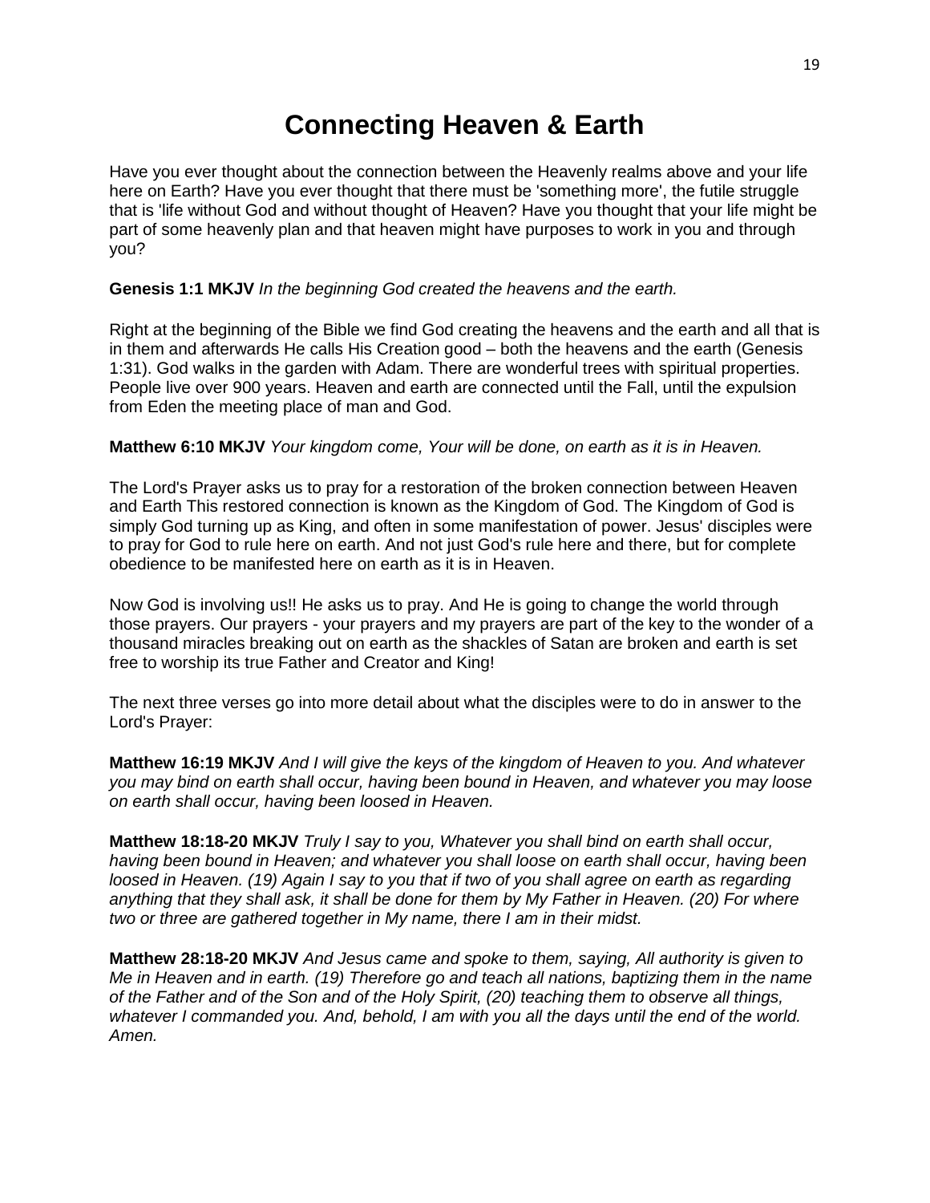# Connecting Heaven & Earth

Have you ever thought about the connection between the Heavenly realms above and your life here on Earth? Have you ever thought that there must be 'something more', the futile struggle that is 'life without God and without thought of Heaven? Have you thought that your life might be part of some heavenly plan and that heaven might have purposes to work in you and through you?

**Genesis 1:1 MKJV** *In the beginning God created the heavens and the earth.*

Right at the beginning of the Bible we find God creating the heavens and the earth and all that is in them and afterwards He calls His Creation good – both the heavens and the earth (Genesis 1:31). God walks in the garden with Adam. There are wonderful trees with spiritual properties. People live over 900 years. Heaven and earth are connected until the Fall, until the expulsion from Eden the meeting place of man and God.

**Matthew 6:10 MKJV** *Your kingdom come, Your will be done, on earth as it is in Heaven.*

The Lord's Prayer asks us to pray for a restoration of the broken connection between Heaven and Earth This restored connection is known as the Kingdom of God. The Kingdom of God is simply God turning up as King, and often in some manifestation of power. Jesus' disciples were to pray for God to rule here on earth. And not just God's rule here and there, but for complete obedience to be manifested here on earth as it is in Heaven.

Now God is involving us!! He asks us to pray. And He is going to change the world through those prayers. Our prayers - your prayers and my prayers are part of the key to the wonder of a thousand miracles breaking out on earth as the shackles of Satan are broken and earth is set free to worship its true Father and Creator and King!

The next three verses go into more detail about what the disciples were to do in answer to the Lord's Prayer:

**Matthew 16:19 MKJV** *And I will give the keys of the kingdom of Heaven to you. And whatever you may bind on earth shall occur, having been bound in Heaven, and whatever you may loose on earth shall occur, having been loosed in Heaven.*

**Matthew 18:18-20 MKJV** *Truly I say to you, Whatever you shall bind on earth shall occur, having been bound in Heaven; and whatever you shall loose on earth shall occur, having been loosed in Heaven. (19) Again I say to you that if two of you shall agree on earth as regarding anything that they shall ask, it shall be done for them by My Father in Heaven. (20) For where two or three are gathered together in My name, there I am in their midst.*

**Matthew 28:18-20 MKJV** *And Jesus came and spoke to them, saying, All authority is given to Me in Heaven and in earth. (19) Therefore go and teach all nations, baptizing them in the name of the Father and of the Son and of the Holy Spirit, (20) teaching them to observe all things, whatever I commanded you. And, behold, I am with you all the days until the end of the world. Amen.*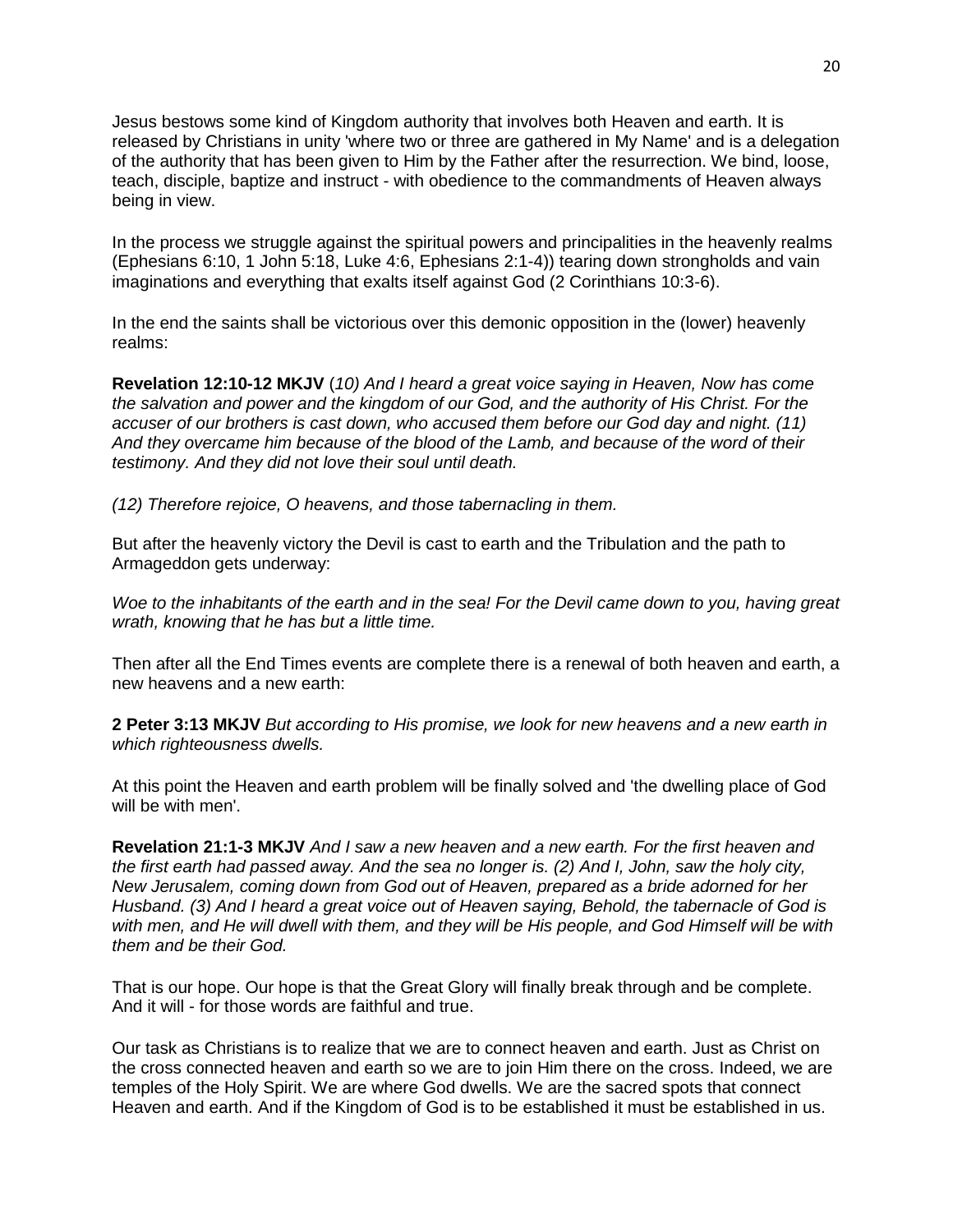Jesus bestows some kind of Kingdom authority that involves both Heaven and earth. It is released by Christians in unity 'where two or three are gathered in My Name' and is a delegation of the authority that has been given to Him by the Father after the resurrection. We bind, loose, teach, disciple, baptize and instruct - with obedience to the commandments of Heaven always being in view.

In the process we struggle against the spiritual powers and principalities in the heavenly realms (Ephesians 6:10, 1 John 5:18, Luke 4:6, Ephesians 2:1-4)) tearing down strongholds and vain imaginations and everything that exalts itself against God (2 Corinthians 10:3-6).

In the end the saints shall be victorious over this demonic opposition in the (lower) heavenly realms:

**Revelation 12:10-12 MKJV** (*10) And I heard a great voice saying in Heaven, Now has come the salvation and power and the kingdom of our God, and the authority of His Christ. For the accuser of our brothers is cast down, who accused them before our God day and night. (11) And they overcame him because of the blood of the Lamb, and because of the word of their testimony. And they did not love their soul until death.*

*(12) Therefore rejoice, O heavens, and those tabernacling in them.*

But after the heavenly victory the Devil is cast to earth and the Tribulation and the path to Armageddon gets underway:

*Woe to the inhabitants of the earth and in the sea! For the Devil came down to you, having great wrath, knowing that he has but a little time.*

Then after all the End Times events are complete there is a renewal of both heaven and earth, a new heavens and a new earth:

**2 Peter 3:13 MKJV** *But according to His promise, we look for new heavens and a new earth in which righteousness dwells.*

At this point the Heaven and earth problem will be finally solved and 'the dwelling place of God will be with men'.

**Revelation 21:1-3 MKJV** *And I saw a new heaven and a new earth. For the first heaven and the first earth had passed away. And the sea no longer is. (2) And I, John, saw the holy city, New Jerusalem, coming down from God out of Heaven, prepared as a bride adorned for her Husband. (3) And I heard a great voice out of Heaven saying, Behold, the tabernacle of God is with men, and He will dwell with them, and they will be His people, and God Himself will be with them and be their God.*

That is our hope. Our hope is that the Great Glory will finally break through and be complete. And it will - for those words are faithful and true.

Our task as Christians is to realize that we are to connect heaven and earth. Just as Christ on the cross connected heaven and earth so we are to join Him there on the cross. Indeed, we are temples of the Holy Spirit. We are where God dwells. We are the sacred spots that connect Heaven and earth. And if the Kingdom of God is to be established it must be established in us.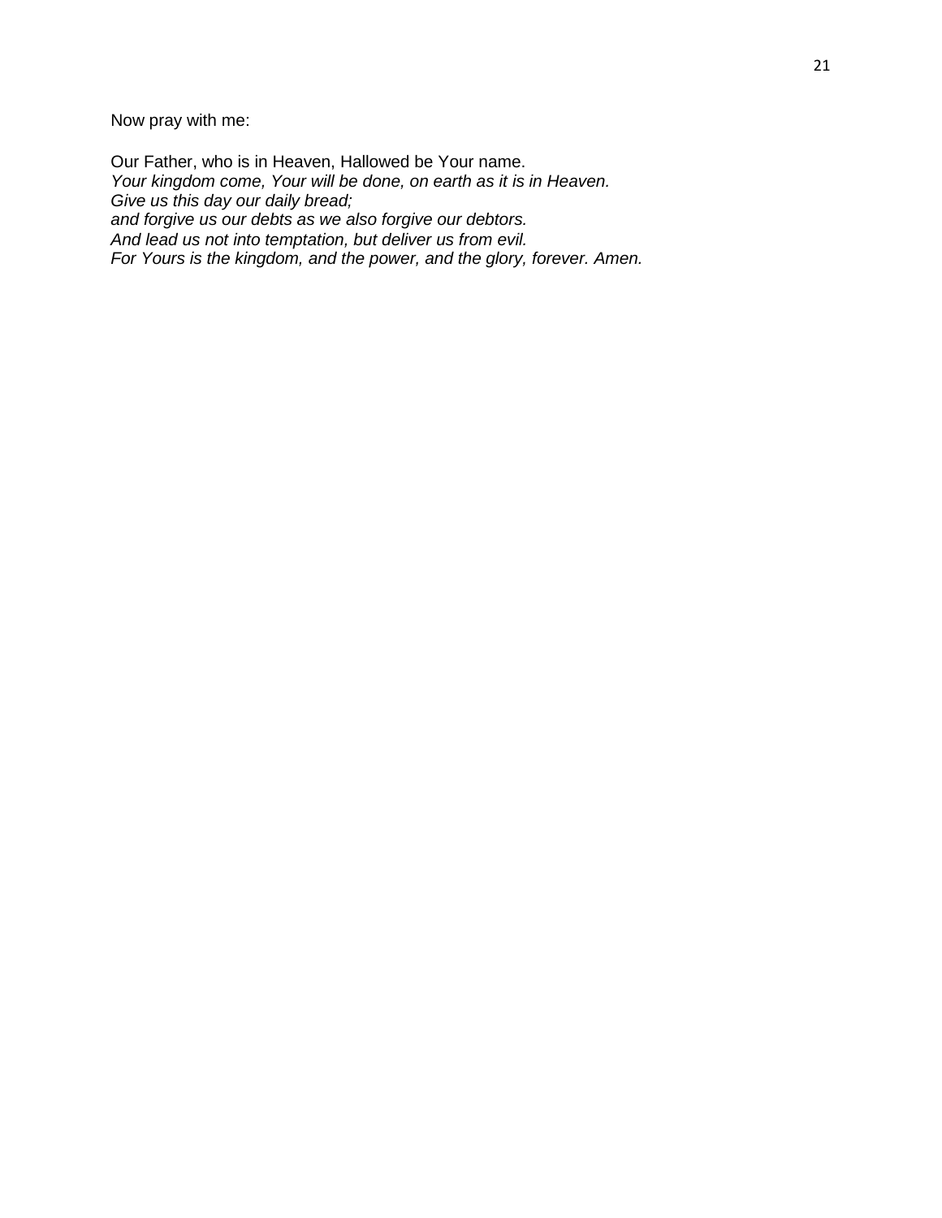Now pray with me:

Our Father, who is in Heaven, Hallowed be Your name.
*Your kingdom come, Your will be done, on earth as it is in Heaven.*
*Give us this day our daily bread;*
*and forgive us our debts as we also forgive our debtors.*
*And lead us not into temptation, but deliver us from evil.*
*For Yours is the kingdom, and the power, and the glory, forever. Amen.*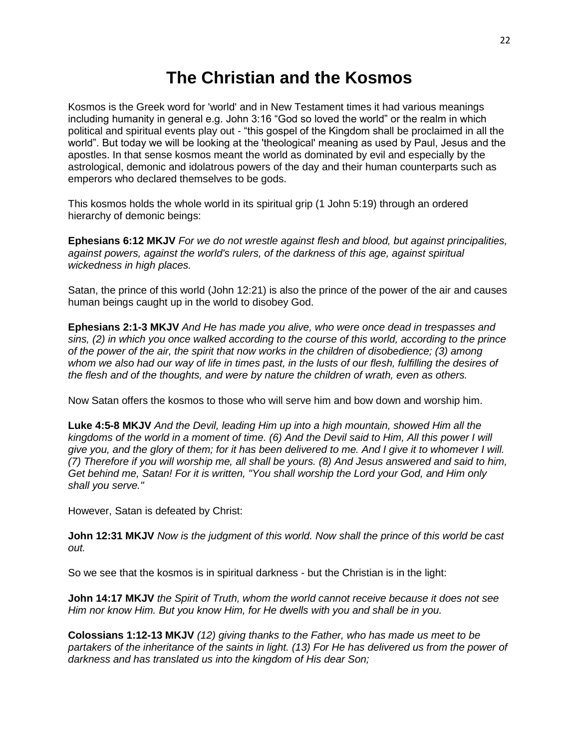# The Christian and the Kosmos

Kosmos is the Greek word for 'world' and in New Testament times it had various meanings including humanity in general e.g. John 3:16 “God so loved the world” or the realm in which political and spiritual events play out - “this gospel of the Kingdom shall be proclaimed in all the world”. But today we will be looking at the 'theological' meaning as used by Paul, Jesus and the apostles. In that sense kosmos meant the world as dominated by evil and especially by the astrological, demonic and idolatrous powers of the day and their human counterparts such as emperors who declared themselves to be gods.

This kosmos holds the whole world in its spiritual grip (1 John 5:19) through an ordered hierarchy of demonic beings:

**Ephesians 6:12 MKJV** *For we do not wrestle against flesh and blood, but against principalities, against powers, against the world's rulers, of the darkness of this age, against spiritual wickedness in high places.*

Satan, the prince of this world (John 12:21) is also the prince of the power of the air and causes human beings caught up in the world to disobey God.

**Ephesians 2:1-3 MKJV** *And He has made you alive, who were once dead in trespasses and sins, (2) in which you once walked according to the course of this world, according to the prince of the power of the air, the spirit that now works in the children of disobedience; (3) among whom we also had our way of life in times past, in the lusts of our flesh, fulfilling the desires of the flesh and of the thoughts, and were by nature the children of wrath, even as others.*

Now Satan offers the kosmos to those who will serve him and bow down and worship him.

**Luke 4:5-8 MKJV** *And the Devil, leading Him up into a high mountain, showed Him all the kingdoms of the world in a moment of time. (6) And the Devil said to Him, All this power I will give you, and the glory of them; for it has been delivered to me. And I give it to whomever I will. (7) Therefore if you will worship me, all shall be yours. (8) And Jesus answered and said to him, Get behind me, Satan! For it is written, "You shall worship the Lord your God, and Him only shall you serve."*

However, Satan is defeated by Christ:

**John 12:31 MKJV** *Now is the judgment of this world. Now shall the prince of this world be cast out.*

So we see that the kosmos is in spiritual darkness - but the Christian is in the light:

**John 14:17 MKJV** *the Spirit of Truth, whom the world cannot receive because it does not see Him nor know Him. But you know Him, for He dwells with you and shall be in you.*

**Colossians 1:12-13 MKJV** *(12) giving thanks to the Father, who has made us meet to be partakers of the inheritance of the saints in light. (13) For He has delivered us from the power of darkness and has translated us into the kingdom of His dear Son;*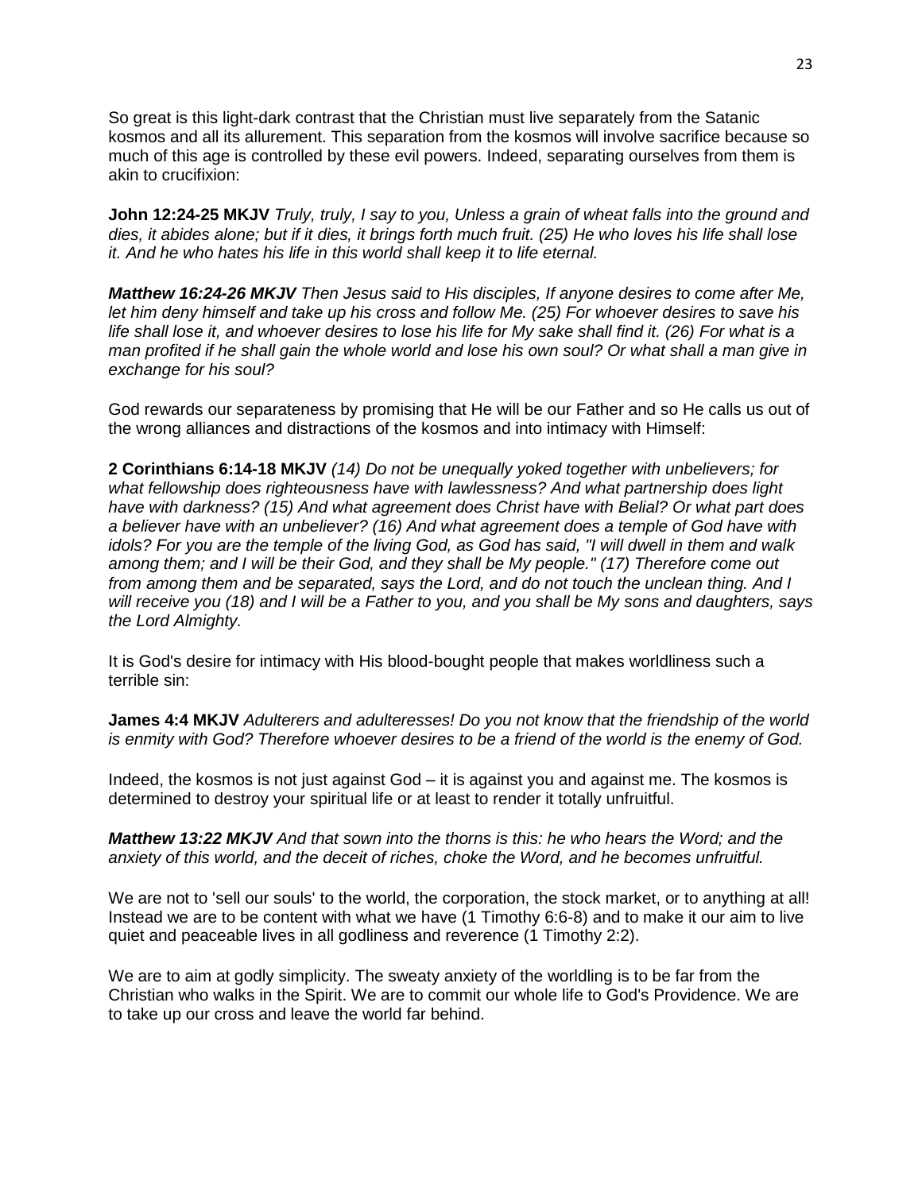So great is this light-dark contrast that the Christian must live separately from the Satanic kosmos and all its allurement. This separation from the kosmos will involve sacrifice because so much of this age is controlled by these evil powers. Indeed, separating ourselves from them is akin to crucifixion:

**John 12:24-25 MKJV** *Truly, truly, I say to you, Unless a grain of wheat falls into the ground and dies, it abides alone; but if it dies, it brings forth much fruit. (25) He who loves his life shall lose it. And he who hates his life in this world shall keep it to life eternal.*

***Matthew 16:24-26 MKJV*** *Then Jesus said to His disciples, If anyone desires to come after Me, let him deny himself and take up his cross and follow Me. (25) For whoever desires to save his life shall lose it, and whoever desires to lose his life for My sake shall find it. (26) For what is a man profited if he shall gain the whole world and lose his own soul? Or what shall a man give in exchange for his soul?*

God rewards our separateness by promising that He will be our Father and so He calls us out of the wrong alliances and distractions of the kosmos and into intimacy with Himself:

**2 Corinthians 6:14-18 MKJV** *(14) Do not be unequally yoked together with unbelievers; for what fellowship does righteousness have with lawlessness? And what partnership does light have with darkness? (15) And what agreement does Christ have with Belial? Or what part does a believer have with an unbeliever? (16) And what agreement does a temple of God have with idols? For you are the temple of the living God, as God has said, "I will dwell in them and walk among them; and I will be their God, and they shall be My people." (17) Therefore come out from among them and be separated, says the Lord, and do not touch the unclean thing. And I will receive you (18) and I will be a Father to you, and you shall be My sons and daughters, says the Lord Almighty.*

It is God's desire for intimacy with His blood-bought people that makes worldliness such a terrible sin:

**James 4:4 MKJV** *Adulterers and adulteresses! Do you not know that the friendship of the world is enmity with God? Therefore whoever desires to be a friend of the world is the enemy of God.*

Indeed, the kosmos is not just against God – it is against you and against me. The kosmos is determined to destroy your spiritual life or at least to render it totally unfruitful.

***Matthew 13:22 MKJV*** *And that sown into the thorns is this: he who hears the Word; and the anxiety of this world, and the deceit of riches, choke the Word, and he becomes unfruitful.*

We are not to 'sell our souls' to the world, the corporation, the stock market, or to anything at all! Instead we are to be content with what we have (1 Timothy 6:6-8) and to make it our aim to live quiet and peaceable lives in all godliness and reverence (1 Timothy 2:2).

We are to aim at godly simplicity. The sweaty anxiety of the worldling is to be far from the Christian who walks in the Spirit. We are to commit our whole life to God's Providence. We are to take up our cross and leave the world far behind.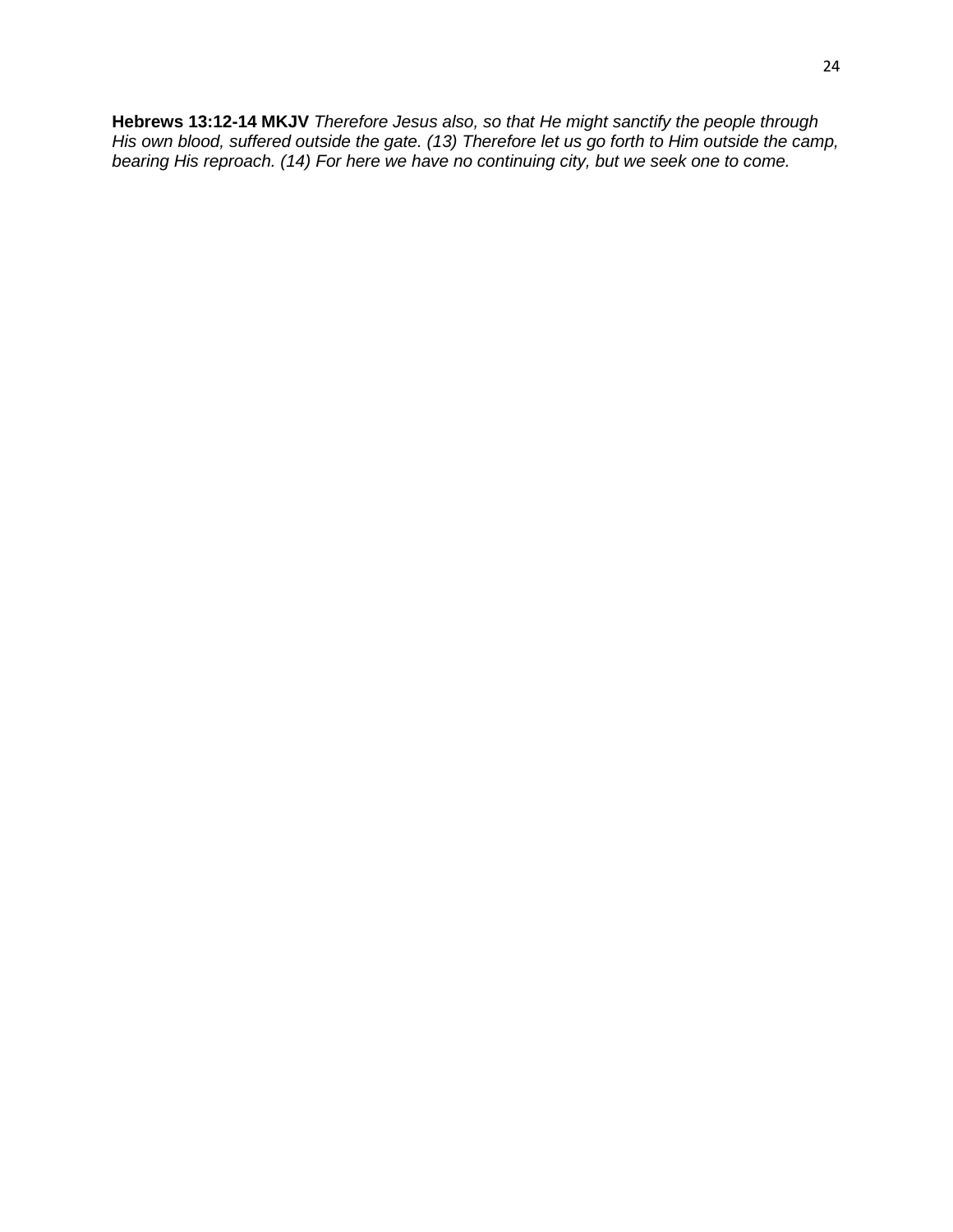**Hebrews 13:12-14 MKJV** *Therefore Jesus also, so that He might sanctify the people through His own blood, suffered outside the gate. (13) Therefore let us go forth to Him outside the camp, bearing His reproach. (14) For here we have no continuing city, but we seek one to come.*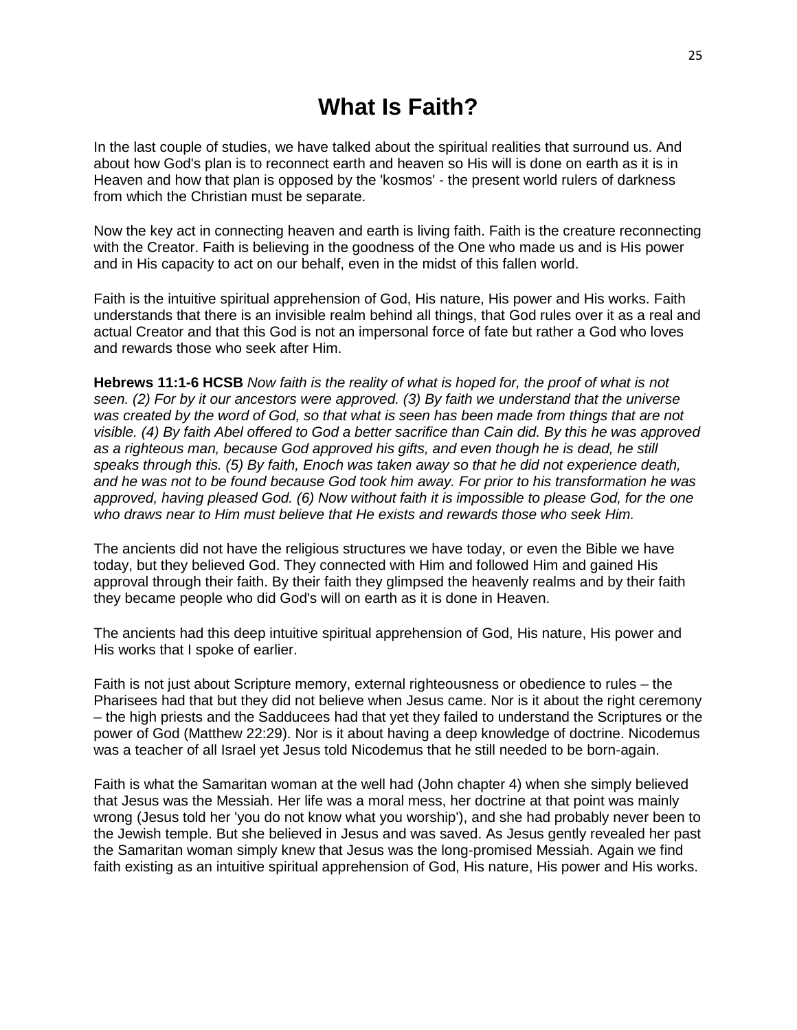# What Is Faith?

In the last couple of studies, we have talked about the spiritual realities that surround us. And about how God's plan is to reconnect earth and heaven so His will is done on earth as it is in Heaven and how that plan is opposed by the 'kosmos' - the present world rulers of darkness from which the Christian must be separate.

Now the key act in connecting heaven and earth is living faith. Faith is the creature reconnecting with the Creator. Faith is believing in the goodness of the One who made us and is His power and in His capacity to act on our behalf, even in the midst of this fallen world.

Faith is the intuitive spiritual apprehension of God, His nature, His power and His works. Faith understands that there is an invisible realm behind all things, that God rules over it as a real and actual Creator and that this God is not an impersonal force of fate but rather a God who loves and rewards those who seek after Him.

**Hebrews 11:1-6 HCSB** *Now faith is the reality of what is hoped for, the proof of what is not seen. (2) For by it our ancestors were approved. (3) By faith we understand that the universe was created by the word of God, so that what is seen has been made from things that are not visible. (4) By faith Abel offered to God a better sacrifice than Cain did. By this he was approved as a righteous man, because God approved his gifts, and even though he is dead, he still speaks through this. (5) By faith, Enoch was taken away so that he did not experience death, and he was not to be found because God took him away. For prior to his transformation he was approved, having pleased God. (6) Now without faith it is impossible to please God, for the one who draws near to Him must believe that He exists and rewards those who seek Him.*

The ancients did not have the religious structures we have today, or even the Bible we have today, but they believed God. They connected with Him and followed Him and gained His approval through their faith. By their faith they glimpsed the heavenly realms and by their faith they became people who did God's will on earth as it is done in Heaven.

The ancients had this deep intuitive spiritual apprehension of God, His nature, His power and His works that I spoke of earlier.

Faith is not just about Scripture memory, external righteousness or obedience to rules – the Pharisees had that but they did not believe when Jesus came. Nor is it about the right ceremony – the high priests and the Sadducees had that yet they failed to understand the Scriptures or the power of God (Matthew 22:29). Nor is it about having a deep knowledge of doctrine. Nicodemus was a teacher of all Israel yet Jesus told Nicodemus that he still needed to be born-again.

Faith is what the Samaritan woman at the well had (John chapter 4) when she simply believed that Jesus was the Messiah. Her life was a moral mess, her doctrine at that point was mainly wrong (Jesus told her 'you do not know what you worship'), and she had probably never been to the Jewish temple. But she believed in Jesus and was saved. As Jesus gently revealed her past the Samaritan woman simply knew that Jesus was the long-promised Messiah. Again we find faith existing as an intuitive spiritual apprehension of God, His nature, His power and His works.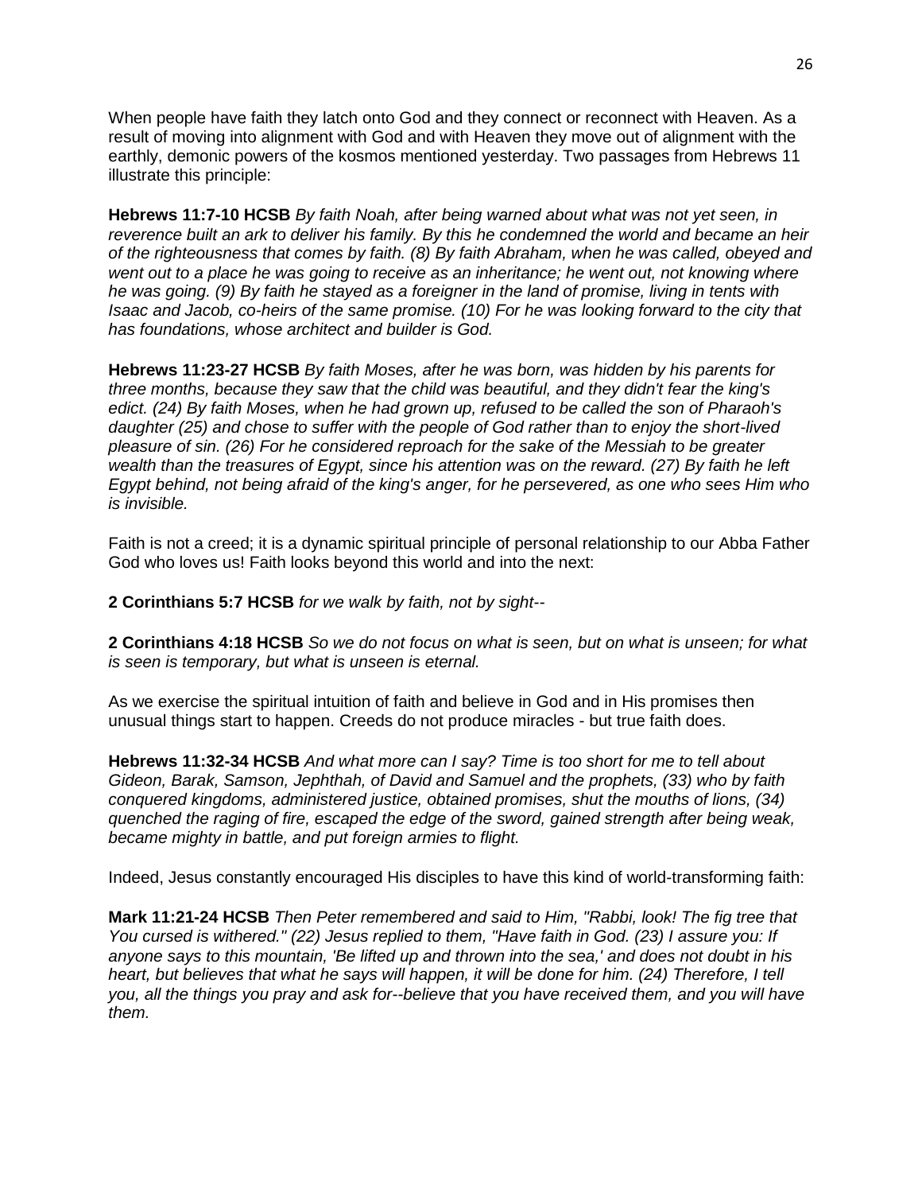When people have faith they latch onto God and they connect or reconnect with Heaven. As a result of moving into alignment with God and with Heaven they move out of alignment with the earthly, demonic powers of the kosmos mentioned yesterday. Two passages from Hebrews 11 illustrate this principle:

**Hebrews 11:7-10 HCSB** *By faith Noah, after being warned about what was not yet seen, in reverence built an ark to deliver his family. By this he condemned the world and became an heir of the righteousness that comes by faith. (8) By faith Abraham, when he was called, obeyed and went out to a place he was going to receive as an inheritance; he went out, not knowing where he was going. (9) By faith he stayed as a foreigner in the land of promise, living in tents with Isaac and Jacob, co-heirs of the same promise. (10) For he was looking forward to the city that has foundations, whose architect and builder is God.*

**Hebrews 11:23-27 HCSB** *By faith Moses, after he was born, was hidden by his parents for three months, because they saw that the child was beautiful, and they didn't fear the king's edict. (24) By faith Moses, when he had grown up, refused to be called the son of Pharaoh's daughter (25) and chose to suffer with the people of God rather than to enjoy the short-lived pleasure of sin. (26) For he considered reproach for the sake of the Messiah to be greater wealth than the treasures of Egypt, since his attention was on the reward. (27) By faith he left Egypt behind, not being afraid of the king's anger, for he persevered, as one who sees Him who is invisible.*

Faith is not a creed; it is a dynamic spiritual principle of personal relationship to our Abba Father God who loves us! Faith looks beyond this world and into the next:

**2 Corinthians 5:7 HCSB** *for we walk by faith, not by sight--*

**2 Corinthians 4:18 HCSB** *So we do not focus on what is seen, but on what is unseen; for what is seen is temporary, but what is unseen is eternal.*

As we exercise the spiritual intuition of faith and believe in God and in His promises then unusual things start to happen. Creeds do not produce miracles - but true faith does.

**Hebrews 11:32-34 HCSB** *And what more can I say? Time is too short for me to tell about Gideon, Barak, Samson, Jephthah, of David and Samuel and the prophets, (33) who by faith conquered kingdoms, administered justice, obtained promises, shut the mouths of lions, (34) quenched the raging of fire, escaped the edge of the sword, gained strength after being weak, became mighty in battle, and put foreign armies to flight.*

Indeed, Jesus constantly encouraged His disciples to have this kind of world-transforming faith:

**Mark 11:21-24 HCSB** *Then Peter remembered and said to Him, "Rabbi, look! The fig tree that You cursed is withered." (22) Jesus replied to them, "Have faith in God. (23) I assure you: If anyone says to this mountain, 'Be lifted up and thrown into the sea,' and does not doubt in his heart, but believes that what he says will happen, it will be done for him. (24) Therefore, I tell you, all the things you pray and ask for--believe that you have received them, and you will have them.*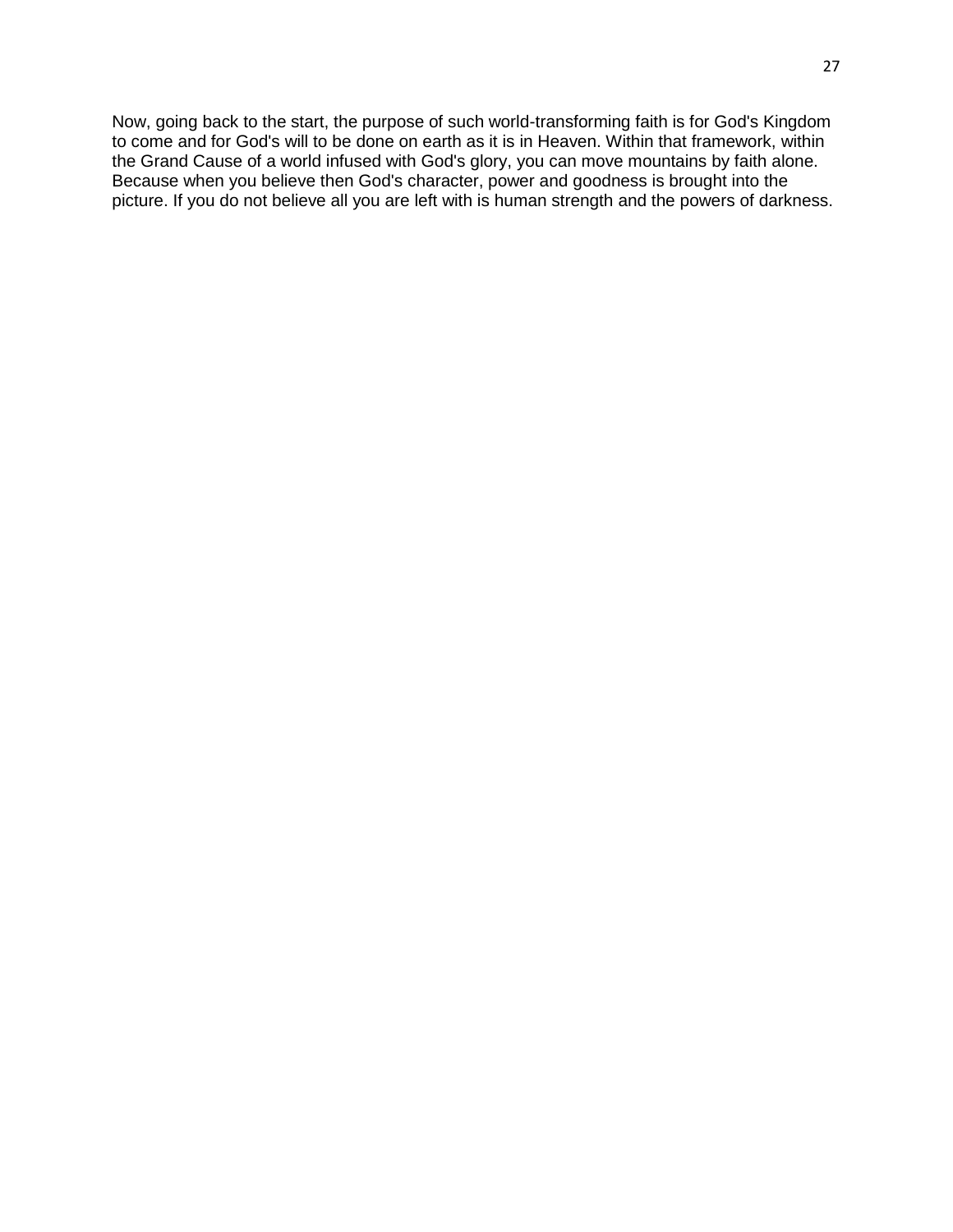Now, going back to the start, the purpose of such world-transforming faith is for God's Kingdom to come and for God's will to be done on earth as it is in Heaven. Within that framework, within the Grand Cause of a world infused with God's glory, you can move mountains by faith alone. Because when you believe then God's character, power and goodness is brought into the picture. If you do not believe all you are left with is human strength and the powers of darkness.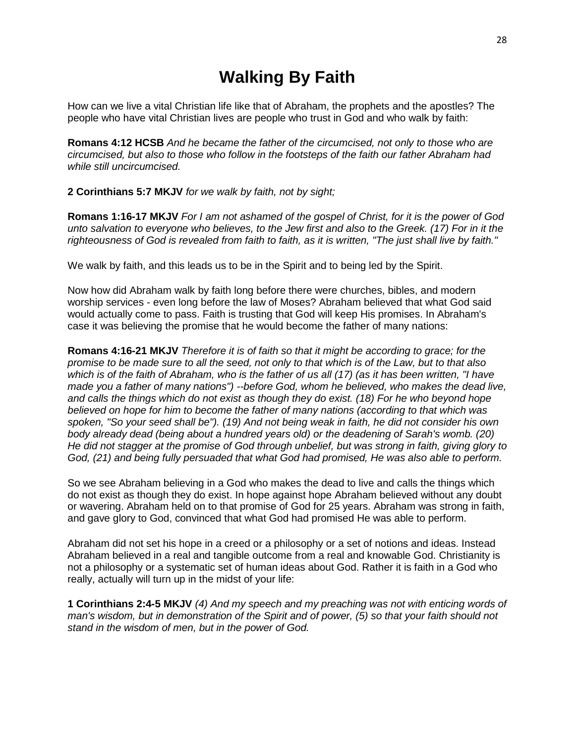# Walking By Faith

How can we live a vital Christian life like that of Abraham, the prophets and the apostles? The people who have vital Christian lives are people who trust in God and who walk by faith:

**Romans 4:12 HCSB** *And he became the father of the circumcised, not only to those who are circumcised, but also to those who follow in the footsteps of the faith our father Abraham had while still uncircumcised.*

**2 Corinthians 5:7 MKJV** *for we walk by faith, not by sight;*

**Romans 1:16-17 MKJV** *For I am not ashamed of the gospel of Christ, for it is the power of God unto salvation to everyone who believes, to the Jew first and also to the Greek. (17) For in it the righteousness of God is revealed from faith to faith, as it is written, "The just shall live by faith."*

We walk by faith, and this leads us to be in the Spirit and to being led by the Spirit.

Now how did Abraham walk by faith long before there were churches, bibles, and modern worship services - even long before the law of Moses? Abraham believed that what God said would actually come to pass. Faith is trusting that God will keep His promises. In Abraham's case it was believing the promise that he would become the father of many nations:

**Romans 4:16-21 MKJV** *Therefore it is of faith so that it might be according to grace; for the promise to be made sure to all the seed, not only to that which is of the Law, but to that also which is of the faith of Abraham, who is the father of us all (17) (as it has been written, "I have made you a father of many nations") --before God, whom he believed, who makes the dead live, and calls the things which do not exist as though they do exist. (18) For he who beyond hope believed on hope for him to become the father of many nations (according to that which was spoken, "So your seed shall be"). (19) And not being weak in faith, he did not consider his own body already dead (being about a hundred years old) or the deadening of Sarah's womb. (20) He did not stagger at the promise of God through unbelief, but was strong in faith, giving glory to God, (21) and being fully persuaded that what God had promised, He was also able to perform.*

So we see Abraham believing in a God who makes the dead to live and calls the things which do not exist as though they do exist. In hope against hope Abraham believed without any doubt or wavering. Abraham held on to that promise of God for 25 years. Abraham was strong in faith, and gave glory to God, convinced that what God had promised He was able to perform.

Abraham did not set his hope in a creed or a philosophy or a set of notions and ideas. Instead Abraham believed in a real and tangible outcome from a real and knowable God. Christianity is not a philosophy or a systematic set of human ideas about God. Rather it is faith in a God who really, actually will turn up in the midst of your life:

**1 Corinthians 2:4-5 MKJV** *(4) And my speech and my preaching was not with enticing words of man's wisdom, but in demonstration of the Spirit and of power, (5) so that your faith should not stand in the wisdom of men, but in the power of God.*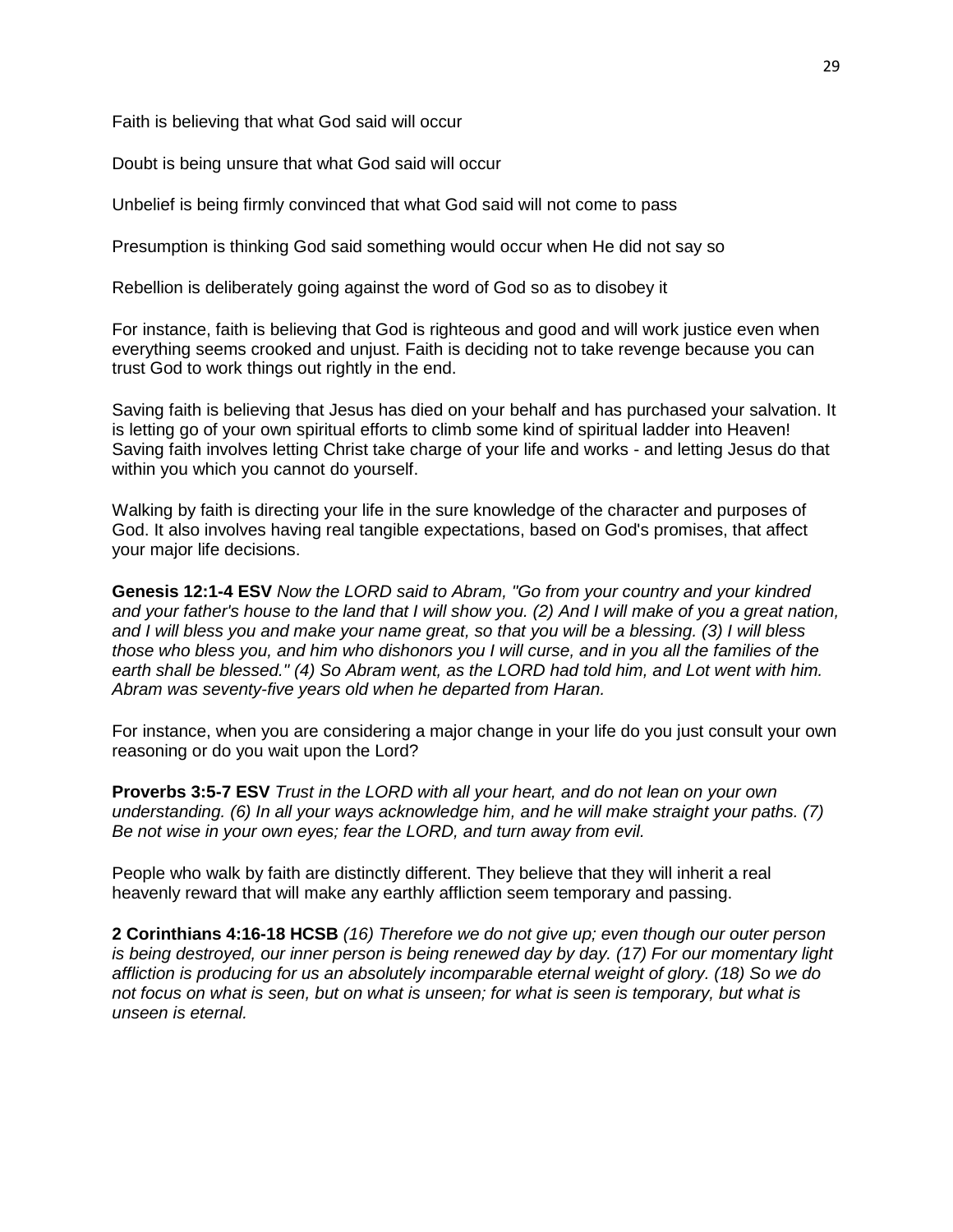Faith is believing that what God said will occur

Doubt is being unsure that what God said will occur

Unbelief is being firmly convinced that what God said will not come to pass

Presumption is thinking God said something would occur when He did not say so

Rebellion is deliberately going against the word of God so as to disobey it

For instance, faith is believing that God is righteous and good and will work justice even when everything seems crooked and unjust. Faith is deciding not to take revenge because you can trust God to work things out rightly in the end.

Saving faith is believing that Jesus has died on your behalf and has purchased your salvation. It is letting go of your own spiritual efforts to climb some kind of spiritual ladder into Heaven! Saving faith involves letting Christ take charge of your life and works - and letting Jesus do that within you which you cannot do yourself.

Walking by faith is directing your life in the sure knowledge of the character and purposes of God. It also involves having real tangible expectations, based on God's promises, that affect your major life decisions.

**Genesis 12:1-4 ESV** *Now the LORD said to Abram, "Go from your country and your kindred and your father's house to the land that I will show you. (2) And I will make of you a great nation, and I will bless you and make your name great, so that you will be a blessing. (3) I will bless those who bless you, and him who dishonors you I will curse, and in you all the families of the earth shall be blessed." (4) So Abram went, as the LORD had told him, and Lot went with him. Abram was seventy-five years old when he departed from Haran.*

For instance, when you are considering a major change in your life do you just consult your own reasoning or do you wait upon the Lord?

**Proverbs 3:5-7 ESV** *Trust in the LORD with all your heart, and do not lean on your own understanding. (6) In all your ways acknowledge him, and he will make straight your paths. (7) Be not wise in your own eyes; fear the LORD, and turn away from evil.*

People who walk by faith are distinctly different. They believe that they will inherit a real heavenly reward that will make any earthly affliction seem temporary and passing.

**2 Corinthians 4:16-18 HCSB** *(16) Therefore we do not give up; even though our outer person is being destroyed, our inner person is being renewed day by day. (17) For our momentary light affliction is producing for us an absolutely incomparable eternal weight of glory. (18) So we do not focus on what is seen, but on what is unseen; for what is seen is temporary, but what is unseen is eternal.*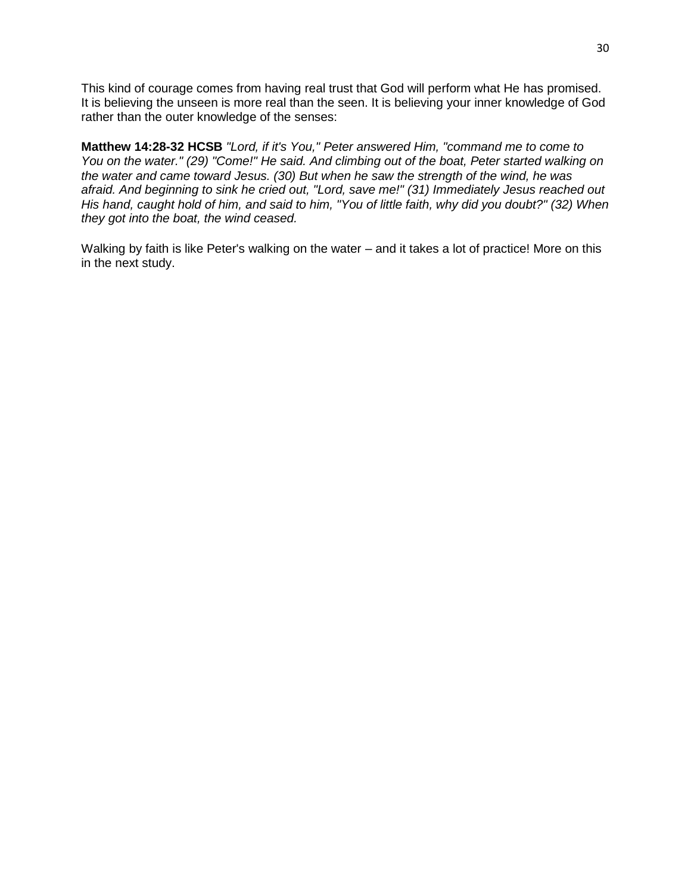This kind of courage comes from having real trust that God will perform what He has promised. It is believing the unseen is more real than the seen. It is believing your inner knowledge of God rather than the outer knowledge of the senses:

**Matthew 14:28-32 HCSB** *"Lord, if it's You," Peter answered Him, "command me to come to You on the water." (29) "Come!" He said. And climbing out of the boat, Peter started walking on the water and came toward Jesus. (30) But when he saw the strength of the wind, he was afraid. And beginning to sink he cried out, "Lord, save me!" (31) Immediately Jesus reached out His hand, caught hold of him, and said to him, "You of little faith, why did you doubt?" (32) When they got into the boat, the wind ceased.*

Walking by faith is like Peter's walking on the water – and it takes a lot of practice! More on this in the next study.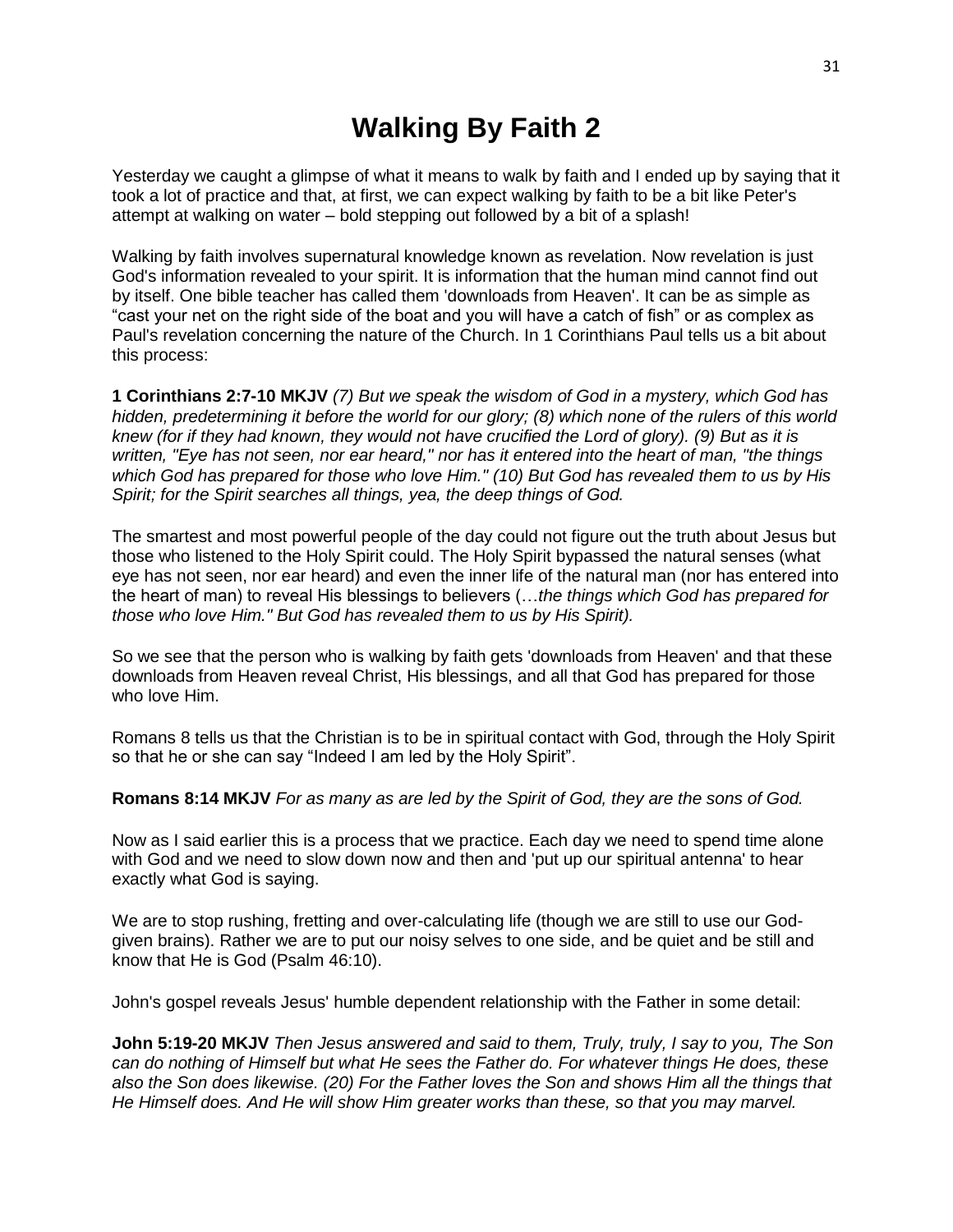# Walking By Faith 2

Yesterday we caught a glimpse of what it means to walk by faith and I ended up by saying that it took a lot of practice and that, at first, we can expect walking by faith to be a bit like Peter's attempt at walking on water – bold stepping out followed by a bit of a splash!

Walking by faith involves supernatural knowledge known as revelation. Now revelation is just God's information revealed to your spirit. It is information that the human mind cannot find out by itself. One bible teacher has called them 'downloads from Heaven'. It can be as simple as "cast your net on the right side of the boat and you will have a catch of fish" or as complex as Paul's revelation concerning the nature of the Church. In 1 Corinthians Paul tells us a bit about this process:

**1 Corinthians 2:7-10 MKJV** *(7) But we speak the wisdom of God in a mystery, which God has hidden, predetermining it before the world for our glory; (8) which none of the rulers of this world knew (for if they had known, they would not have crucified the Lord of glory). (9) But as it is written, "Eye has not seen, nor ear heard," nor has it entered into the heart of man, "the things which God has prepared for those who love Him." (10) But God has revealed them to us by His Spirit; for the Spirit searches all things, yea, the deep things of God.*

The smartest and most powerful people of the day could not figure out the truth about Jesus but those who listened to the Holy Spirit could. The Holy Spirit bypassed the natural senses (what eye has not seen, nor ear heard) and even the inner life of the natural man (nor has entered into the heart of man) to reveal His blessings to believers (…*the things which God has prepared for those who love Him." But God has revealed them to us by His Spirit).*

So we see that the person who is walking by faith gets 'downloads from Heaven' and that these downloads from Heaven reveal Christ, His blessings, and all that God has prepared for those who love Him.

Romans 8 tells us that the Christian is to be in spiritual contact with God, through the Holy Spirit so that he or she can say "Indeed I am led by the Holy Spirit".

**Romans 8:14 MKJV** *For as many as are led by the Spirit of God, they are the sons of God.*

Now as I said earlier this is a process that we practice. Each day we need to spend time alone with God and we need to slow down now and then and 'put up our spiritual antenna' to hear exactly what God is saying.

We are to stop rushing, fretting and over-calculating life (though we are still to use our God-given brains). Rather we are to put our noisy selves to one side, and be quiet and be still and know that He is God (Psalm 46:10).

John's gospel reveals Jesus' humble dependent relationship with the Father in some detail:

**John 5:19-20 MKJV** *Then Jesus answered and said to them, Truly, truly, I say to you, The Son can do nothing of Himself but what He sees the Father do. For whatever things He does, these also the Son does likewise. (20) For the Father loves the Son and shows Him all the things that He Himself does. And He will show Him greater works than these, so that you may marvel.*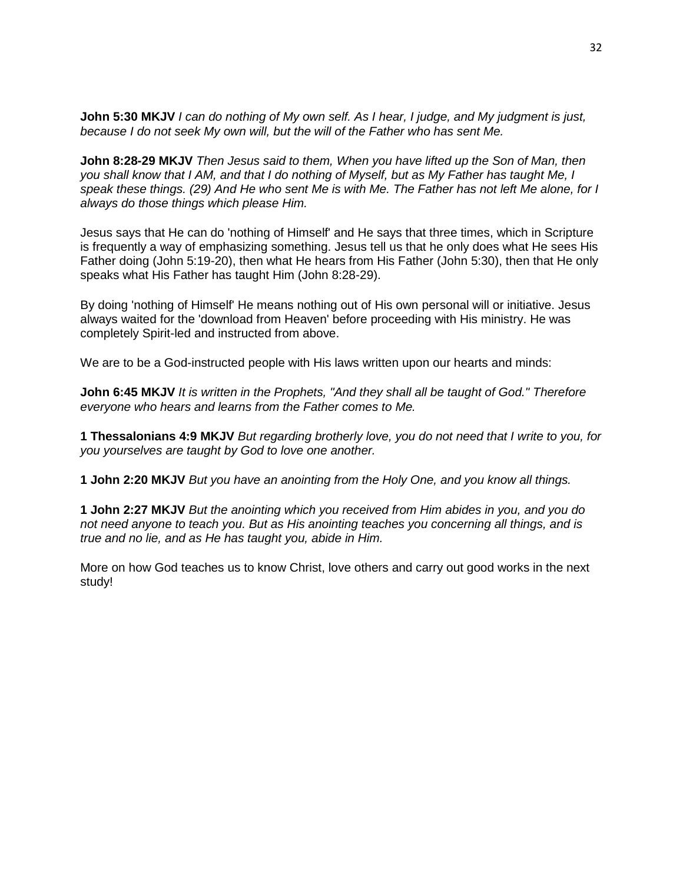**John 5:30 MKJV** *I can do nothing of My own self. As I hear, I judge, and My judgment is just, because I do not seek My own will, but the will of the Father who has sent Me.*

**John 8:28-29 MKJV** *Then Jesus said to them, When you have lifted up the Son of Man, then you shall know that I AM, and that I do nothing of Myself, but as My Father has taught Me, I speak these things. (29) And He who sent Me is with Me. The Father has not left Me alone, for I always do those things which please Him.*

Jesus says that He can do 'nothing of Himself' and He says that three times, which in Scripture is frequently a way of emphasizing something. Jesus tell us that he only does what He sees His Father doing (John 5:19-20), then what He hears from His Father (John 5:30), then that He only speaks what His Father has taught Him (John 8:28-29).

By doing 'nothing of Himself' He means nothing out of His own personal will or initiative. Jesus always waited for the 'download from Heaven' before proceeding with His ministry. He was completely Spirit-led and instructed from above.

We are to be a God-instructed people with His laws written upon our hearts and minds:

**John 6:45 MKJV** *It is written in the Prophets, "And they shall all be taught of God." Therefore everyone who hears and learns from the Father comes to Me.*

**1 Thessalonians 4:9 MKJV** *But regarding brotherly love, you do not need that I write to you, for you yourselves are taught by God to love one another.*

**1 John 2:20 MKJV** *But you have an anointing from the Holy One, and you know all things.*

**1 John 2:27 MKJV** *But the anointing which you received from Him abides in you, and you do not need anyone to teach you. But as His anointing teaches you concerning all things, and is true and no lie, and as He has taught you, abide in Him.*

More on how God teaches us to know Christ, love others and carry out good works in the next study!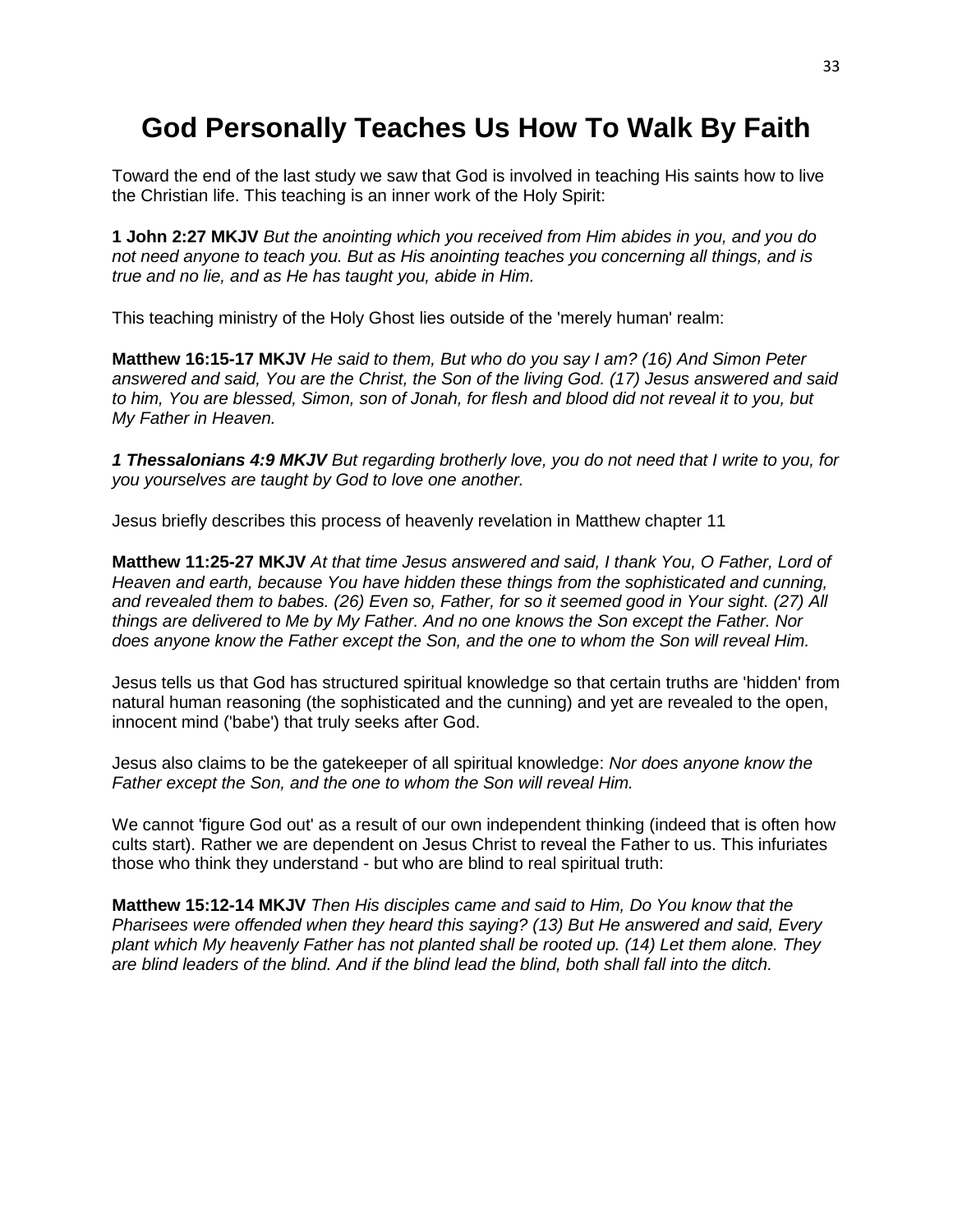# God Personally Teaches Us How To Walk By Faith

Toward the end of the last study we saw that God is involved in teaching His saints how to live the Christian life. This teaching is an inner work of the Holy Spirit:

**1 John 2:27 MKJV** *But the anointing which you received from Him abides in you, and you do not need anyone to teach you. But as His anointing teaches you concerning all things, and is true and no lie, and as He has taught you, abide in Him.*

This teaching ministry of the Holy Ghost lies outside of the 'merely human' realm:

**Matthew 16:15-17 MKJV** *He said to them, But who do you say I am? (16) And Simon Peter answered and said, You are the Christ, the Son of the living God. (17) Jesus answered and said to him, You are blessed, Simon, son of Jonah, for flesh and blood did not reveal it to you, but My Father in Heaven.*

***1 Thessalonians 4:9 MKJV*** *But regarding brotherly love, you do not need that I write to you, for you yourselves are taught by God to love one another.*

Jesus briefly describes this process of heavenly revelation in Matthew chapter 11

**Matthew 11:25-27 MKJV** *At that time Jesus answered and said, I thank You, O Father, Lord of Heaven and earth, because You have hidden these things from the sophisticated and cunning, and revealed them to babes. (26) Even so, Father, for so it seemed good in Your sight. (27) All things are delivered to Me by My Father. And no one knows the Son except the Father. Nor does anyone know the Father except the Son, and the one to whom the Son will reveal Him.*

Jesus tells us that God has structured spiritual knowledge so that certain truths are 'hidden' from natural human reasoning (the sophisticated and the cunning) and yet are revealed to the open, innocent mind ('babe') that truly seeks after God.

Jesus also claims to be the gatekeeper of all spiritual knowledge: *Nor does anyone know the Father except the Son, and the one to whom the Son will reveal Him.*

We cannot 'figure God out' as a result of our own independent thinking (indeed that is often how cults start). Rather we are dependent on Jesus Christ to reveal the Father to us. This infuriates those who think they understand - but who are blind to real spiritual truth:

**Matthew 15:12-14 MKJV** *Then His disciples came and said to Him, Do You know that the Pharisees were offended when they heard this saying? (13) But He answered and said, Every plant which My heavenly Father has not planted shall be rooted up. (14) Let them alone. They are blind leaders of the blind. And if the blind lead the blind, both shall fall into the ditch.*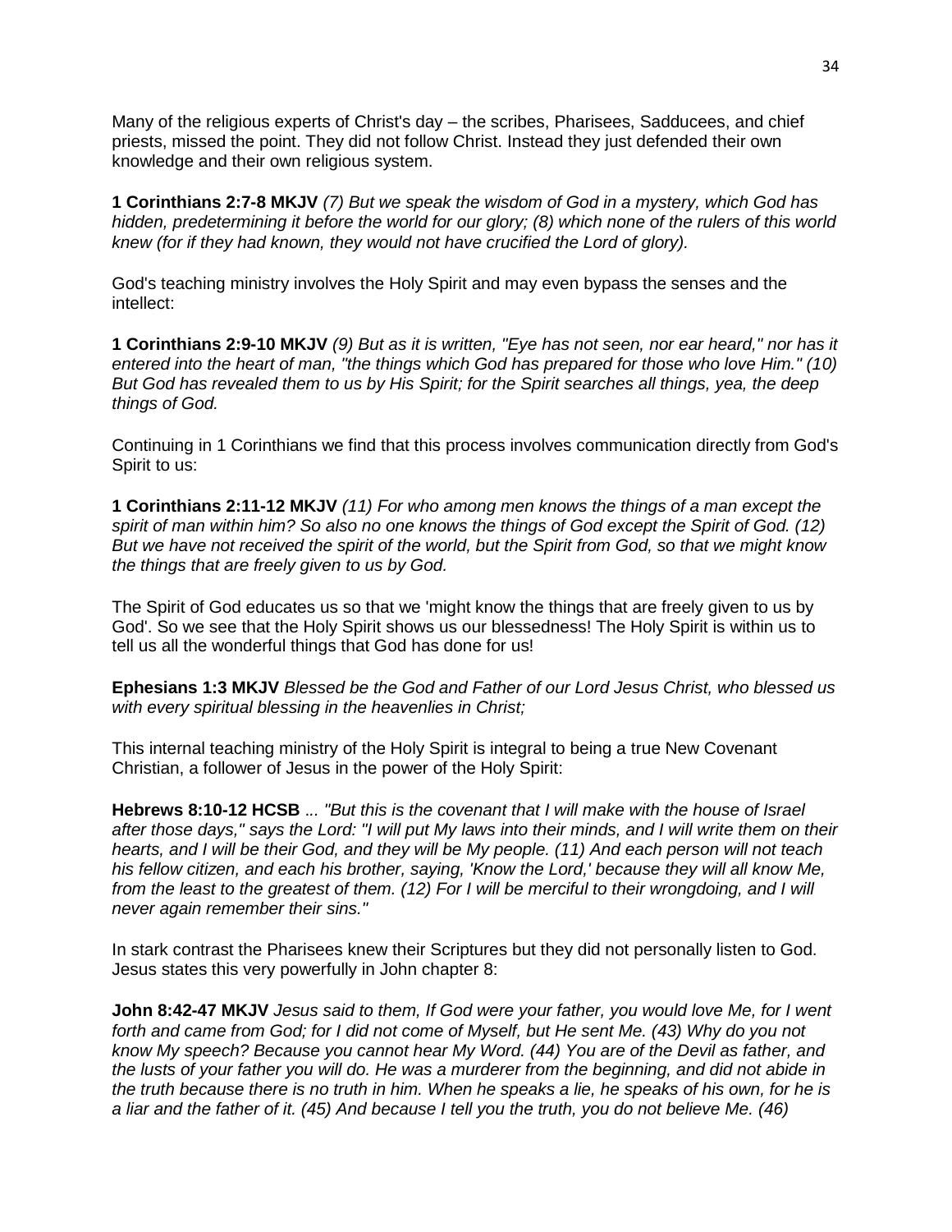Many of the religious experts of Christ's day – the scribes, Pharisees, Sadducees, and chief priests, missed the point. They did not follow Christ. Instead they just defended their own knowledge and their own religious system.

**1 Corinthians 2:7-8 MKJV** *(7) But we speak the wisdom of God in a mystery, which God has hidden, predetermining it before the world for our glory; (8) which none of the rulers of this world knew (for if they had known, they would not have crucified the Lord of glory).*

God's teaching ministry involves the Holy Spirit and may even bypass the senses and the intellect:

**1 Corinthians 2:9-10 MKJV** *(9) But as it is written, "Eye has not seen, nor ear heard," nor has it entered into the heart of man, "the things which God has prepared for those who love Him." (10) But God has revealed them to us by His Spirit; for the Spirit searches all things, yea, the deep things of God.*

Continuing in 1 Corinthians we find that this process involves communication directly from God's Spirit to us:

**1 Corinthians 2:11-12 MKJV** *(11) For who among men knows the things of a man except the spirit of man within him? So also no one knows the things of God except the Spirit of God. (12) But we have not received the spirit of the world, but the Spirit from God, so that we might know the things that are freely given to us by God.*

The Spirit of God educates us so that we 'might know the things that are freely given to us by God'. So we see that the Holy Spirit shows us our blessedness! The Holy Spirit is within us to tell us all the wonderful things that God has done for us!

**Ephesians 1:3 MKJV** *Blessed be the God and Father of our Lord Jesus Christ, who blessed us with every spiritual blessing in the heavenlies in Christ;*

This internal teaching ministry of the Holy Spirit is integral to being a true New Covenant Christian, a follower of Jesus in the power of the Holy Spirit:

**Hebrews 8:10-12 HCSB** *... "But this is the covenant that I will make with the house of Israel after those days," says the Lord: "I will put My laws into their minds, and I will write them on their hearts, and I will be their God, and they will be My people. (11) And each person will not teach his fellow citizen, and each his brother, saying, 'Know the Lord,' because they will all know Me, from the least to the greatest of them. (12) For I will be merciful to their wrongdoing, and I will never again remember their sins."*

In stark contrast the Pharisees knew their Scriptures but they did not personally listen to God. Jesus states this very powerfully in John chapter 8:

**John 8:42-47 MKJV** *Jesus said to them, If God were your father, you would love Me, for I went forth and came from God; for I did not come of Myself, but He sent Me. (43) Why do you not know My speech? Because you cannot hear My Word. (44) You are of the Devil as father, and the lusts of your father you will do. He was a murderer from the beginning, and did not abide in the truth because there is no truth in him. When he speaks a lie, he speaks of his own, for he is a liar and the father of it. (45) And because I tell you the truth, you do not believe Me. (46)*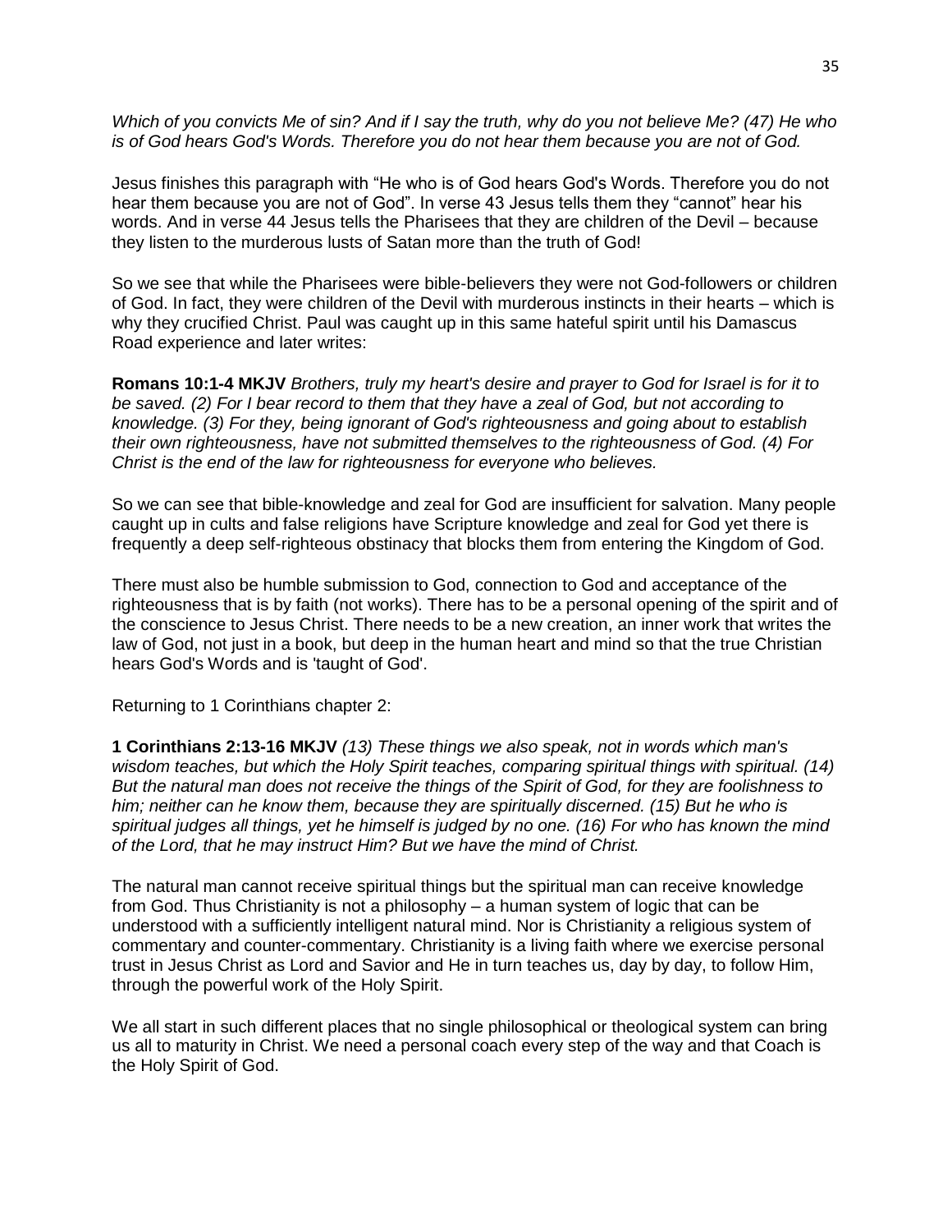*Which of you convicts Me of sin? And if I say the truth, why do you not believe Me? (47) He who is of God hears God's Words. Therefore you do not hear them because you are not of God.*

Jesus finishes this paragraph with "He who is of God hears God's Words. Therefore you do not hear them because you are not of God". In verse 43 Jesus tells them they "cannot" hear his words. And in verse 44 Jesus tells the Pharisees that they are children of the Devil – because they listen to the murderous lusts of Satan more than the truth of God!

So we see that while the Pharisees were bible-believers they were not God-followers or children of God. In fact, they were children of the Devil with murderous instincts in their hearts – which is why they crucified Christ. Paul was caught up in this same hateful spirit until his Damascus Road experience and later writes:

**Romans 10:1-4 MKJV** *Brothers, truly my heart's desire and prayer to God for Israel is for it to be saved. (2) For I bear record to them that they have a zeal of God, but not according to knowledge. (3) For they, being ignorant of God's righteousness and going about to establish their own righteousness, have not submitted themselves to the righteousness of God. (4) For Christ is the end of the law for righteousness for everyone who believes.*

So we can see that bible-knowledge and zeal for God are insufficient for salvation. Many people caught up in cults and false religions have Scripture knowledge and zeal for God yet there is frequently a deep self-righteous obstinacy that blocks them from entering the Kingdom of God.

There must also be humble submission to God, connection to God and acceptance of the righteousness that is by faith (not works). There has to be a personal opening of the spirit and of the conscience to Jesus Christ. There needs to be a new creation, an inner work that writes the law of God, not just in a book, but deep in the human heart and mind so that the true Christian hears God's Words and is 'taught of God'.

Returning to 1 Corinthians chapter 2:

**1 Corinthians 2:13-16 MKJV** *(13) These things we also speak, not in words which man's wisdom teaches, but which the Holy Spirit teaches, comparing spiritual things with spiritual. (14) But the natural man does not receive the things of the Spirit of God, for they are foolishness to him; neither can he know them, because they are spiritually discerned. (15) But he who is spiritual judges all things, yet he himself is judged by no one. (16) For who has known the mind of the Lord, that he may instruct Him? But we have the mind of Christ.*

The natural man cannot receive spiritual things but the spiritual man can receive knowledge from God. Thus Christianity is not a philosophy – a human system of logic that can be understood with a sufficiently intelligent natural mind. Nor is Christianity a religious system of commentary and counter-commentary. Christianity is a living faith where we exercise personal trust in Jesus Christ as Lord and Savior and He in turn teaches us, day by day, to follow Him, through the powerful work of the Holy Spirit.

We all start in such different places that no single philosophical or theological system can bring us all to maturity in Christ. We need a personal coach every step of the way and that Coach is the Holy Spirit of God.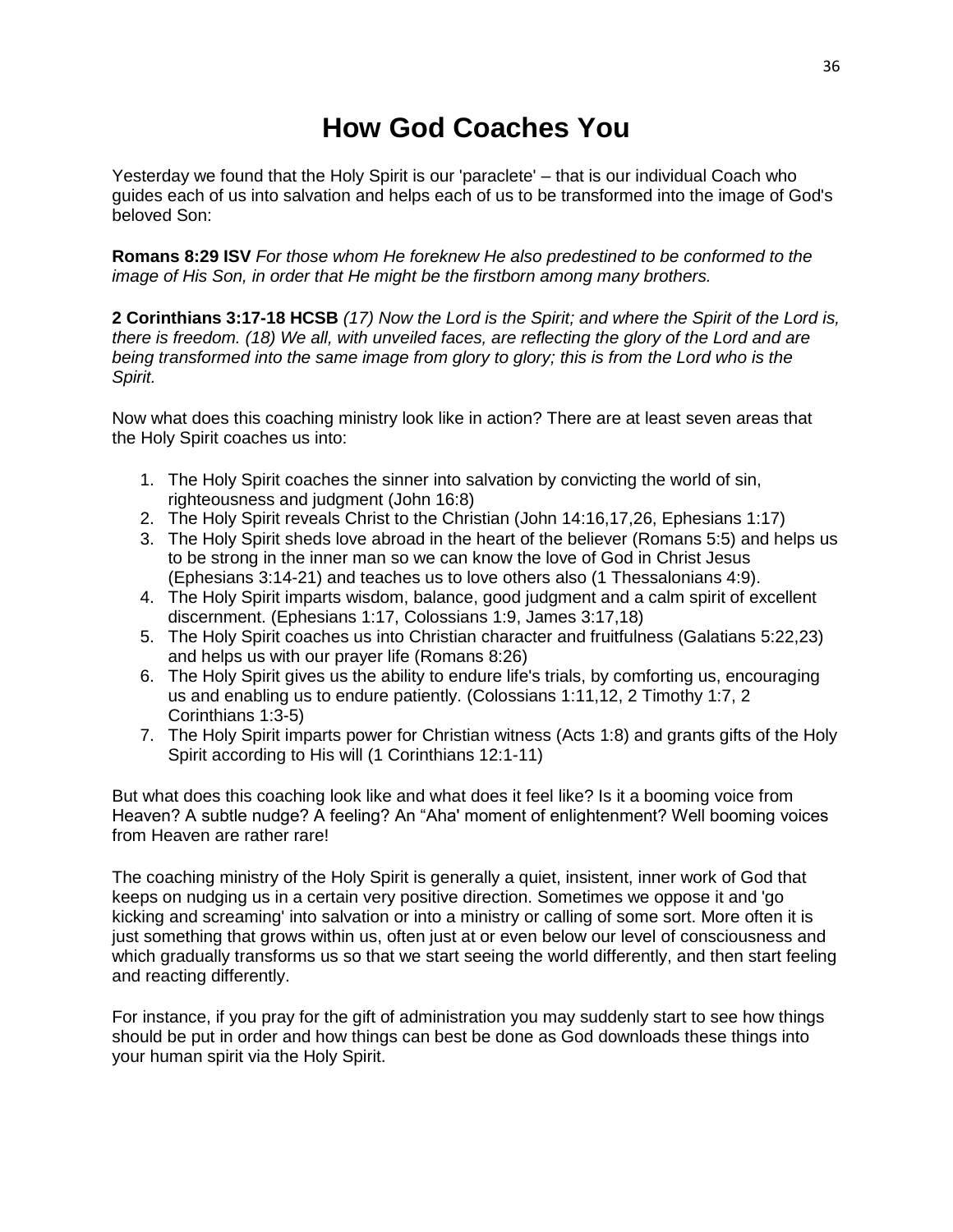# How God Coaches You

Yesterday we found that the Holy Spirit is our 'paraclete' – that is our individual Coach who guides each of us into salvation and helps each of us to be transformed into the image of God's beloved Son:

**Romans 8:29 ISV** *For those whom He foreknew He also predestined to be conformed to the image of His Son, in order that He might be the firstborn among many brothers.*

**2 Corinthians 3:17-18 HCSB** *(17) Now the Lord is the Spirit; and where the Spirit of the Lord is, there is freedom. (18) We all, with unveiled faces, are reflecting the glory of the Lord and are being transformed into the same image from glory to glory; this is from the Lord who is the Spirit.*

Now what does this coaching ministry look like in action? There are at least seven areas that the Holy Spirit coaches us into:

1. The Holy Spirit coaches the sinner into salvation by convicting the world of sin, righteousness and judgment (John 16:8)
2. The Holy Spirit reveals Christ to the Christian (John 14:16,17,26, Ephesians 1:17)
3. The Holy Spirit sheds love abroad in the heart of the believer (Romans 5:5) and helps us to be strong in the inner man so we can know the love of God in Christ Jesus (Ephesians 3:14-21) and teaches us to love others also (1 Thessalonians 4:9).
4. The Holy Spirit imparts wisdom, balance, good judgment and a calm spirit of excellent discernment. (Ephesians 1:17, Colossians 1:9, James 3:17,18)
5. The Holy Spirit coaches us into Christian character and fruitfulness (Galatians 5:22,23) and helps us with our prayer life (Romans 8:26)
6. The Holy Spirit gives us the ability to endure life's trials, by comforting us, encouraging us and enabling us to endure patiently. (Colossians 1:11,12, 2 Timothy 1:7, 2 Corinthians 1:3-5)
7. The Holy Spirit imparts power for Christian witness (Acts 1:8) and grants gifts of the Holy Spirit according to His will (1 Corinthians 12:1-11)

But what does this coaching look like and what does it feel like? Is it a booming voice from Heaven? A subtle nudge? A feeling? An "Aha' moment of enlightenment? Well booming voices from Heaven are rather rare!

The coaching ministry of the Holy Spirit is generally a quiet, insistent, inner work of God that keeps on nudging us in a certain very positive direction. Sometimes we oppose it and 'go kicking and screaming' into salvation or into a ministry or calling of some sort. More often it is just something that grows within us, often just at or even below our level of consciousness and which gradually transforms us so that we start seeing the world differently, and then start feeling and reacting differently.

For instance, if you pray for the gift of administration you may suddenly start to see how things should be put in order and how things can best be done as God downloads these things into your human spirit via the Holy Spirit.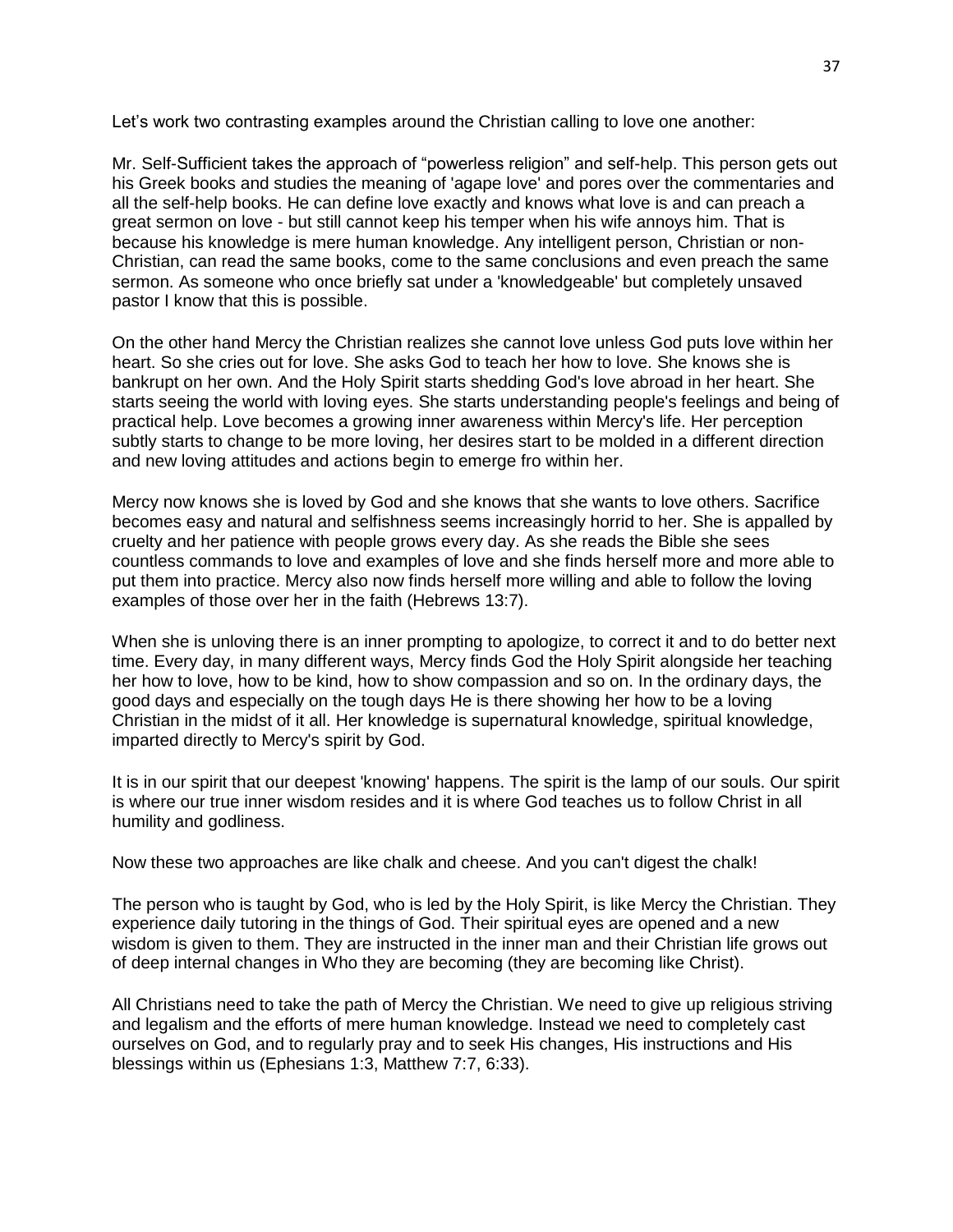Let's work two contrasting examples around the Christian calling to love one another:

Mr. Self-Sufficient takes the approach of "powerless religion" and self-help. This person gets out his Greek books and studies the meaning of 'agape love' and pores over the commentaries and all the self-help books. He can define love exactly and knows what love is and can preach a great sermon on love - but still cannot keep his temper when his wife annoys him. That is because his knowledge is mere human knowledge. Any intelligent person, Christian or non-Christian, can read the same books, come to the same conclusions and even preach the same sermon. As someone who once briefly sat under a 'knowledgeable' but completely unsaved pastor I know that this is possible.

On the other hand Mercy the Christian realizes she cannot love unless God puts love within her heart. So she cries out for love. She asks God to teach her how to love. She knows she is bankrupt on her own. And the Holy Spirit starts shedding God's love abroad in her heart. She starts seeing the world with loving eyes. She starts understanding people's feelings and being of practical help. Love becomes a growing inner awareness within Mercy's life. Her perception subtly starts to change to be more loving, her desires start to be molded in a different direction and new loving attitudes and actions begin to emerge fro within her.

Mercy now knows she is loved by God and she knows that she wants to love others. Sacrifice becomes easy and natural and selfishness seems increasingly horrid to her. She is appalled by cruelty and her patience with people grows every day. As she reads the Bible she sees countless commands to love and examples of love and she finds herself more and more able to put them into practice. Mercy also now finds herself more willing and able to follow the loving examples of those over her in the faith (Hebrews 13:7).

When she is unloving there is an inner prompting to apologize, to correct it and to do better next time. Every day, in many different ways, Mercy finds God the Holy Spirit alongside her teaching her how to love, how to be kind, how to show compassion and so on. In the ordinary days, the good days and especially on the tough days He is there showing her how to be a loving Christian in the midst of it all. Her knowledge is supernatural knowledge, spiritual knowledge, imparted directly to Mercy's spirit by God.

It is in our spirit that our deepest 'knowing' happens. The spirit is the lamp of our souls. Our spirit is where our true inner wisdom resides and it is where God teaches us to follow Christ in all humility and godliness.

Now these two approaches are like chalk and cheese. And you can't digest the chalk!

The person who is taught by God, who is led by the Holy Spirit, is like Mercy the Christian. They experience daily tutoring in the things of God. Their spiritual eyes are opened and a new wisdom is given to them. They are instructed in the inner man and their Christian life grows out of deep internal changes in Who they are becoming (they are becoming like Christ).

All Christians need to take the path of Mercy the Christian. We need to give up religious striving and legalism and the efforts of mere human knowledge. Instead we need to completely cast ourselves on God, and to regularly pray and to seek His changes, His instructions and His blessings within us (Ephesians 1:3, Matthew 7:7, 6:33).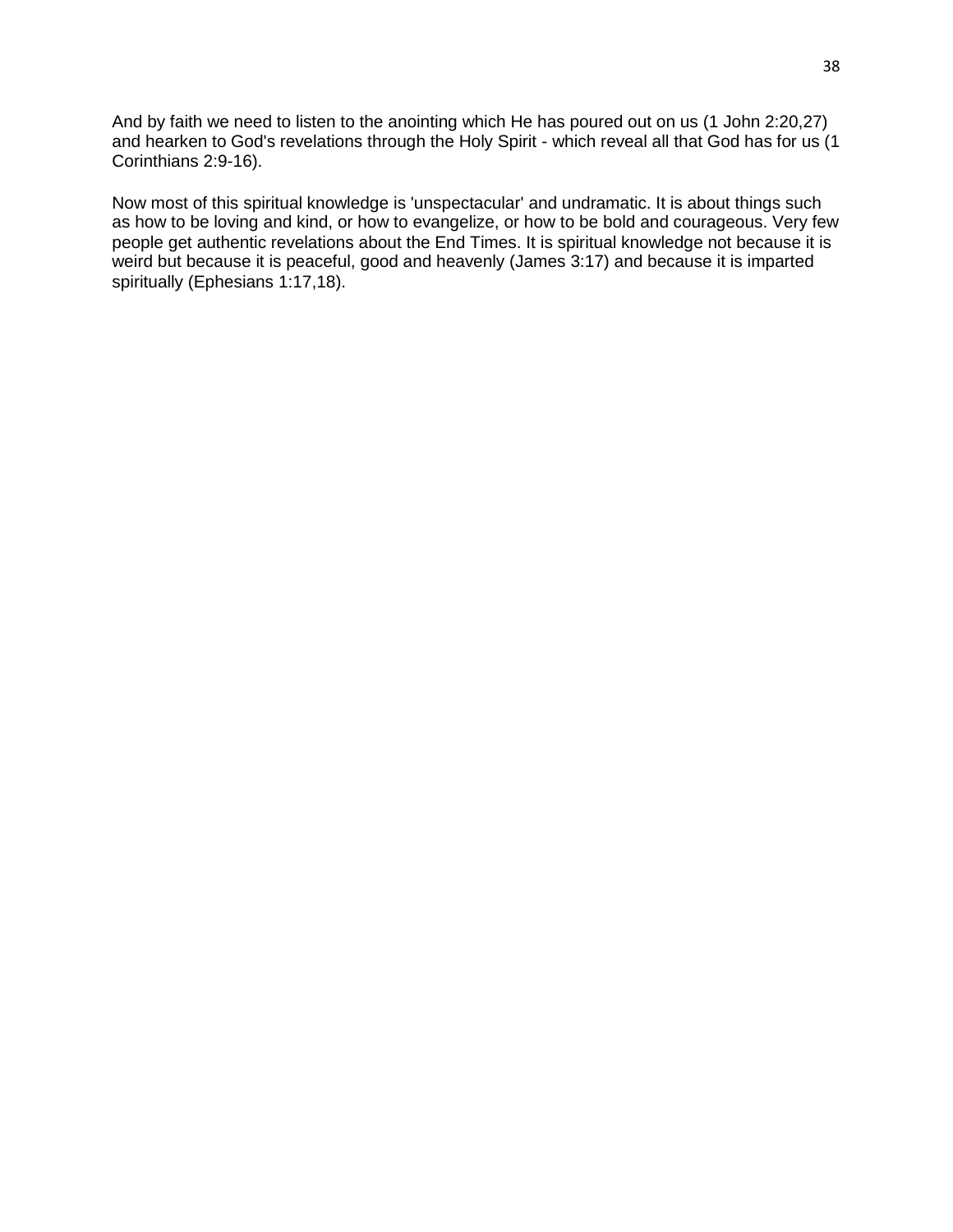And by faith we need to listen to the anointing which He has poured out on us (1 John 2:20,27) and hearken to God's revelations through the Holy Spirit - which reveal all that God has for us (1 Corinthians 2:9-16).

Now most of this spiritual knowledge is 'unspectacular' and undramatic. It is about things such as how to be loving and kind, or how to evangelize, or how to be bold and courageous. Very few people get authentic revelations about the End Times. It is spiritual knowledge not because it is weird but because it is peaceful, good and heavenly (James 3:17) and because it is imparted spiritually (Ephesians 1:17,18).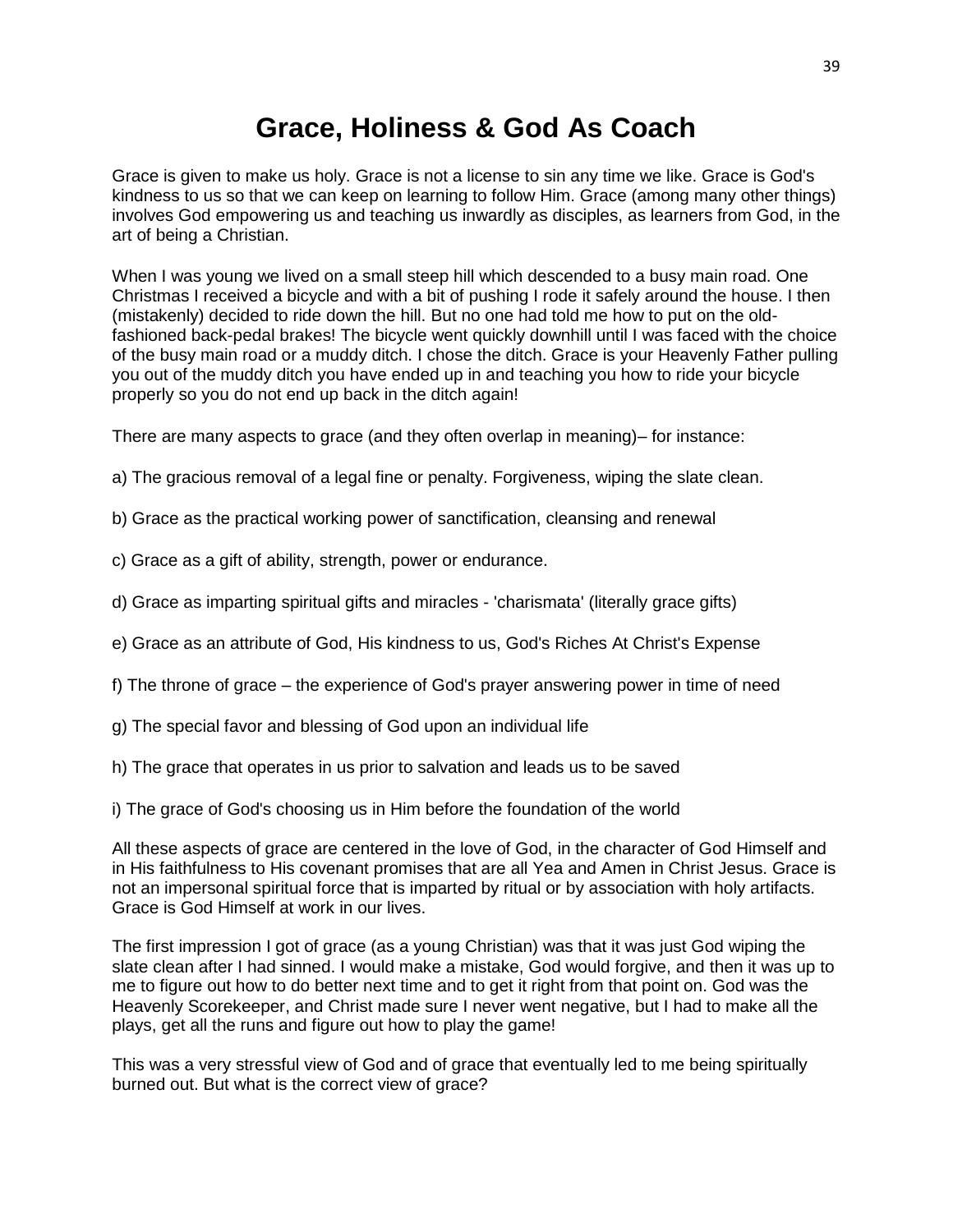# Grace, Holiness & God As Coach

Grace is given to make us holy. Grace is not a license to sin any time we like. Grace is God's kindness to us so that we can keep on learning to follow Him. Grace (among many other things) involves God empowering us and teaching us inwardly as disciples, as learners from God, in the art of being a Christian.

When I was young we lived on a small steep hill which descended to a busy main road. One Christmas I received a bicycle and with a bit of pushing I rode it safely around the house. I then (mistakenly) decided to ride down the hill. But no one had told me how to put on the old-fashioned back-pedal brakes! The bicycle went quickly downhill until I was faced with the choice of the busy main road or a muddy ditch. I chose the ditch. Grace is your Heavenly Father pulling you out of the muddy ditch you have ended up in and teaching you how to ride your bicycle properly so you do not end up back in the ditch again!

There are many aspects to grace (and they often overlap in meaning)– for instance:

a) The gracious removal of a legal fine or penalty. Forgiveness, wiping the slate clean.

b) Grace as the practical working power of sanctification, cleansing and renewal

c) Grace as a gift of ability, strength, power or endurance.

d) Grace as imparting spiritual gifts and miracles - 'charismata' (literally grace gifts)

e) Grace as an attribute of God, His kindness to us, God's Riches At Christ's Expense

f) The throne of grace – the experience of God's prayer answering power in time of need

g) The special favor and blessing of God upon an individual life

h) The grace that operates in us prior to salvation and leads us to be saved

i) The grace of God's choosing us in Him before the foundation of the world

All these aspects of grace are centered in the love of God, in the character of God Himself and in His faithfulness to His covenant promises that are all Yea and Amen in Christ Jesus. Grace is not an impersonal spiritual force that is imparted by ritual or by association with holy artifacts. Grace is God Himself at work in our lives.

The first impression I got of grace (as a young Christian) was that it was just God wiping the slate clean after I had sinned. I would make a mistake, God would forgive, and then it was up to me to figure out how to do better next time and to get it right from that point on. God was the Heavenly Scorekeeper, and Christ made sure I never went negative, but I had to make all the plays, get all the runs and figure out how to play the game!

This was a very stressful view of God and of grace that eventually led to me being spiritually burned out. But what is the correct view of grace?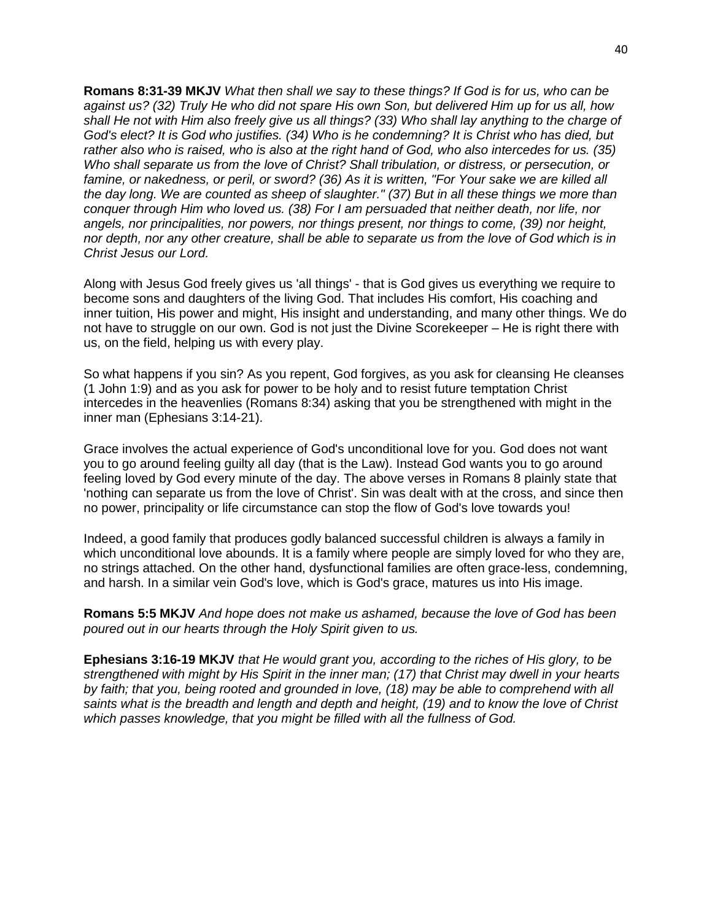**Romans 8:31-39 MKJV** *What then shall we say to these things? If God is for us, who can be against us? (32) Truly He who did not spare His own Son, but delivered Him up for us all, how shall He not with Him also freely give us all things? (33) Who shall lay anything to the charge of God's elect? It is God who justifies. (34) Who is he condemning? It is Christ who has died, but rather also who is raised, who is also at the right hand of God, who also intercedes for us. (35) Who shall separate us from the love of Christ? Shall tribulation, or distress, or persecution, or famine, or nakedness, or peril, or sword? (36) As it is written, "For Your sake we are killed all the day long. We are counted as sheep of slaughter." (37) But in all these things we more than conquer through Him who loved us. (38) For I am persuaded that neither death, nor life, nor angels, nor principalities, nor powers, nor things present, nor things to come, (39) nor height, nor depth, nor any other creature, shall be able to separate us from the love of God which is in Christ Jesus our Lord.*

Along with Jesus God freely gives us 'all things' - that is God gives us everything we require to become sons and daughters of the living God. That includes His comfort, His coaching and inner tuition, His power and might, His insight and understanding, and many other things. We do not have to struggle on our own. God is not just the Divine Scorekeeper – He is right there with us, on the field, helping us with every play.

So what happens if you sin? As you repent, God forgives, as you ask for cleansing He cleanses (1 John 1:9) and as you ask for power to be holy and to resist future temptation Christ intercedes in the heavenlies (Romans 8:34) asking that you be strengthened with might in the inner man (Ephesians 3:14-21).

Grace involves the actual experience of God's unconditional love for you. God does not want you to go around feeling guilty all day (that is the Law). Instead God wants you to go around feeling loved by God every minute of the day. The above verses in Romans 8 plainly state that 'nothing can separate us from the love of Christ'. Sin was dealt with at the cross, and since then no power, principality or life circumstance can stop the flow of God's love towards you!

Indeed, a good family that produces godly balanced successful children is always a family in which unconditional love abounds. It is a family where people are simply loved for who they are, no strings attached. On the other hand, dysfunctional families are often grace-less, condemning, and harsh. In a similar vein God's love, which is God's grace, matures us into His image.

**Romans 5:5 MKJV** *And hope does not make us ashamed, because the love of God has been poured out in our hearts through the Holy Spirit given to us.*

**Ephesians 3:16-19 MKJV** *that He would grant you, according to the riches of His glory, to be strengthened with might by His Spirit in the inner man; (17) that Christ may dwell in your hearts by faith; that you, being rooted and grounded in love, (18) may be able to comprehend with all saints what is the breadth and length and depth and height, (19) and to know the love of Christ which passes knowledge, that you might be filled with all the fullness of God.*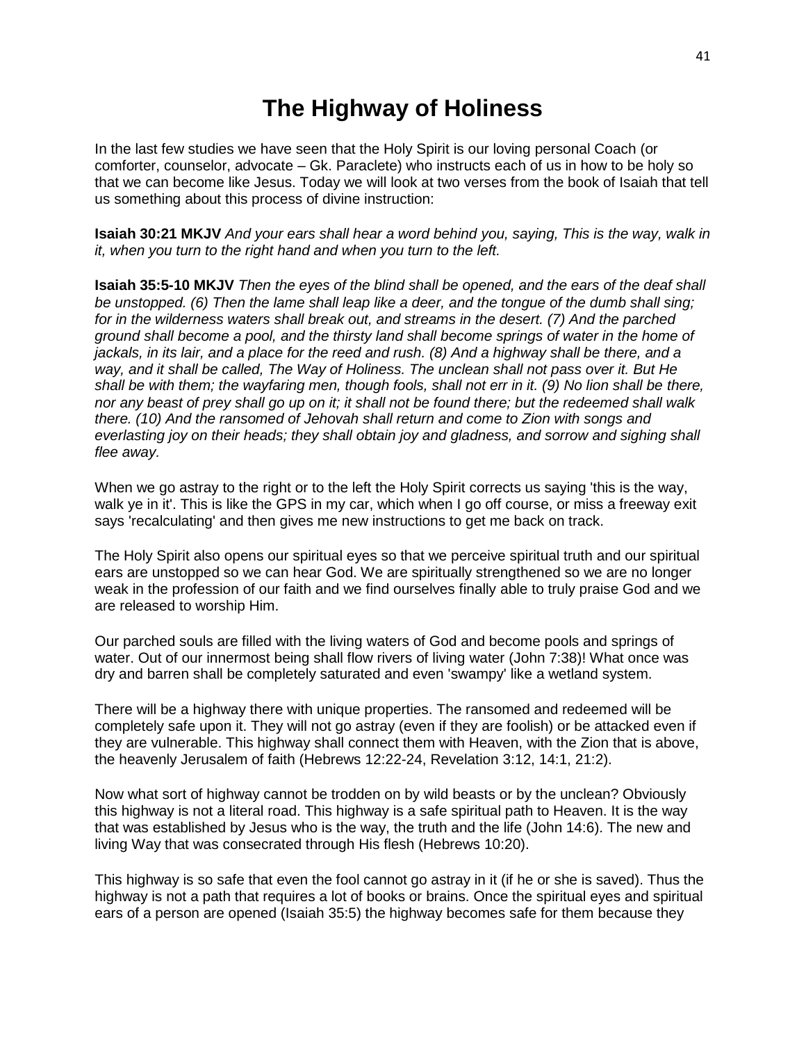# The Highway of Holiness

In the last few studies we have seen that the Holy Spirit is our loving personal Coach (or comforter, counselor, advocate – Gk. Paraclete) who instructs each of us in how to be holy so that we can become like Jesus. Today we will look at two verses from the book of Isaiah that tell us something about this process of divine instruction:

**Isaiah 30:21 MKJV** *And your ears shall hear a word behind you, saying, This is the way, walk in it, when you turn to the right hand and when you turn to the left.*

**Isaiah 35:5-10 MKJV** *Then the eyes of the blind shall be opened, and the ears of the deaf shall be unstopped. (6) Then the lame shall leap like a deer, and the tongue of the dumb shall sing; for in the wilderness waters shall break out, and streams in the desert. (7) And the parched ground shall become a pool, and the thirsty land shall become springs of water in the home of jackals, in its lair, and a place for the reed and rush. (8) And a highway shall be there, and a way, and it shall be called, The Way of Holiness. The unclean shall not pass over it. But He shall be with them; the wayfaring men, though fools, shall not err in it. (9) No lion shall be there, nor any beast of prey shall go up on it; it shall not be found there; but the redeemed shall walk there. (10) And the ransomed of Jehovah shall return and come to Zion with songs and everlasting joy on their heads; they shall obtain joy and gladness, and sorrow and sighing shall flee away.*

When we go astray to the right or to the left the Holy Spirit corrects us saying 'this is the way, walk ye in it'. This is like the GPS in my car, which when I go off course, or miss a freeway exit says 'recalculating' and then gives me new instructions to get me back on track.

The Holy Spirit also opens our spiritual eyes so that we perceive spiritual truth and our spiritual ears are unstopped so we can hear God. We are spiritually strengthened so we are no longer weak in the profession of our faith and we find ourselves finally able to truly praise God and we are released to worship Him.

Our parched souls are filled with the living waters of God and become pools and springs of water. Out of our innermost being shall flow rivers of living water (John 7:38)! What once was dry and barren shall be completely saturated and even 'swampy' like a wetland system.

There will be a highway there with unique properties. The ransomed and redeemed will be completely safe upon it. They will not go astray (even if they are foolish) or be attacked even if they are vulnerable. This highway shall connect them with Heaven, with the Zion that is above, the heavenly Jerusalem of faith (Hebrews 12:22-24, Revelation 3:12, 14:1, 21:2).

Now what sort of highway cannot be trodden on by wild beasts or by the unclean? Obviously this highway is not a literal road. This highway is a safe spiritual path to Heaven. It is the way that was established by Jesus who is the way, the truth and the life (John 14:6). The new and living Way that was consecrated through His flesh (Hebrews 10:20).

This highway is so safe that even the fool cannot go astray in it (if he or she is saved). Thus the highway is not a path that requires a lot of books or brains. Once the spiritual eyes and spiritual ears of a person are opened (Isaiah 35:5) the highway becomes safe for them because they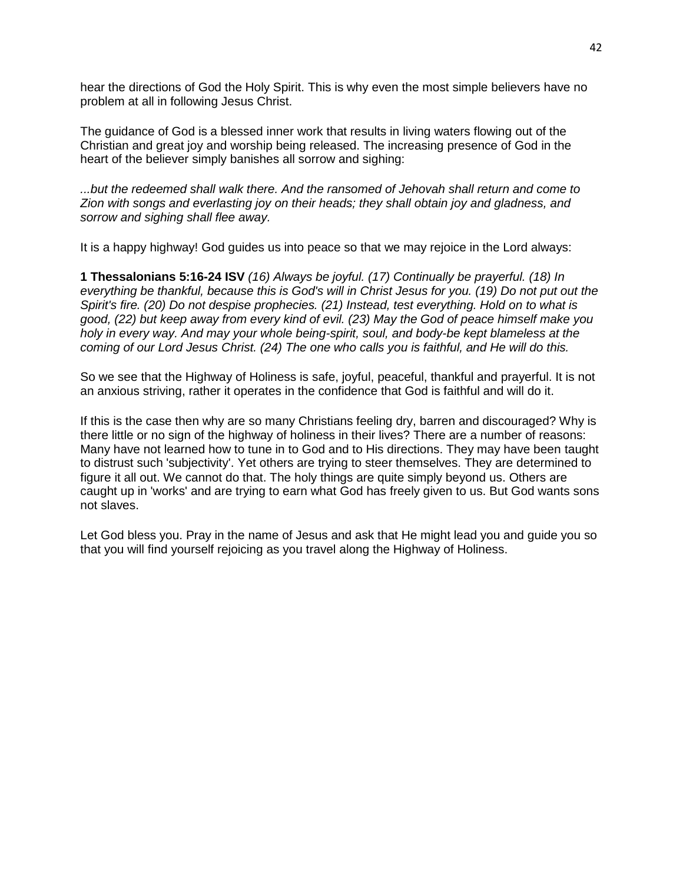hear the directions of God the Holy Spirit. This is why even the most simple believers have no problem at all in following Jesus Christ.

The guidance of God is a blessed inner work that results in living waters flowing out of the Christian and great joy and worship being released. The increasing presence of God in the heart of the believer simply banishes all sorrow and sighing:

*...but the redeemed shall walk there. And the ransomed of Jehovah shall return and come to Zion with songs and everlasting joy on their heads; they shall obtain joy and gladness, and sorrow and sighing shall flee away.*

It is a happy highway! God guides us into peace so that we may rejoice in the Lord always:

**1 Thessalonians 5:16-24 ISV** *(16) Always be joyful. (17) Continually be prayerful. (18) In everything be thankful, because this is God's will in Christ Jesus for you. (19) Do not put out the Spirit's fire. (20) Do not despise prophecies. (21) Instead, test everything. Hold on to what is good, (22) but keep away from every kind of evil. (23) May the God of peace himself make you holy in every way. And may your whole being-spirit, soul, and body-be kept blameless at the coming of our Lord Jesus Christ. (24) The one who calls you is faithful, and He will do this.*

So we see that the Highway of Holiness is safe, joyful, peaceful, thankful and prayerful. It is not an anxious striving, rather it operates in the confidence that God is faithful and will do it.

If this is the case then why are so many Christians feeling dry, barren and discouraged? Why is there little or no sign of the highway of holiness in their lives? There are a number of reasons: Many have not learned how to tune in to God and to His directions. They may have been taught to distrust such 'subjectivity'. Yet others are trying to steer themselves. They are determined to figure it all out. We cannot do that. The holy things are quite simply beyond us. Others are caught up in 'works' and are trying to earn what God has freely given to us. But God wants sons not slaves.

Let God bless you. Pray in the name of Jesus and ask that He might lead you and guide you so that you will find yourself rejoicing as you travel along the Highway of Holiness.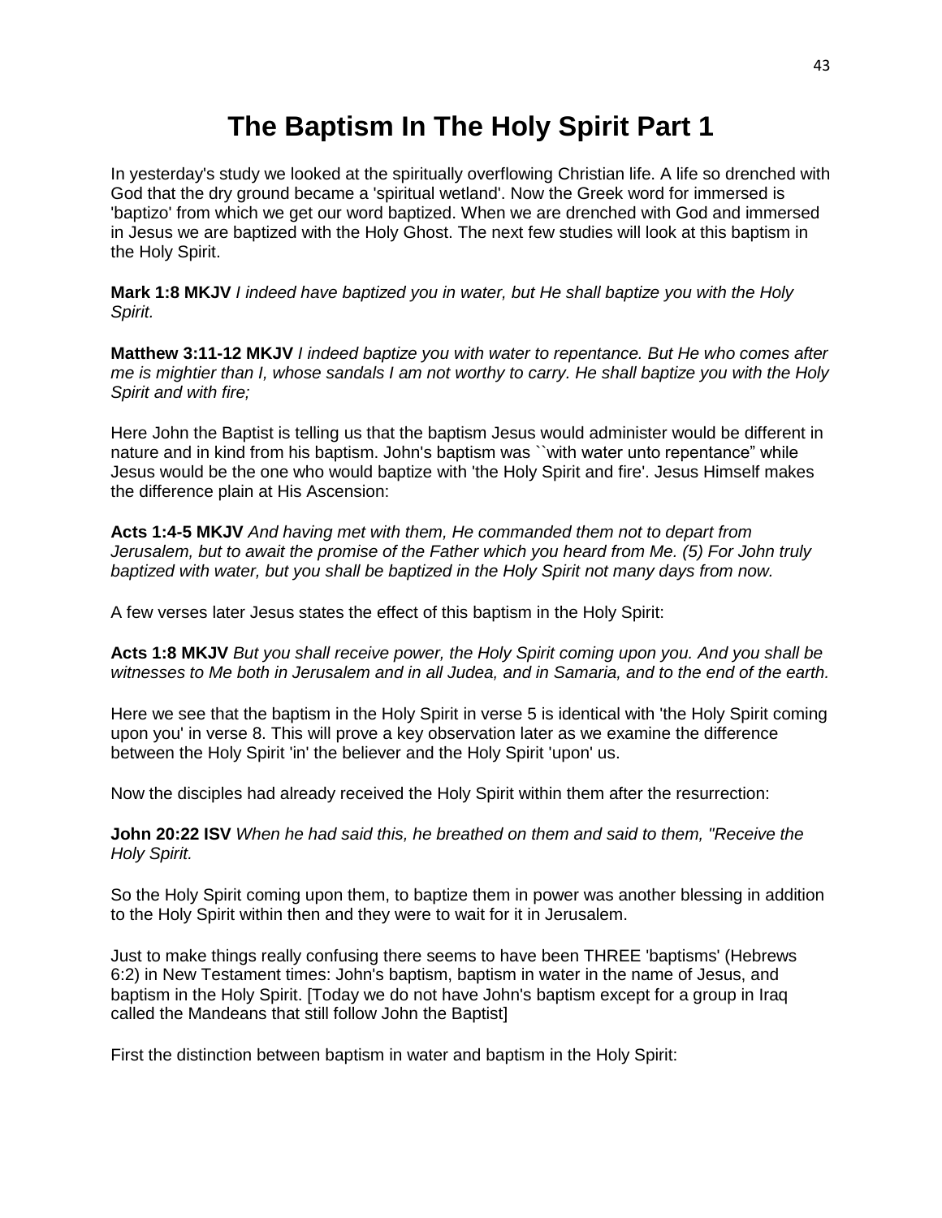# The Baptism In The Holy Spirit Part 1

In yesterday's study we looked at the spiritually overflowing Christian life. A life so drenched with God that the dry ground became a 'spiritual wetland'. Now the Greek word for immersed is 'baptizo' from which we get our word baptized. When we are drenched with God and immersed in Jesus we are baptized with the Holy Ghost. The next few studies will look at this baptism in the Holy Spirit.

**Mark 1:8 MKJV** *I indeed have baptized you in water, but He shall baptize you with the Holy Spirit.*

**Matthew 3:11-12 MKJV** *I indeed baptize you with water to repentance. But He who comes after me is mightier than I, whose sandals I am not worthy to carry. He shall baptize you with the Holy Spirit and with fire;*

Here John the Baptist is telling us that the baptism Jesus would administer would be different in nature and in kind from his baptism. John's baptism was ``with water unto repentance" while Jesus would be the one who would baptize with 'the Holy Spirit and fire'. Jesus Himself makes the difference plain at His Ascension:

**Acts 1:4-5 MKJV** *And having met with them, He commanded them not to depart from Jerusalem, but to await the promise of the Father which you heard from Me. (5) For John truly baptized with water, but you shall be baptized in the Holy Spirit not many days from now.*

A few verses later Jesus states the effect of this baptism in the Holy Spirit:

**Acts 1:8 MKJV** *But you shall receive power, the Holy Spirit coming upon you. And you shall be witnesses to Me both in Jerusalem and in all Judea, and in Samaria, and to the end of the earth.*

Here we see that the baptism in the Holy Spirit in verse 5 is identical with 'the Holy Spirit coming upon you' in verse 8. This will prove a key observation later as we examine the difference between the Holy Spirit 'in' the believer and the Holy Spirit 'upon' us.

Now the disciples had already received the Holy Spirit within them after the resurrection:

**John 20:22 ISV** *When he had said this, he breathed on them and said to them, "Receive the Holy Spirit.*

So the Holy Spirit coming upon them, to baptize them in power was another blessing in addition to the Holy Spirit within then and they were to wait for it in Jerusalem.

Just to make things really confusing there seems to have been THREE 'baptisms' (Hebrews 6:2) in New Testament times: John's baptism, baptism in water in the name of Jesus, and baptism in the Holy Spirit. [Today we do not have John's baptism except for a group in Iraq called the Mandeans that still follow John the Baptist]

First the distinction between baptism in water and baptism in the Holy Spirit: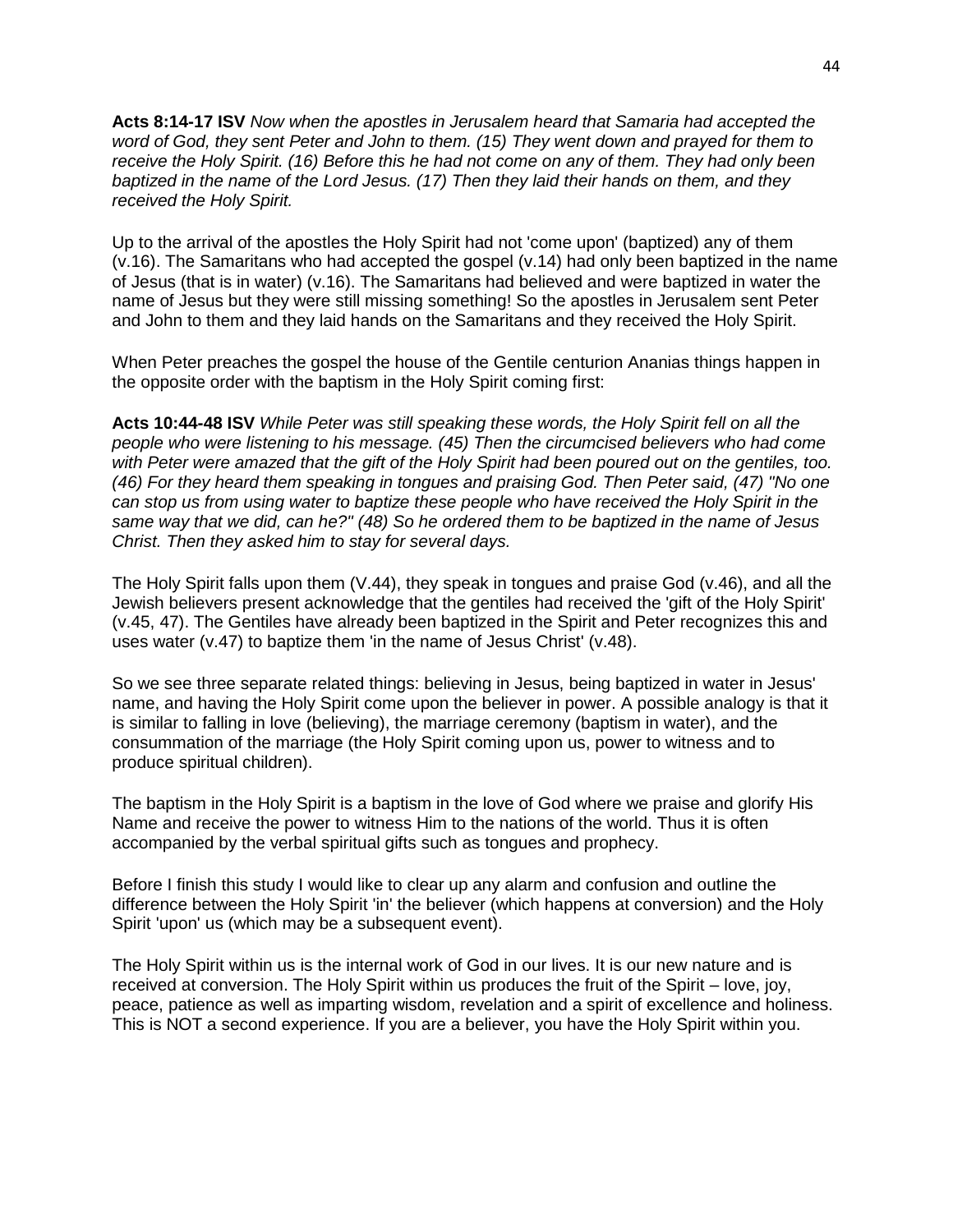**Acts 8:14-17 ISV** *Now when the apostles in Jerusalem heard that Samaria had accepted the word of God, they sent Peter and John to them. (15) They went down and prayed for them to receive the Holy Spirit. (16) Before this he had not come on any of them. They had only been baptized in the name of the Lord Jesus. (17) Then they laid their hands on them, and they received the Holy Spirit.*

Up to the arrival of the apostles the Holy Spirit had not 'come upon' (baptized) any of them (v.16). The Samaritans who had accepted the gospel (v.14) had only been baptized in the name of Jesus (that is in water) (v.16). The Samaritans had believed and were baptized in water the name of Jesus but they were still missing something! So the apostles in Jerusalem sent Peter and John to them and they laid hands on the Samaritans and they received the Holy Spirit.

When Peter preaches the gospel the house of the Gentile centurion Ananias things happen in the opposite order with the baptism in the Holy Spirit coming first:

**Acts 10:44-48 ISV** *While Peter was still speaking these words, the Holy Spirit fell on all the people who were listening to his message. (45) Then the circumcised believers who had come with Peter were amazed that the gift of the Holy Spirit had been poured out on the gentiles, too. (46) For they heard them speaking in tongues and praising God. Then Peter said, (47) "No one can stop us from using water to baptize these people who have received the Holy Spirit in the same way that we did, can he?" (48) So he ordered them to be baptized in the name of Jesus Christ. Then they asked him to stay for several days.*

The Holy Spirit falls upon them (V.44), they speak in tongues and praise God (v.46), and all the Jewish believers present acknowledge that the gentiles had received the 'gift of the Holy Spirit' (v.45, 47). The Gentiles have already been baptized in the Spirit and Peter recognizes this and uses water (v.47) to baptize them 'in the name of Jesus Christ' (v.48).

So we see three separate related things: believing in Jesus, being baptized in water in Jesus' name, and having the Holy Spirit come upon the believer in power. A possible analogy is that it is similar to falling in love (believing), the marriage ceremony (baptism in water), and the consummation of the marriage (the Holy Spirit coming upon us, power to witness and to produce spiritual children).

The baptism in the Holy Spirit is a baptism in the love of God where we praise and glorify His Name and receive the power to witness Him to the nations of the world. Thus it is often accompanied by the verbal spiritual gifts such as tongues and prophecy.

Before I finish this study I would like to clear up any alarm and confusion and outline the difference between the Holy Spirit 'in' the believer (which happens at conversion) and the Holy Spirit 'upon' us (which may be a subsequent event).

The Holy Spirit within us is the internal work of God in our lives. It is our new nature and is received at conversion. The Holy Spirit within us produces the fruit of the Spirit – love, joy, peace, patience as well as imparting wisdom, revelation and a spirit of excellence and holiness. This is NOT a second experience. If you are a believer, you have the Holy Spirit within you.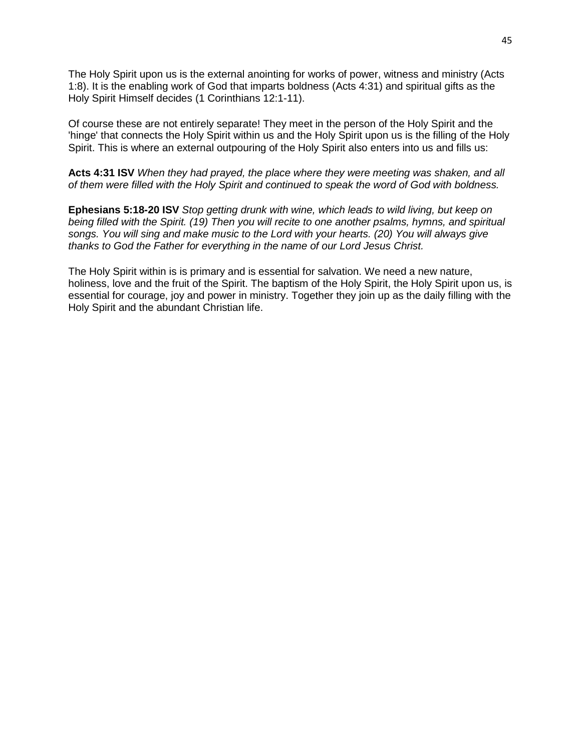The Holy Spirit upon us is the external anointing for works of power, witness and ministry (Acts 1:8). It is the enabling work of God that imparts boldness (Acts 4:31) and spiritual gifts as the Holy Spirit Himself decides (1 Corinthians 12:1-11).

Of course these are not entirely separate! They meet in the person of the Holy Spirit and the 'hinge' that connects the Holy Spirit within us and the Holy Spirit upon us is the filling of the Holy Spirit. This is where an external outpouring of the Holy Spirit also enters into us and fills us:

**Acts 4:31 ISV** *When they had prayed, the place where they were meeting was shaken, and all of them were filled with the Holy Spirit and continued to speak the word of God with boldness.*

**Ephesians 5:18-20 ISV** *Stop getting drunk with wine, which leads to wild living, but keep on being filled with the Spirit. (19) Then you will recite to one another psalms, hymns, and spiritual songs. You will sing and make music to the Lord with your hearts. (20) You will always give thanks to God the Father for everything in the name of our Lord Jesus Christ.*

The Holy Spirit within is is primary and is essential for salvation. We need a new nature, holiness, love and the fruit of the Spirit. The baptism of the Holy Spirit, the Holy Spirit upon us, is essential for courage, joy and power in ministry. Together they join up as the daily filling with the Holy Spirit and the abundant Christian life.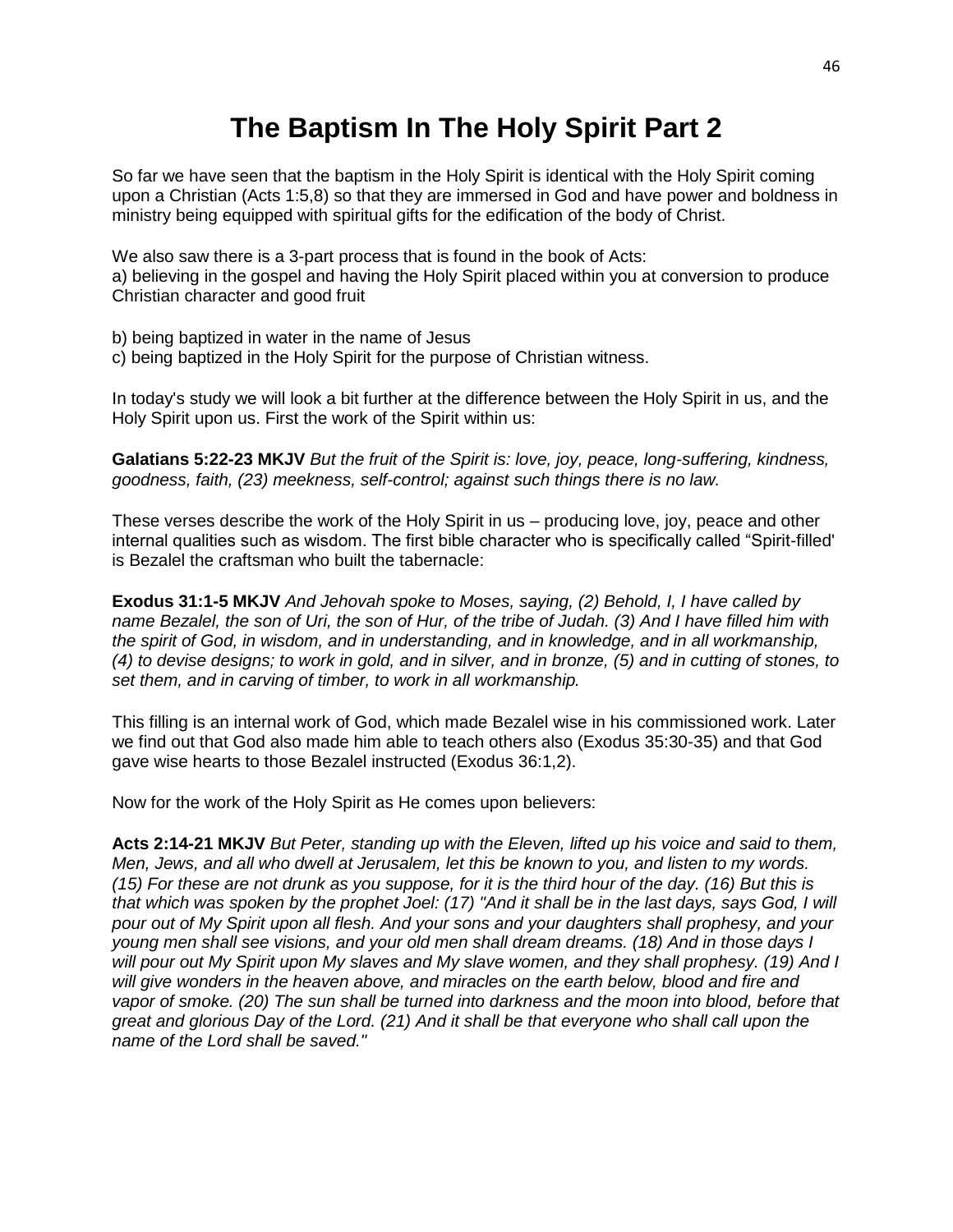# The Baptism In The Holy Spirit Part 2

So far we have seen that the baptism in the Holy Spirit is identical with the Holy Spirit coming upon a Christian (Acts 1:5,8) so that they are immersed in God and have power and boldness in ministry being equipped with spiritual gifts for the edification of the body of Christ.

We also saw there is a 3-part process that is found in the book of Acts:
a) believing in the gospel and having the Holy Spirit placed within you at conversion to produce Christian character and good fruit

b) being baptized in water in the name of Jesus
c) being baptized in the Holy Spirit for the purpose of Christian witness.

In today's study we will look a bit further at the difference between the Holy Spirit in us, and the Holy Spirit upon us. First the work of the Spirit within us:

**Galatians 5:22-23 MKJV** *But the fruit of the Spirit is: love, joy, peace, long-suffering, kindness, goodness, faith, (23) meekness, self-control; against such things there is no law.*

These verses describe the work of the Holy Spirit in us – producing love, joy, peace and other internal qualities such as wisdom. The first bible character who is specifically called "Spirit-filled' is Bezalel the craftsman who built the tabernacle:

**Exodus 31:1-5 MKJV** *And Jehovah spoke to Moses, saying, (2) Behold, I, I have called by name Bezalel, the son of Uri, the son of Hur, of the tribe of Judah. (3) And I have filled him with the spirit of God, in wisdom, and in understanding, and in knowledge, and in all workmanship, (4) to devise designs; to work in gold, and in silver, and in bronze, (5) and in cutting of stones, to set them, and in carving of timber, to work in all workmanship.*

This filling is an internal work of God, which made Bezalel wise in his commissioned work. Later we find out that God also made him able to teach others also (Exodus 35:30-35) and that God gave wise hearts to those Bezalel instructed (Exodus 36:1,2).

Now for the work of the Holy Spirit as He comes upon believers:

**Acts 2:14-21 MKJV** *But Peter, standing up with the Eleven, lifted up his voice and said to them, Men, Jews, and all who dwell at Jerusalem, let this be known to you, and listen to my words. (15) For these are not drunk as you suppose, for it is the third hour of the day. (16) But this is that which was spoken by the prophet Joel: (17) "And it shall be in the last days, says God, I will pour out of My Spirit upon all flesh. And your sons and your daughters shall prophesy, and your young men shall see visions, and your old men shall dream dreams. (18) And in those days I will pour out My Spirit upon My slaves and My slave women, and they shall prophesy. (19) And I will give wonders in the heaven above, and miracles on the earth below, blood and fire and vapor of smoke. (20) The sun shall be turned into darkness and the moon into blood, before that great and glorious Day of the Lord. (21) And it shall be that everyone who shall call upon the name of the Lord shall be saved."*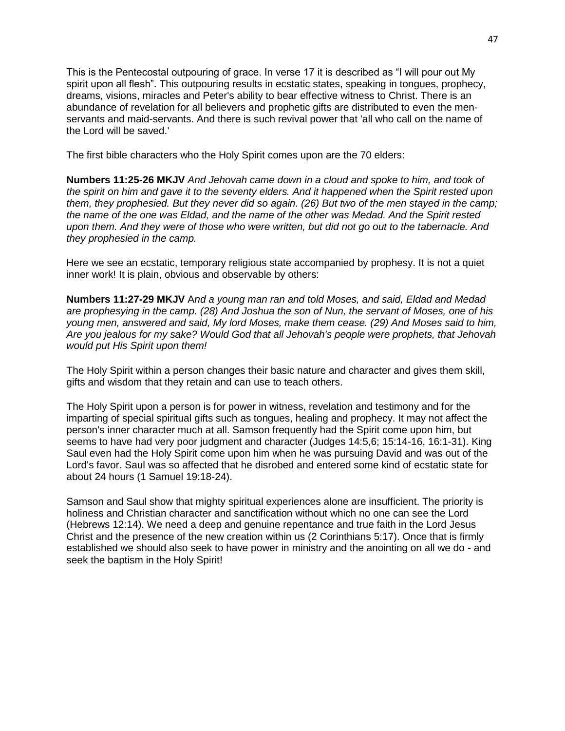This is the Pentecostal outpouring of grace. In verse 17 it is described as “I will pour out My spirit upon all flesh”. This outpouring results in ecstatic states, speaking in tongues, prophecy, dreams, visions, miracles and Peter's ability to bear effective witness to Christ. There is an abundance of revelation for all believers and prophetic gifts are distributed to even the men-servants and maid-servants. And there is such revival power that 'all who call on the name of the Lord will be saved.'

The first bible characters who the Holy Spirit comes upon are the 70 elders:

**Numbers 11:25-26 MKJV** *And Jehovah came down in a cloud and spoke to him, and took of the spirit on him and gave it to the seventy elders. And it happened when the Spirit rested upon them, they prophesied. But they never did so again. (26) But two of the men stayed in the camp; the name of the one was Eldad, and the name of the other was Medad. And the Spirit rested upon them. And they were of those who were written, but did not go out to the tabernacle. And they prophesied in the camp.*

Here we see an ecstatic, temporary religious state accompanied by prophesy. It is not a quiet inner work! It is plain, obvious and observable by others:

**Numbers 11:27-29 MKJV** *And a young man ran and told Moses, and said, Eldad and Medad are prophesying in the camp. (28) And Joshua the son of Nun, the servant of Moses, one of his young men, answered and said, My lord Moses, make them cease. (29) And Moses said to him, Are you jealous for my sake? Would God that all Jehovah's people were prophets, that Jehovah would put His Spirit upon them!*

The Holy Spirit within a person changes their basic nature and character and gives them skill, gifts and wisdom that they retain and can use to teach others.

The Holy Spirit upon a person is for power in witness, revelation and testimony and for the imparting of special spiritual gifts such as tongues, healing and prophecy. It may not affect the person's inner character much at all. Samson frequently had the Spirit come upon him, but seems to have had very poor judgment and character (Judges 14:5,6; 15:14-16, 16:1-31). King Saul even had the Holy Spirit come upon him when he was pursuing David and was out of the Lord's favor. Saul was so affected that he disrobed and entered some kind of ecstatic state for about 24 hours (1 Samuel 19:18-24).

Samson and Saul show that mighty spiritual experiences alone are insufficient. The priority is holiness and Christian character and sanctification without which no one can see the Lord (Hebrews 12:14). We need a deep and genuine repentance and true faith in the Lord Jesus Christ and the presence of the new creation within us (2 Corinthians 5:17). Once that is firmly established we should also seek to have power in ministry and the anointing on all we do - and seek the baptism in the Holy Spirit!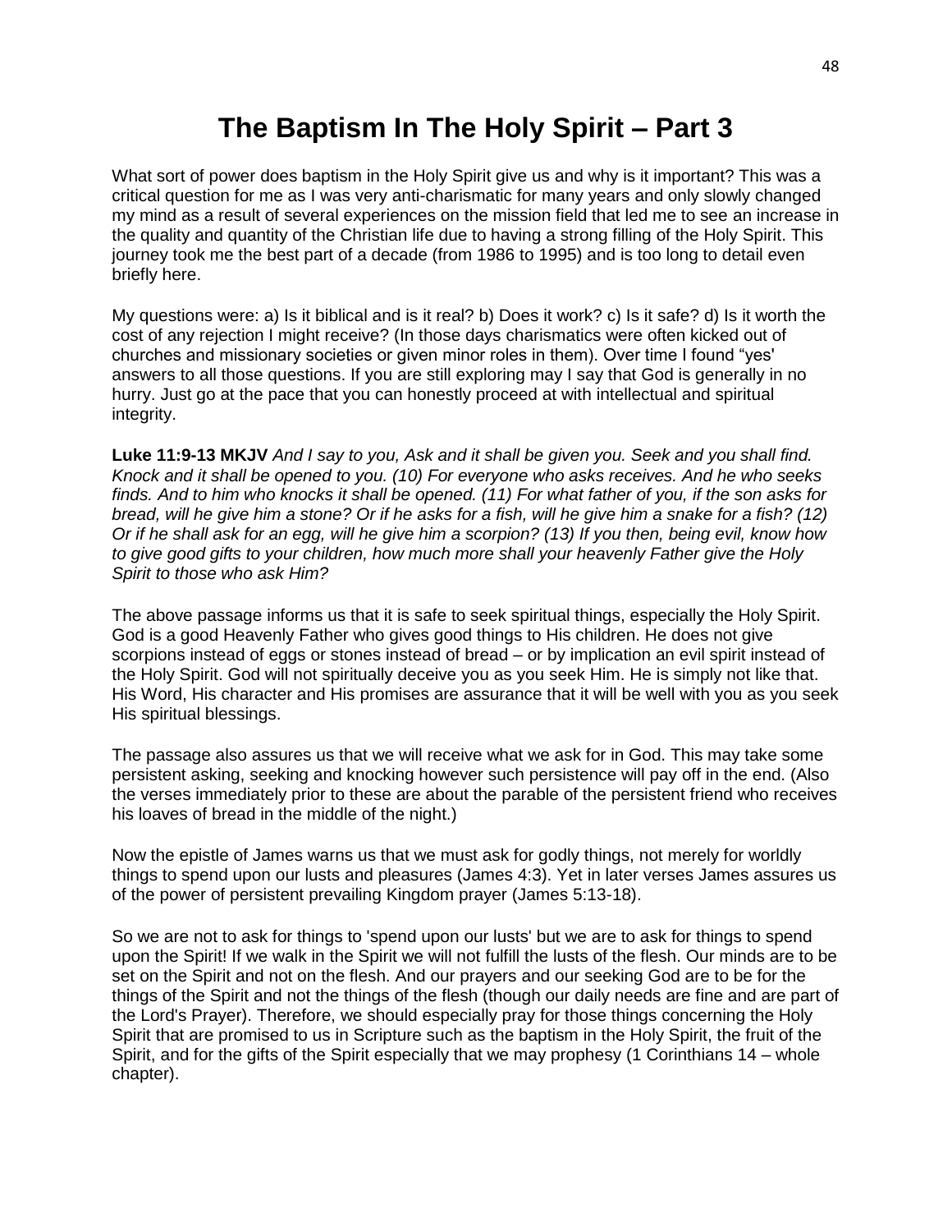# The Baptism In The Holy Spirit – Part 3

What sort of power does baptism in the Holy Spirit give us and why is it important? This was a critical question for me as I was very anti-charismatic for many years and only slowly changed my mind as a result of several experiences on the mission field that led me to see an increase in the quality and quantity of the Christian life due to having a strong filling of the Holy Spirit. This journey took me the best part of a decade (from 1986 to 1995) and is too long to detail even briefly here.

My questions were: a) Is it biblical and is it real? b) Does it work? c) Is it safe? d) Is it worth the cost of any rejection I might receive? (In those days charismatics were often kicked out of churches and missionary societies or given minor roles in them). Over time I found "yes' answers to all those questions. If you are still exploring may I say that God is generally in no hurry. Just go at the pace that you can honestly proceed at with intellectual and spiritual integrity.

**Luke 11:9-13 MKJV** *And I say to you, Ask and it shall be given you. Seek and you shall find. Knock and it shall be opened to you. (10) For everyone who asks receives. And he who seeks finds. And to him who knocks it shall be opened. (11) For what father of you, if the son asks for bread, will he give him a stone? Or if he asks for a fish, will he give him a snake for a fish? (12) Or if he shall ask for an egg, will he give him a scorpion? (13) If you then, being evil, know how to give good gifts to your children, how much more shall your heavenly Father give the Holy Spirit to those who ask Him?*

The above passage informs us that it is safe to seek spiritual things, especially the Holy Spirit. God is a good Heavenly Father who gives good things to His children. He does not give scorpions instead of eggs or stones instead of bread – or by implication an evil spirit instead of the Holy Spirit. God will not spiritually deceive you as you seek Him. He is simply not like that. His Word, His character and His promises are assurance that it will be well with you as you seek His spiritual blessings.

The passage also assures us that we will receive what we ask for in God. This may take some persistent asking, seeking and knocking however such persistence will pay off in the end. (Also the verses immediately prior to these are about the parable of the persistent friend who receives his loaves of bread in the middle of the night.)

Now the epistle of James warns us that we must ask for godly things, not merely for worldly things to spend upon our lusts and pleasures (James 4:3). Yet in later verses James assures us of the power of persistent prevailing Kingdom prayer (James 5:13-18).

So we are not to ask for things to 'spend upon our lusts' but we are to ask for things to spend upon the Spirit! If we walk in the Spirit we will not fulfill the lusts of the flesh. Our minds are to be set on the Spirit and not on the flesh. And our prayers and our seeking God are to be for the things of the Spirit and not the things of the flesh (though our daily needs are fine and are part of the Lord's Prayer). Therefore, we should especially pray for those things concerning the Holy Spirit that are promised to us in Scripture such as the baptism in the Holy Spirit, the fruit of the Spirit, and for the gifts of the Spirit especially that we may prophesy (1 Corinthians 14 – whole chapter).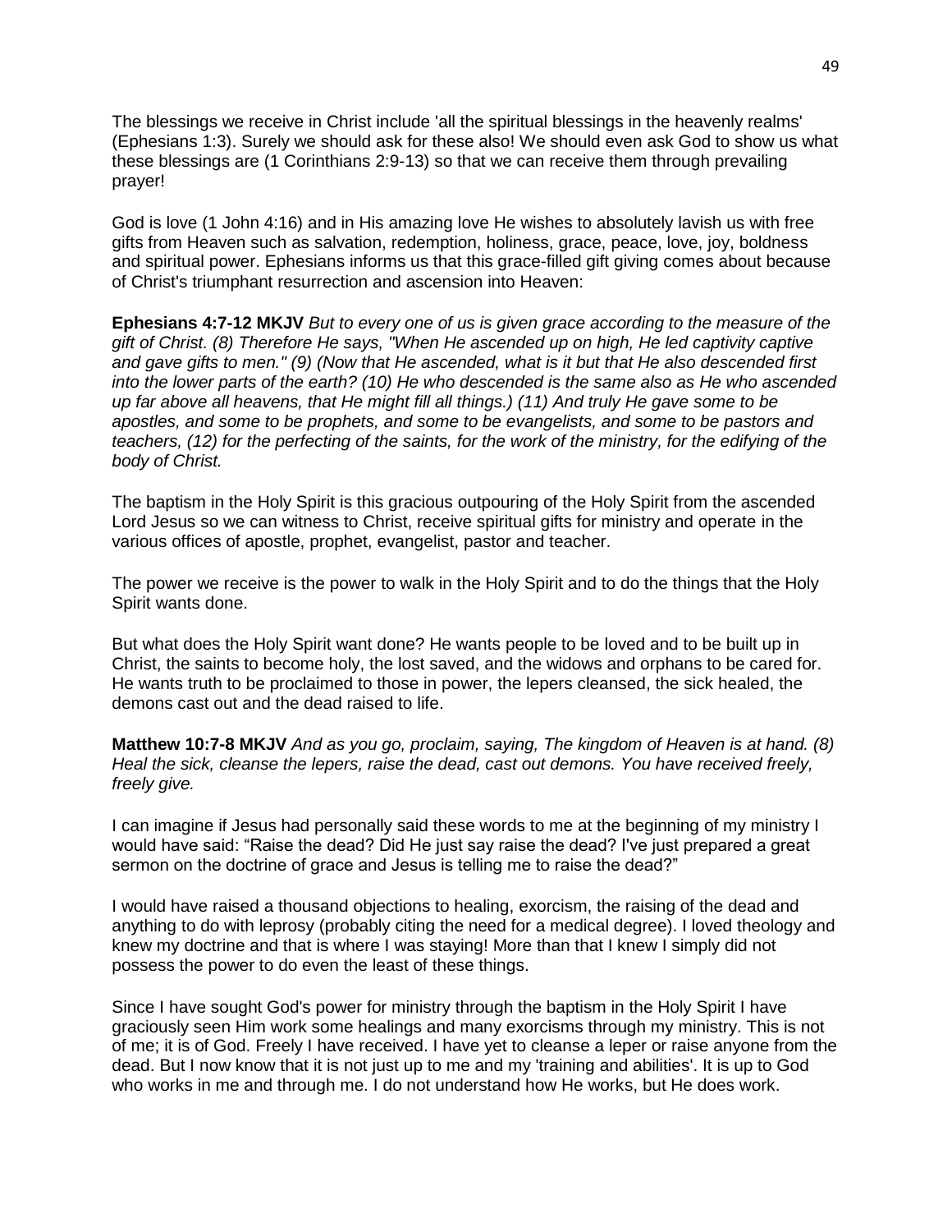The blessings we receive in Christ include 'all the spiritual blessings in the heavenly realms' (Ephesians 1:3). Surely we should ask for these also! We should even ask God to show us what these blessings are (1 Corinthians 2:9-13) so that we can receive them through prevailing prayer!

God is love (1 John 4:16) and in His amazing love He wishes to absolutely lavish us with free gifts from Heaven such as salvation, redemption, holiness, grace, peace, love, joy, boldness and spiritual power. Ephesians informs us that this grace-filled gift giving comes about because of Christ's triumphant resurrection and ascension into Heaven:

**Ephesians 4:7-12 MKJV** *But to every one of us is given grace according to the measure of the gift of Christ. (8) Therefore He says, "When He ascended up on high, He led captivity captive and gave gifts to men." (9) (Now that He ascended, what is it but that He also descended first into the lower parts of the earth? (10) He who descended is the same also as He who ascended up far above all heavens, that He might fill all things.) (11) And truly He gave some to be apostles, and some to be prophets, and some to be evangelists, and some to be pastors and teachers, (12) for the perfecting of the saints, for the work of the ministry, for the edifying of the body of Christ.*

The baptism in the Holy Spirit is this gracious outpouring of the Holy Spirit from the ascended Lord Jesus so we can witness to Christ, receive spiritual gifts for ministry and operate in the various offices of apostle, prophet, evangelist, pastor and teacher.

The power we receive is the power to walk in the Holy Spirit and to do the things that the Holy Spirit wants done.

But what does the Holy Spirit want done? He wants people to be loved and to be built up in Christ, the saints to become holy, the lost saved, and the widows and orphans to be cared for. He wants truth to be proclaimed to those in power, the lepers cleansed, the sick healed, the demons cast out and the dead raised to life.

**Matthew 10:7-8 MKJV** *And as you go, proclaim, saying, The kingdom of Heaven is at hand. (8) Heal the sick, cleanse the lepers, raise the dead, cast out demons. You have received freely, freely give.*

I can imagine if Jesus had personally said these words to me at the beginning of my ministry I would have said: "Raise the dead? Did He just say raise the dead? I've just prepared a great sermon on the doctrine of grace and Jesus is telling me to raise the dead?"

I would have raised a thousand objections to healing, exorcism, the raising of the dead and anything to do with leprosy (probably citing the need for a medical degree). I loved theology and knew my doctrine and that is where I was staying! More than that I knew I simply did not possess the power to do even the least of these things.

Since I have sought God's power for ministry through the baptism in the Holy Spirit I have graciously seen Him work some healings and many exorcisms through my ministry. This is not of me; it is of God. Freely I have received. I have yet to cleanse a leper or raise anyone from the dead. But I now know that it is not just up to me and my 'training and abilities'. It is up to God who works in me and through me. I do not understand how He works, but He does work.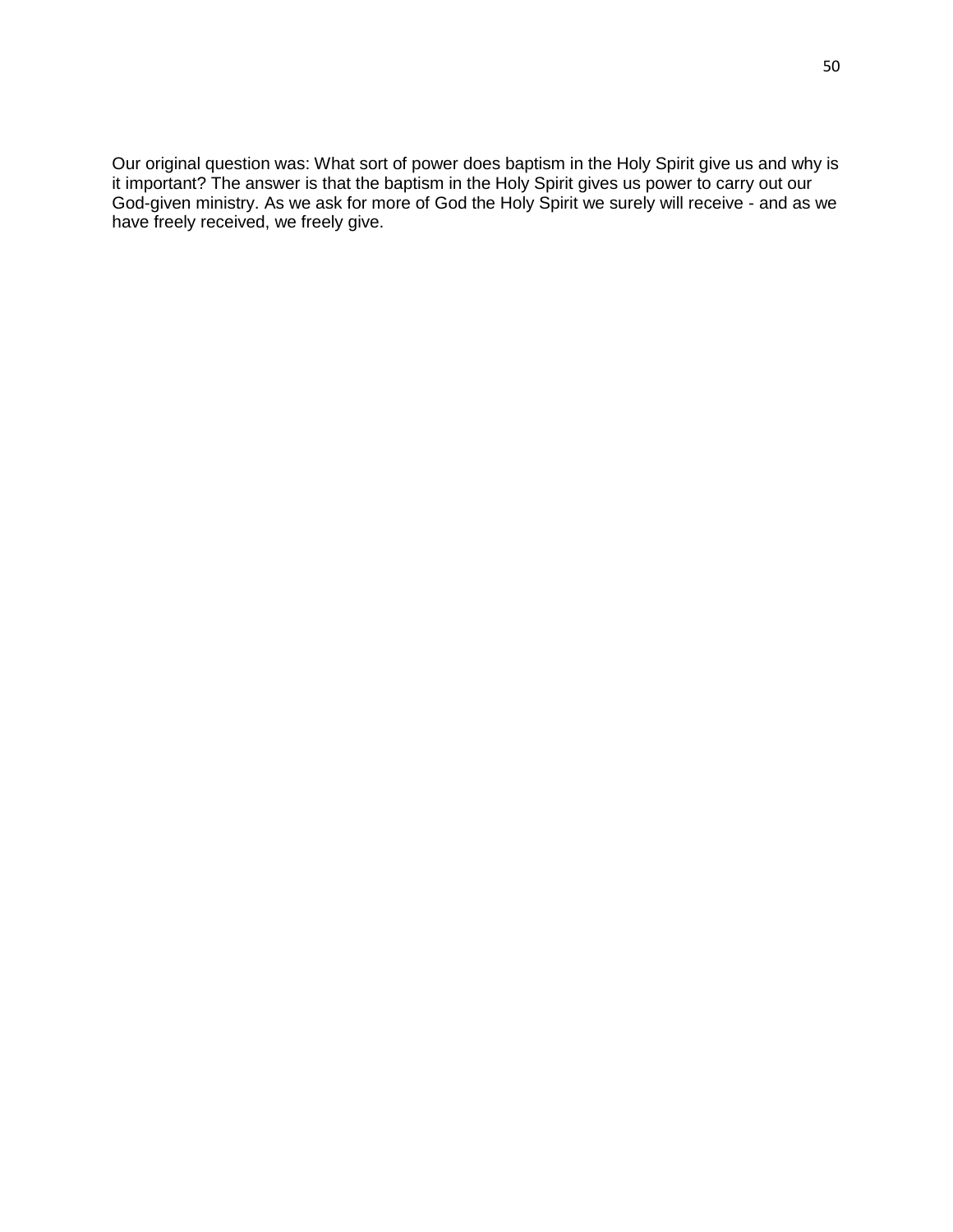Our original question was: What sort of power does baptism in the Holy Spirit give us and why is it important? The answer is that the baptism in the Holy Spirit gives us power to carry out our God-given ministry. As we ask for more of God the Holy Spirit we surely will receive - and as we have freely received, we freely give.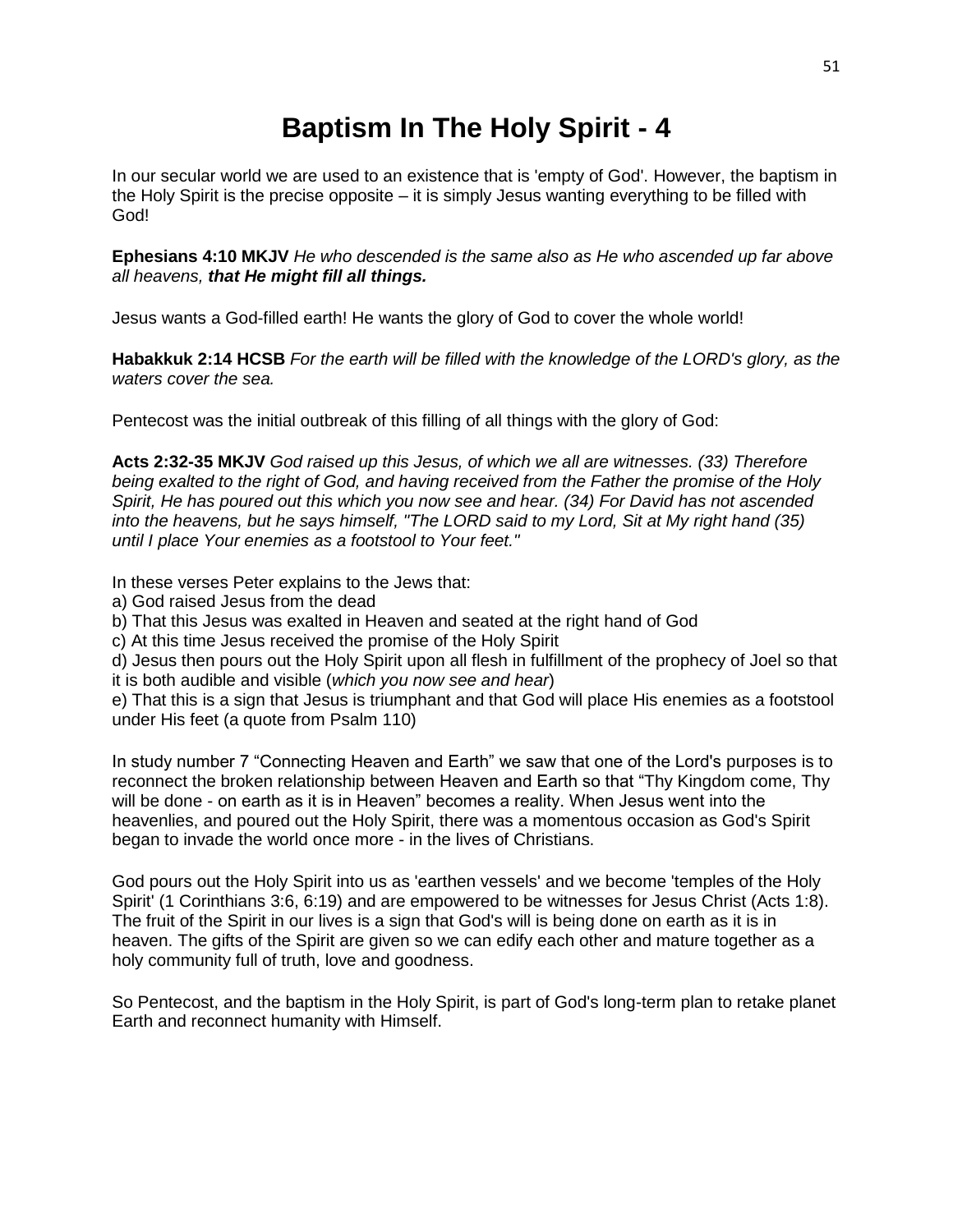# Baptism In The Holy Spirit - 4

In our secular world we are used to an existence that is 'empty of God'. However, the baptism in the Holy Spirit is the precise opposite – it is simply Jesus wanting everything to be filled with God!

**Ephesians 4:10 MKJV** *He who descended is the same also as He who ascended up far above all heavens, **that He might fill all things.***

Jesus wants a God-filled earth! He wants the glory of God to cover the whole world!

**Habakkuk 2:14 HCSB** *For the earth will be filled with the knowledge of the LORD's glory, as the waters cover the sea.*

Pentecost was the initial outbreak of this filling of all things with the glory of God:

**Acts 2:32-35 MKJV** *God raised up this Jesus, of which we all are witnesses. (33) Therefore being exalted to the right of God, and having received from the Father the promise of the Holy Spirit, He has poured out this which you now see and hear. (34) For David has not ascended into the heavens, but he says himself, "The LORD said to my Lord, Sit at My right hand (35) until I place Your enemies as a footstool to Your feet."*

In these verses Peter explains to the Jews that:
a) God raised Jesus from the dead
b) That this Jesus was exalted in Heaven and seated at the right hand of God
c) At this time Jesus received the promise of the Holy Spirit
d) Jesus then pours out the Holy Spirit upon all flesh in fulfillment of the prophecy of Joel so that it is both audible and visible (*which you now see and hear*)
e) That this is a sign that Jesus is triumphant and that God will place His enemies as a footstool under His feet (a quote from Psalm 110)

In study number 7 "Connecting Heaven and Earth" we saw that one of the Lord's purposes is to reconnect the broken relationship between Heaven and Earth so that "Thy Kingdom come, Thy will be done - on earth as it is in Heaven" becomes a reality. When Jesus went into the heavenlies, and poured out the Holy Spirit, there was a momentous occasion as God's Spirit began to invade the world once more - in the lives of Christians.

God pours out the Holy Spirit into us as 'earthen vessels' and we become 'temples of the Holy Spirit' (1 Corinthians 3:6, 6:19) and are empowered to be witnesses for Jesus Christ (Acts 1:8). The fruit of the Spirit in our lives is a sign that God's will is being done on earth as it is in heaven. The gifts of the Spirit are given so we can edify each other and mature together as a holy community full of truth, love and goodness.

So Pentecost, and the baptism in the Holy Spirit, is part of God's long-term plan to retake planet Earth and reconnect humanity with Himself.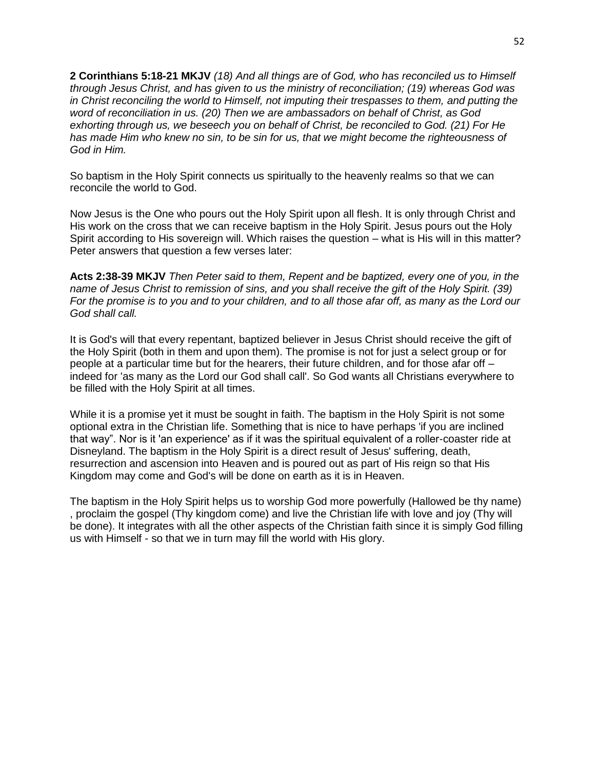**2 Corinthians 5:18-21 MKJV** *(18) And all things are of God, who has reconciled us to Himself through Jesus Christ, and has given to us the ministry of reconciliation; (19) whereas God was in Christ reconciling the world to Himself, not imputing their trespasses to them, and putting the word of reconciliation in us. (20) Then we are ambassadors on behalf of Christ, as God exhorting through us, we beseech you on behalf of Christ, be reconciled to God. (21) For He has made Him who knew no sin, to be sin for us, that we might become the righteousness of God in Him.*

So baptism in the Holy Spirit connects us spiritually to the heavenly realms so that we can reconcile the world to God.

Now Jesus is the One who pours out the Holy Spirit upon all flesh. It is only through Christ and His work on the cross that we can receive baptism in the Holy Spirit. Jesus pours out the Holy Spirit according to His sovereign will. Which raises the question – what is His will in this matter? Peter answers that question a few verses later:

**Acts 2:38-39 MKJV** *Then Peter said to them, Repent and be baptized, every one of you, in the name of Jesus Christ to remission of sins, and you shall receive the gift of the Holy Spirit. (39) For the promise is to you and to your children, and to all those afar off, as many as the Lord our God shall call.*

It is God's will that every repentant, baptized believer in Jesus Christ should receive the gift of the Holy Spirit (both in them and upon them). The promise is not for just a select group or for people at a particular time but for the hearers, their future children, and for those afar off – indeed for 'as many as the Lord our God shall call'. So God wants all Christians everywhere to be filled with the Holy Spirit at all times.

While it is a promise yet it must be sought in faith. The baptism in the Holy Spirit is not some optional extra in the Christian life. Something that is nice to have perhaps 'if you are inclined that way". Nor is it 'an experience' as if it was the spiritual equivalent of a roller-coaster ride at Disneyland. The baptism in the Holy Spirit is a direct result of Jesus' suffering, death, resurrection and ascension into Heaven and is poured out as part of His reign so that His Kingdom may come and God's will be done on earth as it is in Heaven.

The baptism in the Holy Spirit helps us to worship God more powerfully (Hallowed be thy name) , proclaim the gospel (Thy kingdom come) and live the Christian life with love and joy (Thy will be done). It integrates with all the other aspects of the Christian faith since it is simply God filling us with Himself - so that we in turn may fill the world with His glory.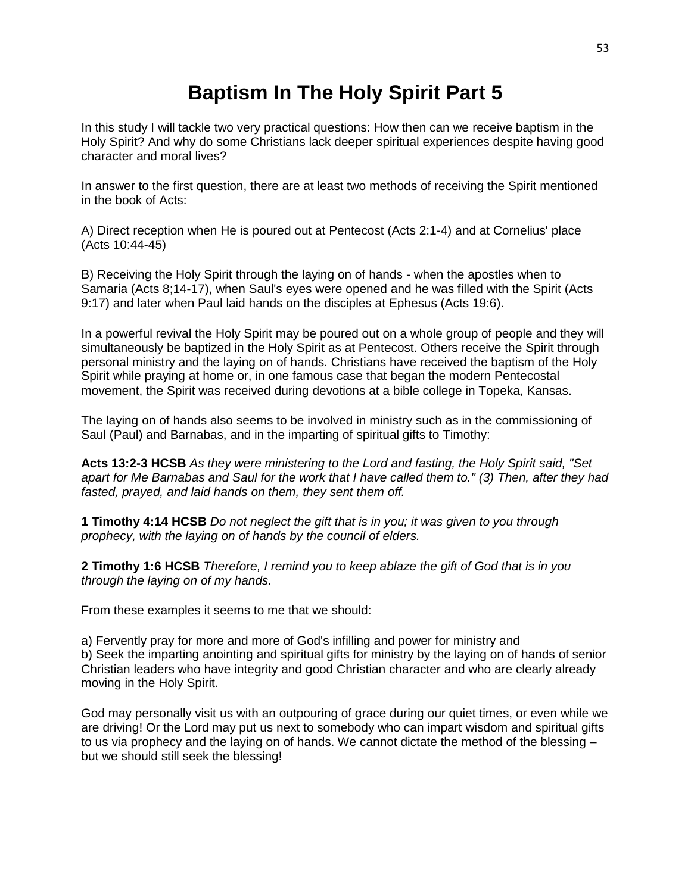# Baptism In The Holy Spirit Part 5

In this study I will tackle two very practical questions: How then can we receive baptism in the Holy Spirit? And why do some Christians lack deeper spiritual experiences despite having good character and moral lives?

In answer to the first question, there are at least two methods of receiving the Spirit mentioned in the book of Acts:

A) Direct reception when He is poured out at Pentecost (Acts 2:1-4) and at Cornelius' place (Acts 10:44-45)

B) Receiving the Holy Spirit through the laying on of hands - when the apostles when to Samaria (Acts 8;14-17), when Saul's eyes were opened and he was filled with the Spirit (Acts 9:17) and later when Paul laid hands on the disciples at Ephesus (Acts 19:6).

In a powerful revival the Holy Spirit may be poured out on a whole group of people and they will simultaneously be baptized in the Holy Spirit as at Pentecost. Others receive the Spirit through personal ministry and the laying on of hands. Christians have received the baptism of the Holy Spirit while praying at home or, in one famous case that began the modern Pentecostal movement, the Spirit was received during devotions at a bible college in Topeka, Kansas.

The laying on of hands also seems to be involved in ministry such as in the commissioning of Saul (Paul) and Barnabas, and in the imparting of spiritual gifts to Timothy:

**Acts 13:2-3 HCSB** *As they were ministering to the Lord and fasting, the Holy Spirit said, "Set apart for Me Barnabas and Saul for the work that I have called them to." (3) Then, after they had fasted, prayed, and laid hands on them, they sent them off.*

**1 Timothy 4:14 HCSB** *Do not neglect the gift that is in you; it was given to you through prophecy, with the laying on of hands by the council of elders.*

**2 Timothy 1:6 HCSB** *Therefore, I remind you to keep ablaze the gift of God that is in you through the laying on of my hands.*

From these examples it seems to me that we should:

a) Fervently pray for more and more of God's infilling and power for ministry and
b) Seek the imparting anointing and spiritual gifts for ministry by the laying on of hands of senior Christian leaders who have integrity and good Christian character and who are clearly already moving in the Holy Spirit.

God may personally visit us with an outpouring of grace during our quiet times, or even while we are driving! Or the Lord may put us next to somebody who can impart wisdom and spiritual gifts to us via prophecy and the laying on of hands. We cannot dictate the method of the blessing – but we should still seek the blessing!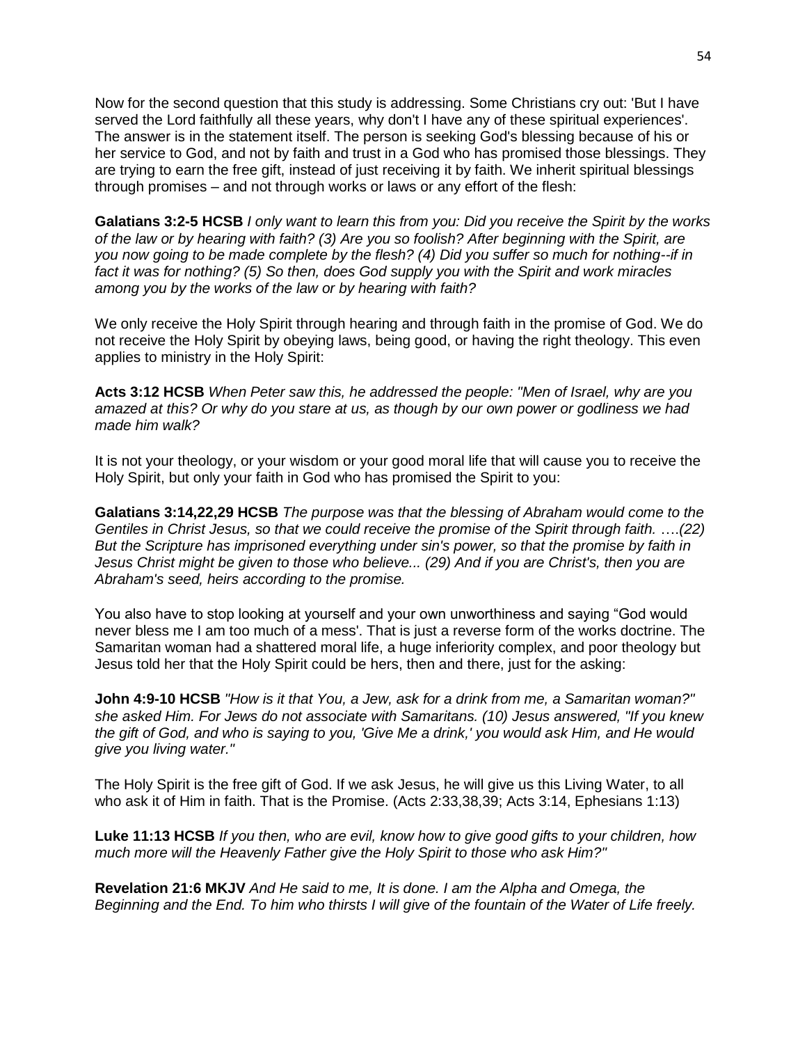Now for the second question that this study is addressing. Some Christians cry out: 'But I have served the Lord faithfully all these years, why don't I have any of these spiritual experiences'. The answer is in the statement itself. The person is seeking God's blessing because of his or her service to God, and not by faith and trust in a God who has promised those blessings. They are trying to earn the free gift, instead of just receiving it by faith. We inherit spiritual blessings through promises – and not through works or laws or any effort of the flesh:

**Galatians 3:2-5 HCSB** *I only want to learn this from you: Did you receive the Spirit by the works of the law or by hearing with faith? (3) Are you so foolish? After beginning with the Spirit, are you now going to be made complete by the flesh? (4) Did you suffer so much for nothing--if in fact it was for nothing? (5) So then, does God supply you with the Spirit and work miracles among you by the works of the law or by hearing with faith?*

We only receive the Holy Spirit through hearing and through faith in the promise of God. We do not receive the Holy Spirit by obeying laws, being good, or having the right theology. This even applies to ministry in the Holy Spirit:

**Acts 3:12 HCSB** *When Peter saw this, he addressed the people: "Men of Israel, why are you amazed at this? Or why do you stare at us, as though by our own power or godliness we had made him walk?*

It is not your theology, or your wisdom or your good moral life that will cause you to receive the Holy Spirit, but only your faith in God who has promised the Spirit to you:

**Galatians 3:14,22,29 HCSB** *The purpose was that the blessing of Abraham would come to the Gentiles in Christ Jesus, so that we could receive the promise of the Spirit through faith. ….(22) But the Scripture has imprisoned everything under sin's power, so that the promise by faith in Jesus Christ might be given to those who believe... (29) And if you are Christ's, then you are Abraham's seed, heirs according to the promise.*

You also have to stop looking at yourself and your own unworthiness and saying "God would never bless me I am too much of a mess'. That is just a reverse form of the works doctrine. The Samaritan woman had a shattered moral life, a huge inferiority complex, and poor theology but Jesus told her that the Holy Spirit could be hers, then and there, just for the asking:

**John 4:9-10 HCSB** *"How is it that You, a Jew, ask for a drink from me, a Samaritan woman?" she asked Him. For Jews do not associate with Samaritans. (10) Jesus answered, "If you knew the gift of God, and who is saying to you, 'Give Me a drink,' you would ask Him, and He would give you living water."*

The Holy Spirit is the free gift of God. If we ask Jesus, he will give us this Living Water, to all who ask it of Him in faith. That is the Promise. (Acts 2:33,38,39; Acts 3:14, Ephesians 1:13)

**Luke 11:13 HCSB** *If you then, who are evil, know how to give good gifts to your children, how much more will the Heavenly Father give the Holy Spirit to those who ask Him?"*

**Revelation 21:6 MKJV** *And He said to me, It is done. I am the Alpha and Omega, the Beginning and the End. To him who thirsts I will give of the fountain of the Water of Life freely.*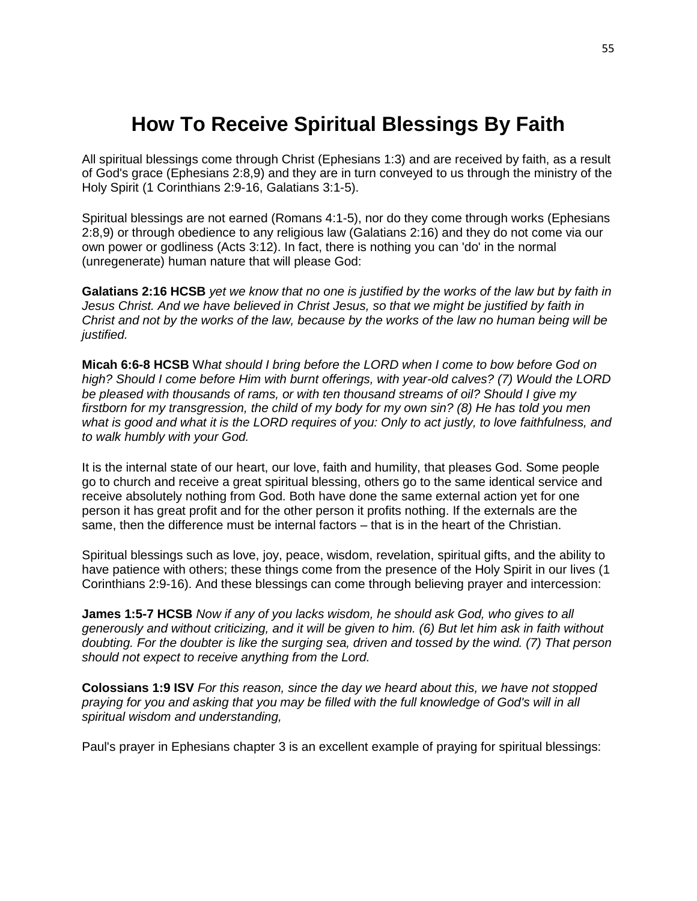# How To Receive Spiritual Blessings By Faith

All spiritual blessings come through Christ (Ephesians 1:3) and are received by faith, as a result of God's grace (Ephesians 2:8,9) and they are in turn conveyed to us through the ministry of the Holy Spirit (1 Corinthians 2:9-16, Galatians 3:1-5).

Spiritual blessings are not earned (Romans 4:1-5), nor do they come through works (Ephesians 2:8,9) or through obedience to any religious law (Galatians 2:16) and they do not come via our own power or godliness (Acts 3:12). In fact, there is nothing you can 'do' in the normal (unregenerate) human nature that will please God:

**Galatians 2:16 HCSB** *yet we know that no one is justified by the works of the law but by faith in Jesus Christ. And we have believed in Christ Jesus, so that we might be justified by faith in Christ and not by the works of the law, because by the works of the law no human being will be justified.*

**Micah 6:6-8 HCSB** W*hat should I bring before the LORD when I come to bow before God on high? Should I come before Him with burnt offerings, with year-old calves? (7) Would the LORD be pleased with thousands of rams, or with ten thousand streams of oil? Should I give my firstborn for my transgression, the child of my body for my own sin? (8) He has told you men what is good and what it is the LORD requires of you: Only to act justly, to love faithfulness, and to walk humbly with your God.*

It is the internal state of our heart, our love, faith and humility, that pleases God. Some people go to church and receive a great spiritual blessing, others go to the same identical service and receive absolutely nothing from God. Both have done the same external action yet for one person it has great profit and for the other person it profits nothing. If the externals are the same, then the difference must be internal factors – that is in the heart of the Christian.

Spiritual blessings such as love, joy, peace, wisdom, revelation, spiritual gifts, and the ability to have patience with others; these things come from the presence of the Holy Spirit in our lives (1 Corinthians 2:9-16). And these blessings can come through believing prayer and intercession:

**James 1:5-7 HCSB** *Now if any of you lacks wisdom, he should ask God, who gives to all generously and without criticizing, and it will be given to him. (6) But let him ask in faith without doubting. For the doubter is like the surging sea, driven and tossed by the wind. (7) That person should not expect to receive anything from the Lord.*

**Colossians 1:9 ISV** *For this reason, since the day we heard about this, we have not stopped praying for you and asking that you may be filled with the full knowledge of God's will in all spiritual wisdom and understanding,*

Paul's prayer in Ephesians chapter 3 is an excellent example of praying for spiritual blessings: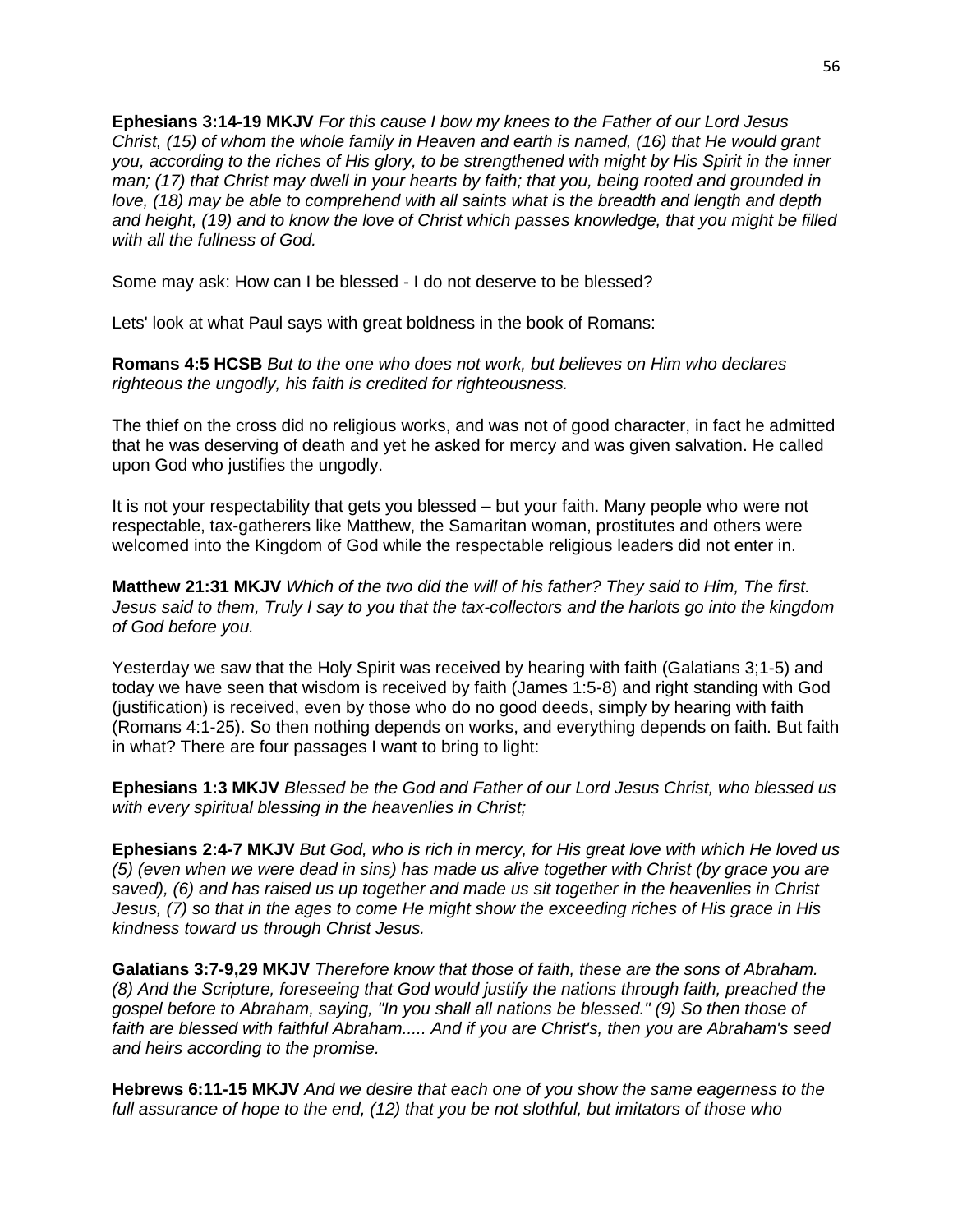**Ephesians 3:14-19 MKJV** *For this cause I bow my knees to the Father of our Lord Jesus Christ, (15) of whom the whole family in Heaven and earth is named, (16) that He would grant you, according to the riches of His glory, to be strengthened with might by His Spirit in the inner man; (17) that Christ may dwell in your hearts by faith; that you, being rooted and grounded in love, (18) may be able to comprehend with all saints what is the breadth and length and depth and height, (19) and to know the love of Christ which passes knowledge, that you might be filled with all the fullness of God.*

Some may ask: How can I be blessed - I do not deserve to be blessed?

Lets' look at what Paul says with great boldness in the book of Romans:

**Romans 4:5 HCSB** *But to the one who does not work, but believes on Him who declares righteous the ungodly, his faith is credited for righteousness.*

The thief on the cross did no religious works, and was not of good character, in fact he admitted that he was deserving of death and yet he asked for mercy and was given salvation. He called upon God who justifies the ungodly.

It is not your respectability that gets you blessed – but your faith. Many people who were not respectable, tax-gatherers like Matthew, the Samaritan woman, prostitutes and others were welcomed into the Kingdom of God while the respectable religious leaders did not enter in.

**Matthew 21:31 MKJV** *Which of the two did the will of his father? They said to Him, The first. Jesus said to them, Truly I say to you that the tax-collectors and the harlots go into the kingdom of God before you.*

Yesterday we saw that the Holy Spirit was received by hearing with faith (Galatians 3;1-5) and today we have seen that wisdom is received by faith (James 1:5-8) and right standing with God (justification) is received, even by those who do no good deeds, simply by hearing with faith (Romans 4:1-25). So then nothing depends on works, and everything depends on faith. But faith in what? There are four passages I want to bring to light:

**Ephesians 1:3 MKJV** *Blessed be the God and Father of our Lord Jesus Christ, who blessed us with every spiritual blessing in the heavenlies in Christ;*

**Ephesians 2:4-7 MKJV** *But God, who is rich in mercy, for His great love with which He loved us (5) (even when we were dead in sins) has made us alive together with Christ (by grace you are saved), (6) and has raised us up together and made us sit together in the heavenlies in Christ Jesus, (7) so that in the ages to come He might show the exceeding riches of His grace in His kindness toward us through Christ Jesus.*

**Galatians 3:7-9,29 MKJV** *Therefore know that those of faith, these are the sons of Abraham. (8) And the Scripture, foreseeing that God would justify the nations through faith, preached the gospel before to Abraham, saying, "In you shall all nations be blessed." (9) So then those of faith are blessed with faithful Abraham..... And if you are Christ's, then you are Abraham's seed and heirs according to the promise.*

**Hebrews 6:11-15 MKJV** *And we desire that each one of you show the same eagerness to the full assurance of hope to the end, (12) that you be not slothful, but imitators of those who*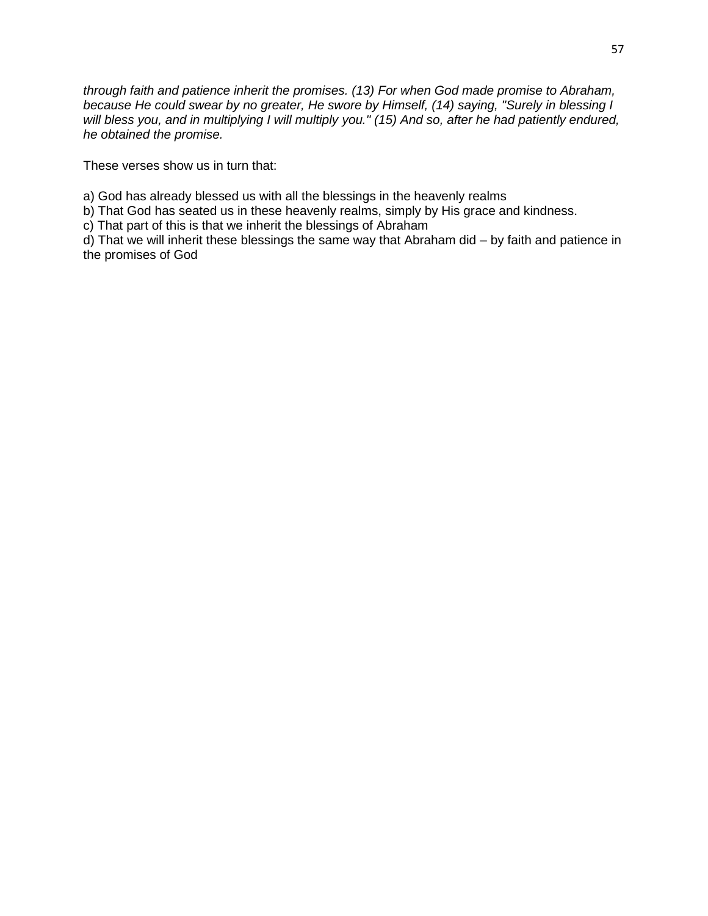*through faith and patience inherit the promises. (13) For when God made promise to Abraham, because He could swear by no greater, He swore by Himself, (14) saying, "Surely in blessing I will bless you, and in multiplying I will multiply you." (15) And so, after he had patiently endured, he obtained the promise.*

These verses show us in turn that:

a) God has already blessed us with all the blessings in the heavenly realms
b) That God has seated us in these heavenly realms, simply by His grace and kindness.
c) That part of this is that we inherit the blessings of Abraham
d) That we will inherit these blessings the same way that Abraham did – by faith and patience in the promises of God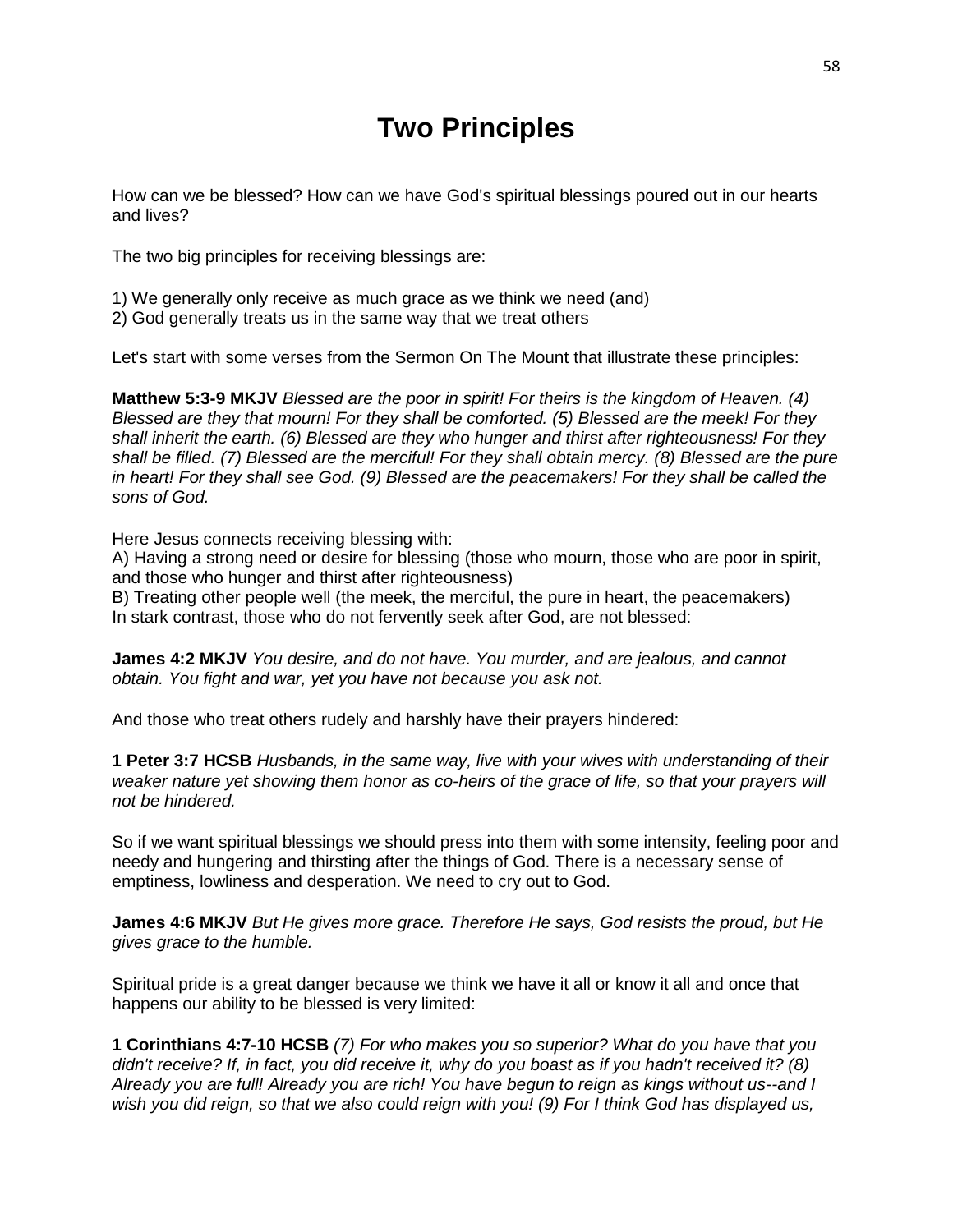# Two Principles

How can we be blessed? How can we have God's spiritual blessings poured out in our hearts and lives?

The two big principles for receiving blessings are:

1) We generally only receive as much grace as we think we need (and)
2) God generally treats us in the same way that we treat others

Let's start with some verses from the Sermon On The Mount that illustrate these principles:

**Matthew 5:3-9 MKJV** *Blessed are the poor in spirit! For theirs is the kingdom of Heaven. (4) Blessed are they that mourn! For they shall be comforted. (5) Blessed are the meek! For they shall inherit the earth. (6) Blessed are they who hunger and thirst after righteousness! For they shall be filled. (7) Blessed are the merciful! For they shall obtain mercy. (8) Blessed are the pure in heart! For they shall see God. (9) Blessed are the peacemakers! For they shall be called the sons of God.*

Here Jesus connects receiving blessing with:
A) Having a strong need or desire for blessing (those who mourn, those who are poor in spirit, and those who hunger and thirst after righteousness)
B) Treating other people well (the meek, the merciful, the pure in heart, the peacemakers)
In stark contrast, those who do not fervently seek after God, are not blessed:

**James 4:2 MKJV** *You desire, and do not have. You murder, and are jealous, and cannot obtain. You fight and war, yet you have not because you ask not.*

And those who treat others rudely and harshly have their prayers hindered:

**1 Peter 3:7 HCSB** *Husbands, in the same way, live with your wives with understanding of their weaker nature yet showing them honor as co-heirs of the grace of life, so that your prayers will not be hindered.*

So if we want spiritual blessings we should press into them with some intensity, feeling poor and needy and hungering and thirsting after the things of God. There is a necessary sense of emptiness, lowliness and desperation. We need to cry out to God.

**James 4:6 MKJV** *But He gives more grace. Therefore He says, God resists the proud, but He gives grace to the humble.*

Spiritual pride is a great danger because we think we have it all or know it all and once that happens our ability to be blessed is very limited:

**1 Corinthians 4:7-10 HCSB** *(7) For who makes you so superior? What do you have that you didn't receive? If, in fact, you did receive it, why do you boast as if you hadn't received it? (8) Already you are full! Already you are rich! You have begun to reign as kings without us--and I wish you did reign, so that we also could reign with you! (9) For I think God has displayed us,*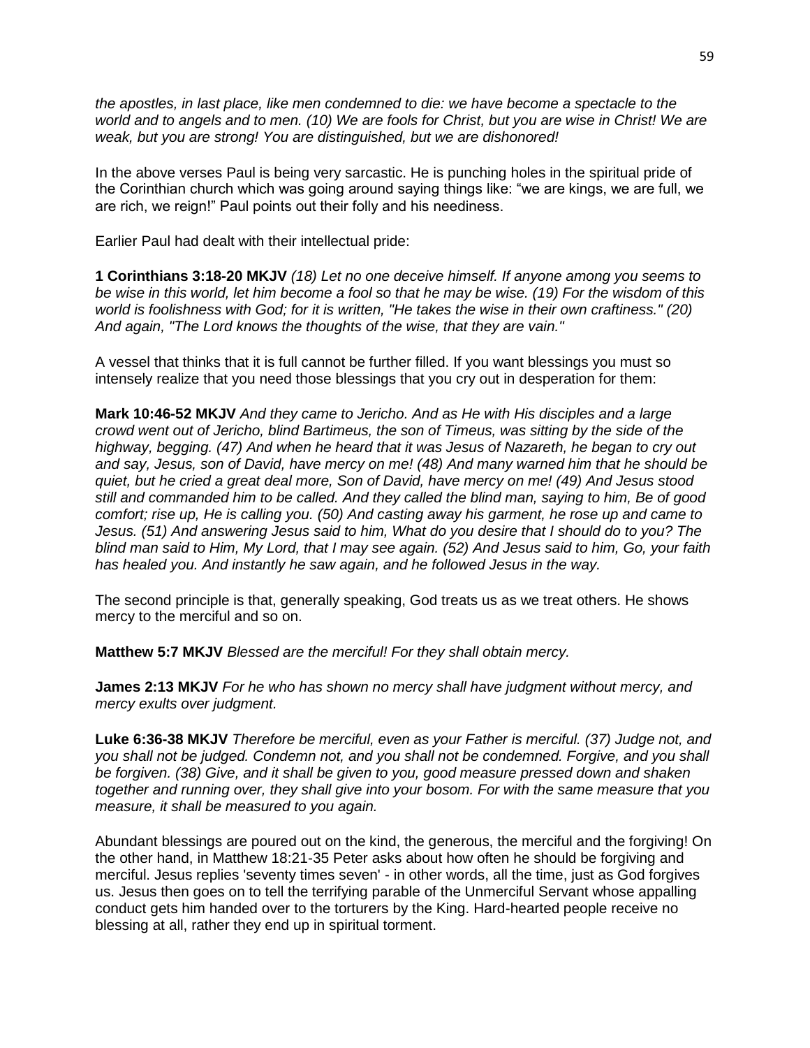*the apostles, in last place, like men condemned to die: we have become a spectacle to the world and to angels and to men. (10) We are fools for Christ, but you are wise in Christ! We are weak, but you are strong! You are distinguished, but we are dishonored!*

In the above verses Paul is being very sarcastic. He is punching holes in the spiritual pride of the Corinthian church which was going around saying things like: "we are kings, we are full, we are rich, we reign!" Paul points out their folly and his neediness.

Earlier Paul had dealt with their intellectual pride:

**1 Corinthians 3:18-20 MKJV** *(18) Let no one deceive himself. If anyone among you seems to be wise in this world, let him become a fool so that he may be wise. (19) For the wisdom of this world is foolishness with God; for it is written, "He takes the wise in their own craftiness." (20) And again, "The Lord knows the thoughts of the wise, that they are vain."*

A vessel that thinks that it is full cannot be further filled. If you want blessings you must so intensely realize that you need those blessings that you cry out in desperation for them:

**Mark 10:46-52 MKJV** *And they came to Jericho. And as He with His disciples and a large crowd went out of Jericho, blind Bartimeus, the son of Timeus, was sitting by the side of the highway, begging. (47) And when he heard that it was Jesus of Nazareth, he began to cry out and say, Jesus, son of David, have mercy on me! (48) And many warned him that he should be quiet, but he cried a great deal more, Son of David, have mercy on me! (49) And Jesus stood still and commanded him to be called. And they called the blind man, saying to him, Be of good comfort; rise up, He is calling you. (50) And casting away his garment, he rose up and came to Jesus. (51) And answering Jesus said to him, What do you desire that I should do to you? The blind man said to Him, My Lord, that I may see again. (52) And Jesus said to him, Go, your faith has healed you. And instantly he saw again, and he followed Jesus in the way.*

The second principle is that, generally speaking, God treats us as we treat others. He shows mercy to the merciful and so on.

**Matthew 5:7 MKJV** *Blessed are the merciful! For they shall obtain mercy.*

**James 2:13 MKJV** *For he who has shown no mercy shall have judgment without mercy, and mercy exults over judgment.*

**Luke 6:36-38 MKJV** *Therefore be merciful, even as your Father is merciful. (37) Judge not, and you shall not be judged. Condemn not, and you shall not be condemned. Forgive, and you shall be forgiven. (38) Give, and it shall be given to you, good measure pressed down and shaken together and running over, they shall give into your bosom. For with the same measure that you measure, it shall be measured to you again.*

Abundant blessings are poured out on the kind, the generous, the merciful and the forgiving! On the other hand, in Matthew 18:21-35 Peter asks about how often he should be forgiving and merciful. Jesus replies 'seventy times seven' - in other words, all the time, just as God forgives us. Jesus then goes on to tell the terrifying parable of the Unmerciful Servant whose appalling conduct gets him handed over to the torturers by the King. Hard-hearted people receive no blessing at all, rather they end up in spiritual torment.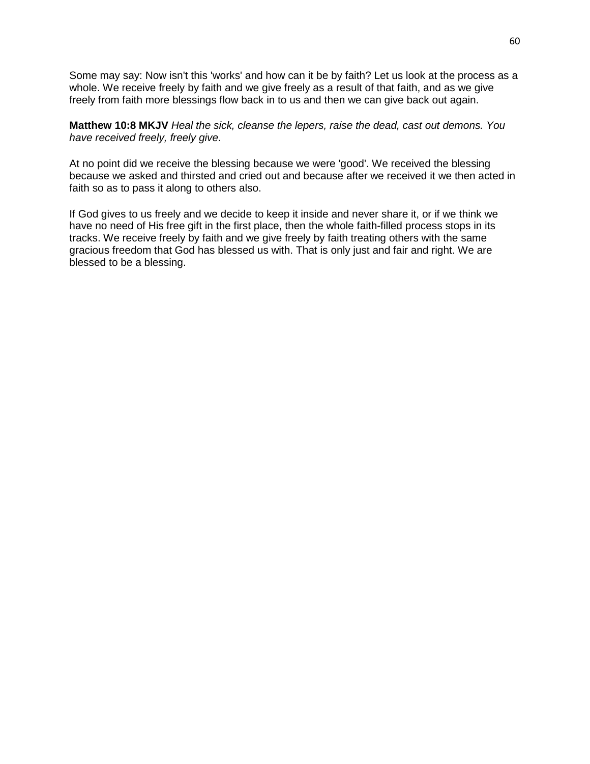Some may say: Now isn't this 'works' and how can it be by faith? Let us look at the process as a whole. We receive freely by faith and we give freely as a result of that faith, and as we give freely from faith more blessings flow back in to us and then we can give back out again.

**Matthew 10:8 MKJV** *Heal the sick, cleanse the lepers, raise the dead, cast out demons. You have received freely, freely give.*

At no point did we receive the blessing because we were 'good'. We received the blessing because we asked and thirsted and cried out and because after we received it we then acted in faith so as to pass it along to others also.

If God gives to us freely and we decide to keep it inside and never share it, or if we think we have no need of His free gift in the first place, then the whole faith-filled process stops in its tracks. We receive freely by faith and we give freely by faith treating others with the same gracious freedom that God has blessed us with. That is only just and fair and right. We are blessed to be a blessing.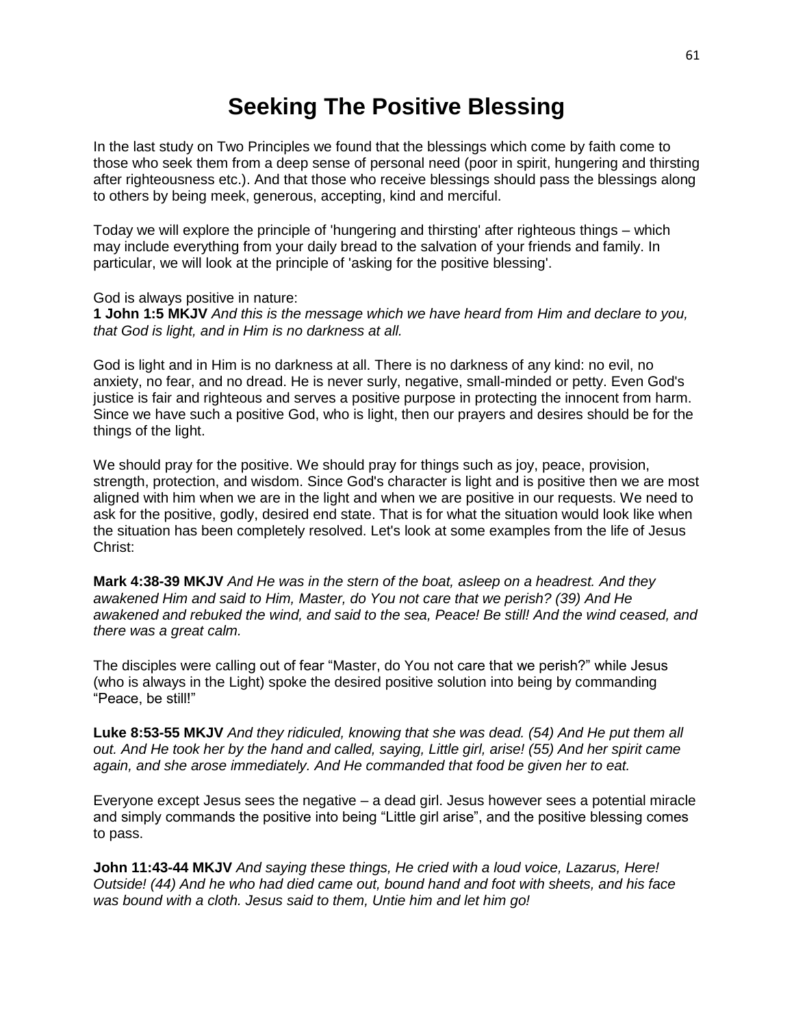# Seeking The Positive Blessing

In the last study on Two Principles we found that the blessings which come by faith come to those who seek them from a deep sense of personal need (poor in spirit, hungering and thirsting after righteousness etc.). And that those who receive blessings should pass the blessings along to others by being meek, generous, accepting, kind and merciful.

Today we will explore the principle of 'hungering and thirsting' after righteous things – which may include everything from your daily bread to the salvation of your friends and family. In particular, we will look at the principle of 'asking for the positive blessing'.

God is always positive in nature:
**1 John 1:5 MKJV** *And this is the message which we have heard from Him and declare to you, that God is light, and in Him is no darkness at all.*

God is light and in Him is no darkness at all. There is no darkness of any kind: no evil, no anxiety, no fear, and no dread. He is never surly, negative, small-minded or petty. Even God's justice is fair and righteous and serves a positive purpose in protecting the innocent from harm. Since we have such a positive God, who is light, then our prayers and desires should be for the things of the light.

We should pray for the positive. We should pray for things such as joy, peace, provision, strength, protection, and wisdom. Since God's character is light and is positive then we are most aligned with him when we are in the light and when we are positive in our requests. We need to ask for the positive, godly, desired end state. That is for what the situation would look like when the situation has been completely resolved. Let's look at some examples from the life of Jesus Christ:

**Mark 4:38-39 MKJV** *And He was in the stern of the boat, asleep on a headrest. And they awakened Him and said to Him, Master, do You not care that we perish? (39) And He awakened and rebuked the wind, and said to the sea, Peace! Be still! And the wind ceased, and there was a great calm.*

The disciples were calling out of fear "Master, do You not care that we perish?" while Jesus (who is always in the Light) spoke the desired positive solution into being by commanding "Peace, be still!"

**Luke 8:53-55 MKJV** *And they ridiculed, knowing that she was dead. (54) And He put them all out. And He took her by the hand and called, saying, Little girl, arise! (55) And her spirit came again, and she arose immediately. And He commanded that food be given her to eat.*

Everyone except Jesus sees the negative – a dead girl. Jesus however sees a potential miracle and simply commands the positive into being "Little girl arise", and the positive blessing comes to pass.

**John 11:43-44 MKJV** *And saying these things, He cried with a loud voice, Lazarus, Here! Outside! (44) And he who had died came out, bound hand and foot with sheets, and his face was bound with a cloth. Jesus said to them, Untie him and let him go!*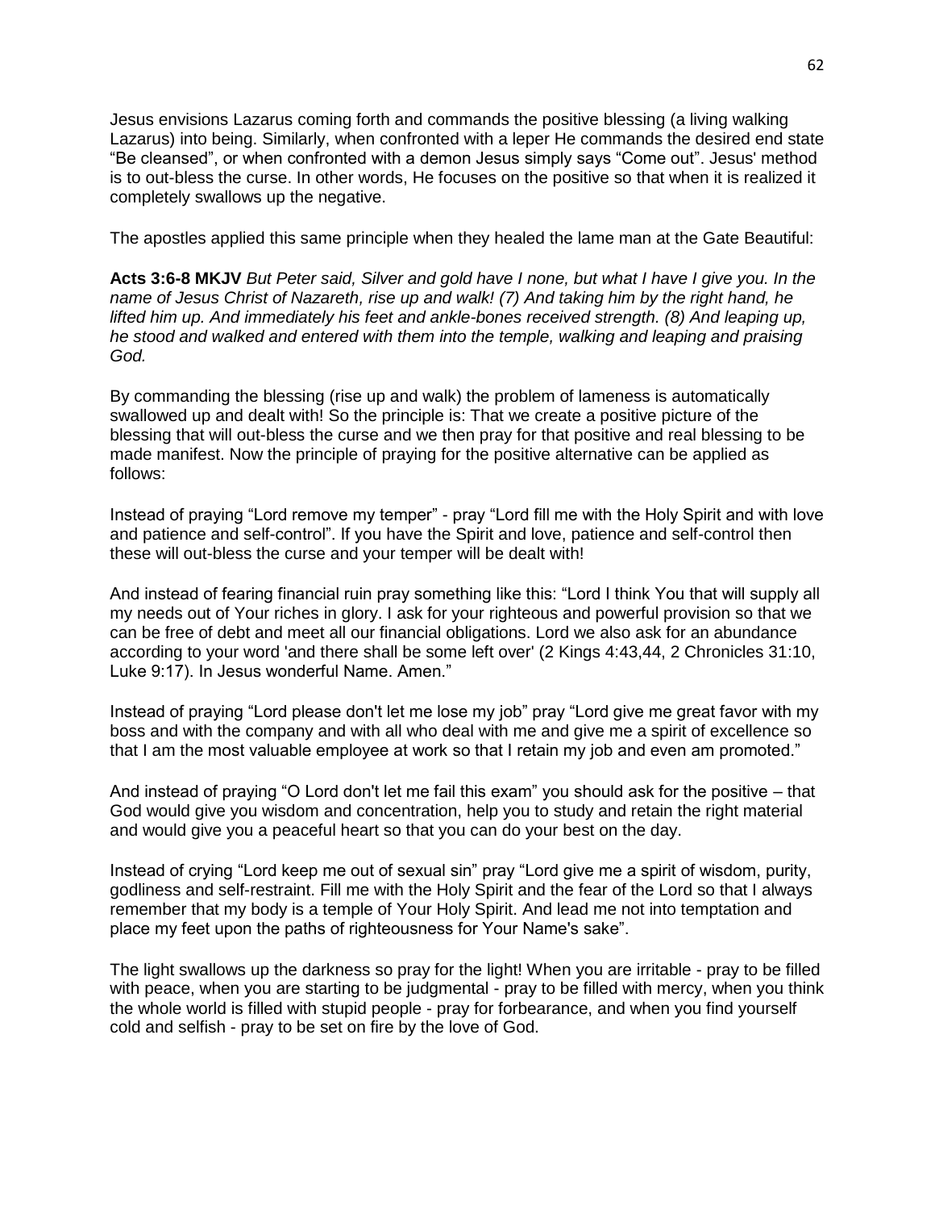Jesus envisions Lazarus coming forth and commands the positive blessing (a living walking Lazarus) into being. Similarly, when confronted with a leper He commands the desired end state "Be cleansed", or when confronted with a demon Jesus simply says "Come out". Jesus' method is to out-bless the curse. In other words, He focuses on the positive so that when it is realized it completely swallows up the negative.

The apostles applied this same principle when they healed the lame man at the Gate Beautiful:

**Acts 3:6-8 MKJV** *But Peter said, Silver and gold have I none, but what I have I give you. In the name of Jesus Christ of Nazareth, rise up and walk! (7) And taking him by the right hand, he lifted him up. And immediately his feet and ankle-bones received strength. (8) And leaping up, he stood and walked and entered with them into the temple, walking and leaping and praising God.*

By commanding the blessing (rise up and walk) the problem of lameness is automatically swallowed up and dealt with! So the principle is: That we create a positive picture of the blessing that will out-bless the curse and we then pray for that positive and real blessing to be made manifest. Now the principle of praying for the positive alternative can be applied as follows:

Instead of praying "Lord remove my temper" - pray "Lord fill me with the Holy Spirit and with love and patience and self-control". If you have the Spirit and love, patience and self-control then these will out-bless the curse and your temper will be dealt with!

And instead of fearing financial ruin pray something like this: "Lord I think You that will supply all my needs out of Your riches in glory. I ask for your righteous and powerful provision so that we can be free of debt and meet all our financial obligations. Lord we also ask for an abundance according to your word 'and there shall be some left over' (2 Kings 4:43,44, 2 Chronicles 31:10, Luke 9:17). In Jesus wonderful Name. Amen."

Instead of praying "Lord please don't let me lose my job" pray "Lord give me great favor with my boss and with the company and with all who deal with me and give me a spirit of excellence so that I am the most valuable employee at work so that I retain my job and even am promoted."

And instead of praying "O Lord don't let me fail this exam" you should ask for the positive – that God would give you wisdom and concentration, help you to study and retain the right material and would give you a peaceful heart so that you can do your best on the day.

Instead of crying "Lord keep me out of sexual sin" pray "Lord give me a spirit of wisdom, purity, godliness and self-restraint. Fill me with the Holy Spirit and the fear of the Lord so that I always remember that my body is a temple of Your Holy Spirit. And lead me not into temptation and place my feet upon the paths of righteousness for Your Name's sake".

The light swallows up the darkness so pray for the light! When you are irritable - pray to be filled with peace, when you are starting to be judgmental - pray to be filled with mercy, when you think the whole world is filled with stupid people - pray for forbearance, and when you find yourself cold and selfish - pray to be set on fire by the love of God.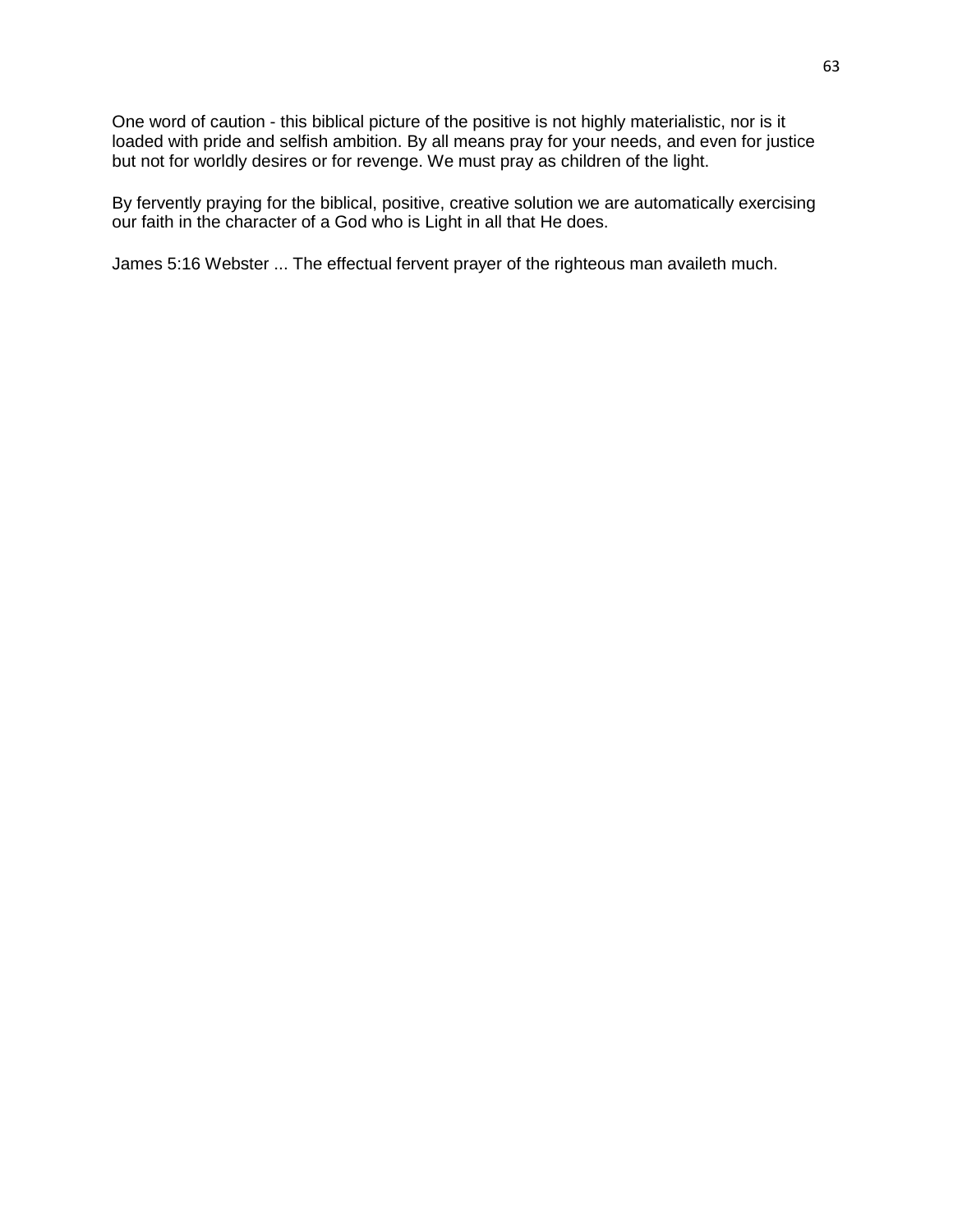One word of caution - this biblical picture of the positive is not highly materialistic, nor is it loaded with pride and selfish ambition. By all means pray for your needs, and even for justice but not for worldly desires or for revenge. We must pray as children of the light.

By fervently praying for the biblical, positive, creative solution we are automatically exercising our faith in the character of a God who is Light in all that He does.

James 5:16 Webster ... The effectual fervent prayer of the righteous man availeth much.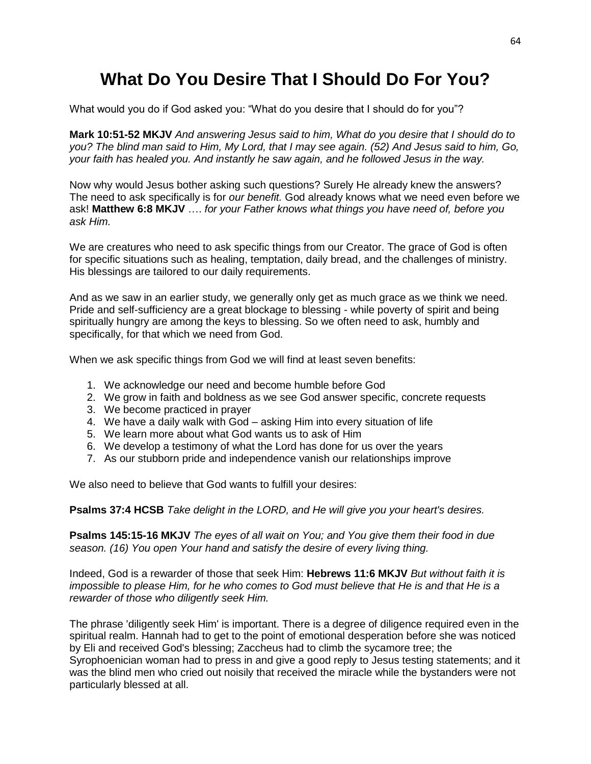# What Do You Desire That I Should Do For You?

What would you do if God asked you: “What do you desire that I should do for you”?

**Mark 10:51-52 MKJV** *And answering Jesus said to him, What do you desire that I should do to you? The blind man said to Him, My Lord, that I may see again. (52) And Jesus said to him, Go, your faith has healed you. And instantly he saw again, and he followed Jesus in the way.*

Now why would Jesus bother asking such questions? Surely He already knew the answers? The need to ask specifically is for *our benefit.* God already knows what we need even before we ask! **Matthew 6:8 MKJV** …. *for your Father knows what things you have need of, before you ask Him.*

We are creatures who need to ask specific things from our Creator. The grace of God is often for specific situations such as healing, temptation, daily bread, and the challenges of ministry. His blessings are tailored to our daily requirements.

And as we saw in an earlier study, we generally only get as much grace as we think we need. Pride and self-sufficiency are a great blockage to blessing - while poverty of spirit and being spiritually hungry are among the keys to blessing. So we often need to ask, humbly and specifically, for that which we need from God.

When we ask specific things from God we will find at least seven benefits:

1. We acknowledge our need and become humble before God
2. We grow in faith and boldness as we see God answer specific, concrete requests
3. We become practiced in prayer
4. We have a daily walk with God – asking Him into every situation of life
5. We learn more about what God wants us to ask of Him
6. We develop a testimony of what the Lord has done for us over the years
7. As our stubborn pride and independence vanish our relationships improve

We also need to believe that God wants to fulfill your desires:

**Psalms 37:4 HCSB** *Take delight in the LORD, and He will give you your heart's desires.*

**Psalms 145:15-16 MKJV** *The eyes of all wait on You; and You give them their food in due season. (16) You open Your hand and satisfy the desire of every living thing.*

Indeed, God is a rewarder of those that seek Him: **Hebrews 11:6 MKJV** *But without faith it is impossible to please Him, for he who comes to God must believe that He is and that He is a rewarder of those who diligently seek Him.*

The phrase 'diligently seek Him' is important. There is a degree of diligence required even in the spiritual realm. Hannah had to get to the point of emotional desperation before she was noticed by Eli and received God's blessing; Zaccheus had to climb the sycamore tree; the Syrophoenician woman had to press in and give a good reply to Jesus testing statements; and it was the blind men who cried out noisily that received the miracle while the bystanders were not particularly blessed at all.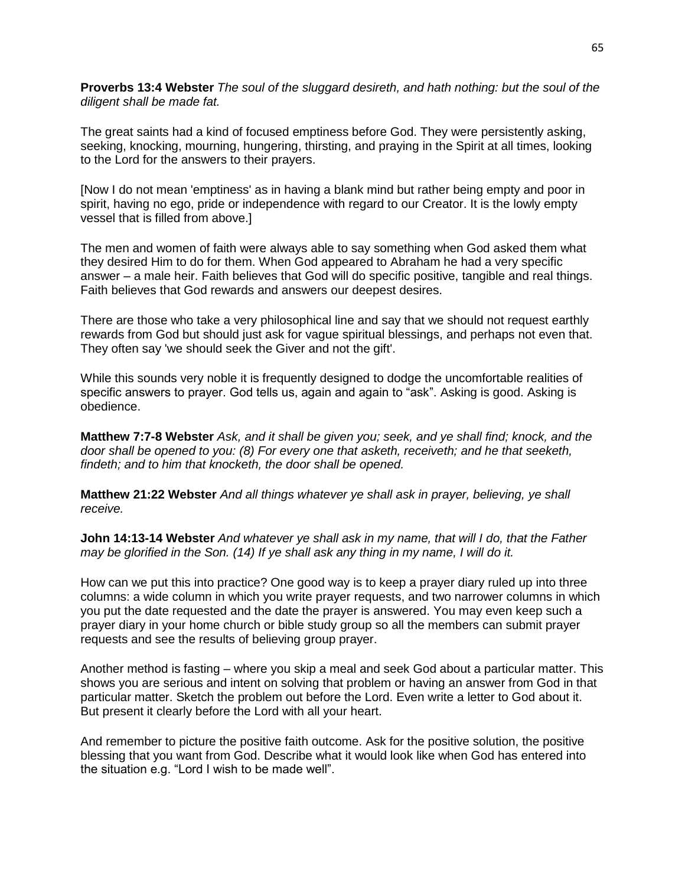**Proverbs 13:4 Webster** *The soul of the sluggard desireth, and hath nothing: but the soul of the diligent shall be made fat.*

The great saints had a kind of focused emptiness before God. They were persistently asking, seeking, knocking, mourning, hungering, thirsting, and praying in the Spirit at all times, looking to the Lord for the answers to their prayers.

[Now I do not mean 'emptiness' as in having a blank mind but rather being empty and poor in spirit, having no ego, pride or independence with regard to our Creator. It is the lowly empty vessel that is filled from above.]

The men and women of faith were always able to say something when God asked them what they desired Him to do for them. When God appeared to Abraham he had a very specific answer – a male heir. Faith believes that God will do specific positive, tangible and real things. Faith believes that God rewards and answers our deepest desires.

There are those who take a very philosophical line and say that we should not request earthly rewards from God but should just ask for vague spiritual blessings, and perhaps not even that. They often say 'we should seek the Giver and not the gift'.

While this sounds very noble it is frequently designed to dodge the uncomfortable realities of specific answers to prayer. God tells us, again and again to "ask". Asking is good. Asking is obedience.

**Matthew 7:7-8 Webster** *Ask, and it shall be given you; seek, and ye shall find; knock, and the door shall be opened to you: (8) For every one that asketh, receiveth; and he that seeketh, findeth; and to him that knocketh, the door shall be opened.*

**Matthew 21:22 Webster** *And all things whatever ye shall ask in prayer, believing, ye shall receive.*

**John 14:13-14 Webster** *And whatever ye shall ask in my name, that will I do, that the Father may be glorified in the Son. (14) If ye shall ask any thing in my name, I will do it.*

How can we put this into practice? One good way is to keep a prayer diary ruled up into three columns: a wide column in which you write prayer requests, and two narrower columns in which you put the date requested and the date the prayer is answered. You may even keep such a prayer diary in your home church or bible study group so all the members can submit prayer requests and see the results of believing group prayer.

Another method is fasting – where you skip a meal and seek God about a particular matter. This shows you are serious and intent on solving that problem or having an answer from God in that particular matter. Sketch the problem out before the Lord. Even write a letter to God about it. But present it clearly before the Lord with all your heart.

And remember to picture the positive faith outcome. Ask for the positive solution, the positive blessing that you want from God. Describe what it would look like when God has entered into the situation e.g. "Lord I wish to be made well".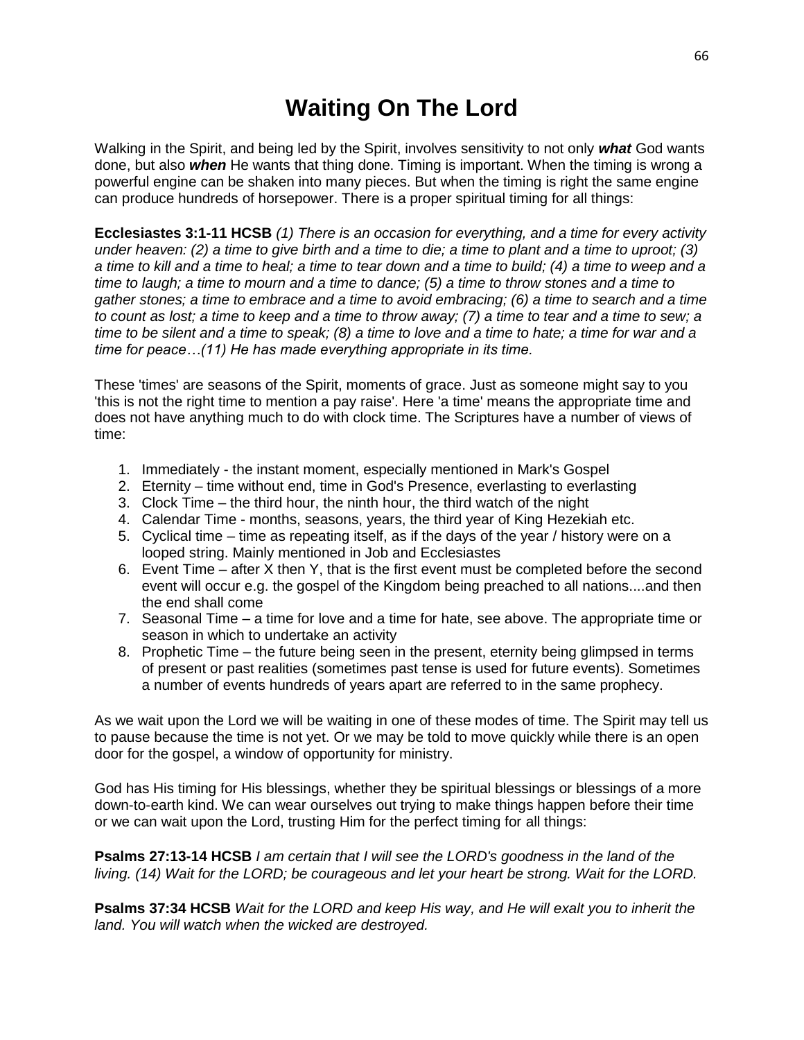# Waiting On The Lord

Walking in the Spirit, and being led by the Spirit, involves sensitivity to not only ***what*** God wants done, but also ***when*** He wants that thing done. Timing is important. When the timing is wrong a powerful engine can be shaken into many pieces. But when the timing is right the same engine can produce hundreds of horsepower. There is a proper spiritual timing for all things:

**Ecclesiastes 3:1-11 HCSB** *(1) There is an occasion for everything, and a time for every activity under heaven: (2) a time to give birth and a time to die; a time to plant and a time to uproot; (3) a time to kill and a time to heal; a time to tear down and a time to build; (4) a time to weep and a time to laugh; a time to mourn and a time to dance; (5) a time to throw stones and a time to gather stones; a time to embrace and a time to avoid embracing; (6) a time to search and a time to count as lost; a time to keep and a time to throw away; (7) a time to tear and a time to sew; a time to be silent and a time to speak; (8) a time to love and a time to hate; a time for war and a time for peace…(11) He has made everything appropriate in its time.*

These 'times' are seasons of the Spirit, moments of grace. Just as someone might say to you 'this is not the right time to mention a pay raise'. Here 'a time' means the appropriate time and does not have anything much to do with clock time. The Scriptures have a number of views of time:

1. Immediately - the instant moment, especially mentioned in Mark's Gospel
2. Eternity – time without end, time in God's Presence, everlasting to everlasting
3. Clock Time – the third hour, the ninth hour, the third watch of the night
4. Calendar Time - months, seasons, years, the third year of King Hezekiah etc.
5. Cyclical time – time as repeating itself, as if the days of the year / history were on a looped string. Mainly mentioned in Job and Ecclesiastes
6. Event Time – after X then Y, that is the first event must be completed before the second event will occur e.g. the gospel of the Kingdom being preached to all nations....and then the end shall come
7. Seasonal Time – a time for love and a time for hate, see above. The appropriate time or season in which to undertake an activity
8. Prophetic Time – the future being seen in the present, eternity being glimpsed in terms of present or past realities (sometimes past tense is used for future events). Sometimes a number of events hundreds of years apart are referred to in the same prophecy.

As we wait upon the Lord we will be waiting in one of these modes of time. The Spirit may tell us to pause because the time is not yet. Or we may be told to move quickly while there is an open door for the gospel, a window of opportunity for ministry.

God has His timing for His blessings, whether they be spiritual blessings or blessings of a more down-to-earth kind. We can wear ourselves out trying to make things happen before their time or we can wait upon the Lord, trusting Him for the perfect timing for all things:

**Psalms 27:13-14 HCSB** *I am certain that I will see the LORD's goodness in the land of the living. (14) Wait for the LORD; be courageous and let your heart be strong. Wait for the LORD.*

**Psalms 37:34 HCSB** *Wait for the LORD and keep His way, and He will exalt you to inherit the land. You will watch when the wicked are destroyed.*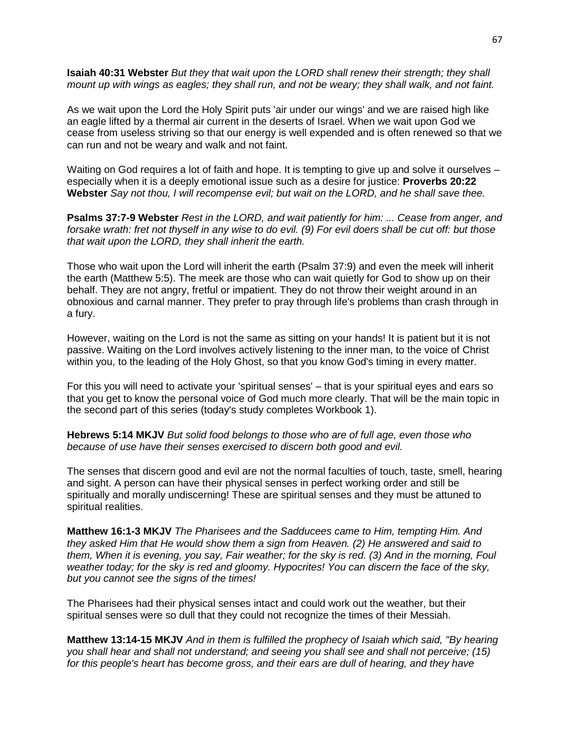**Isaiah 40:31 Webster** *But they that wait upon the LORD shall renew their strength; they shall mount up with wings as eagles; they shall run, and not be weary; they shall walk, and not faint.*

As we wait upon the Lord the Holy Spirit puts 'air under our wings' and we are raised high like an eagle lifted by a thermal air current in the deserts of Israel. When we wait upon God we cease from useless striving so that our energy is well expended and is often renewed so that we can run and not be weary and walk and not faint.

Waiting on God requires a lot of faith and hope. It is tempting to give up and solve it ourselves – especially when it is a deeply emotional issue such as a desire for justice: **Proverbs 20:22 Webster** *Say not thou, I will recompense evil; but wait on the LORD, and he shall save thee.*

**Psalms 37:7-9 Webster** *Rest in the LORD, and wait patiently for him: ... Cease from anger, and forsake wrath: fret not thyself in any wise to do evil. (9) For evil doers shall be cut off: but those that wait upon the LORD, they shall inherit the earth.*

Those who wait upon the Lord will inherit the earth (Psalm 37:9) and even the meek will inherit the earth (Matthew 5:5). The meek are those who can wait quietly for God to show up on their behalf. They are not angry, fretful or impatient. They do not throw their weight around in an obnoxious and carnal manner. They prefer to pray through life's problems than crash through in a fury.

However, waiting on the Lord is not the same as sitting on your hands! It is patient but it is not passive. Waiting on the Lord involves actively listening to the inner man, to the voice of Christ within you, to the leading of the Holy Ghost, so that you know God's timing in every matter.

For this you will need to activate your 'spiritual senses' – that is your spiritual eyes and ears so that you get to know the personal voice of God much more clearly. That will be the main topic in the second part of this series (today's study completes Workbook 1).

**Hebrews 5:14 MKJV** *But solid food belongs to those who are of full age, even those who because of use have their senses exercised to discern both good and evil.*

The senses that discern good and evil are not the normal faculties of touch, taste, smell, hearing and sight. A person can have their physical senses in perfect working order and still be spiritually and morally undiscerning! These are spiritual senses and they must be attuned to spiritual realities.

**Matthew 16:1-3 MKJV** *The Pharisees and the Sadducees came to Him, tempting Him. And they asked Him that He would show them a sign from Heaven. (2) He answered and said to them, When it is evening, you say, Fair weather; for the sky is red. (3) And in the morning, Foul weather today; for the sky is red and gloomy. Hypocrites! You can discern the face of the sky, but you cannot see the signs of the times!*

The Pharisees had their physical senses intact and could work out the weather, but their spiritual senses were so dull that they could not recognize the times of their Messiah.

**Matthew 13:14-15 MKJV** *And in them is fulfilled the prophecy of Isaiah which said, "By hearing you shall hear and shall not understand; and seeing you shall see and shall not perceive; (15) for this people's heart has become gross, and their ears are dull of hearing, and they have*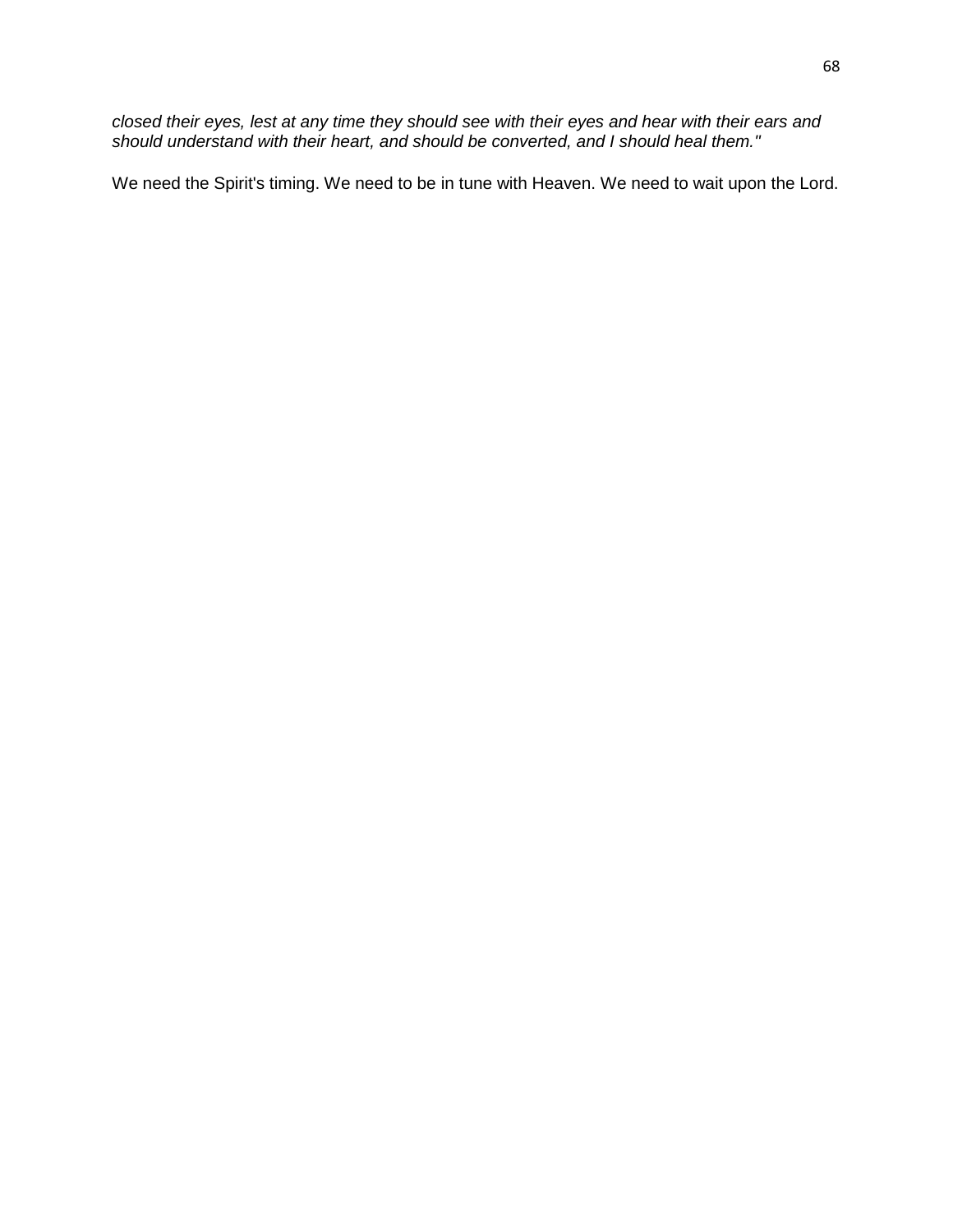*closed their eyes, lest at any time they should see with their eyes and hear with their ears and should understand with their heart, and should be converted, and I should heal them."*

We need the Spirit's timing. We need to be in tune with Heaven. We need to wait upon the Lord.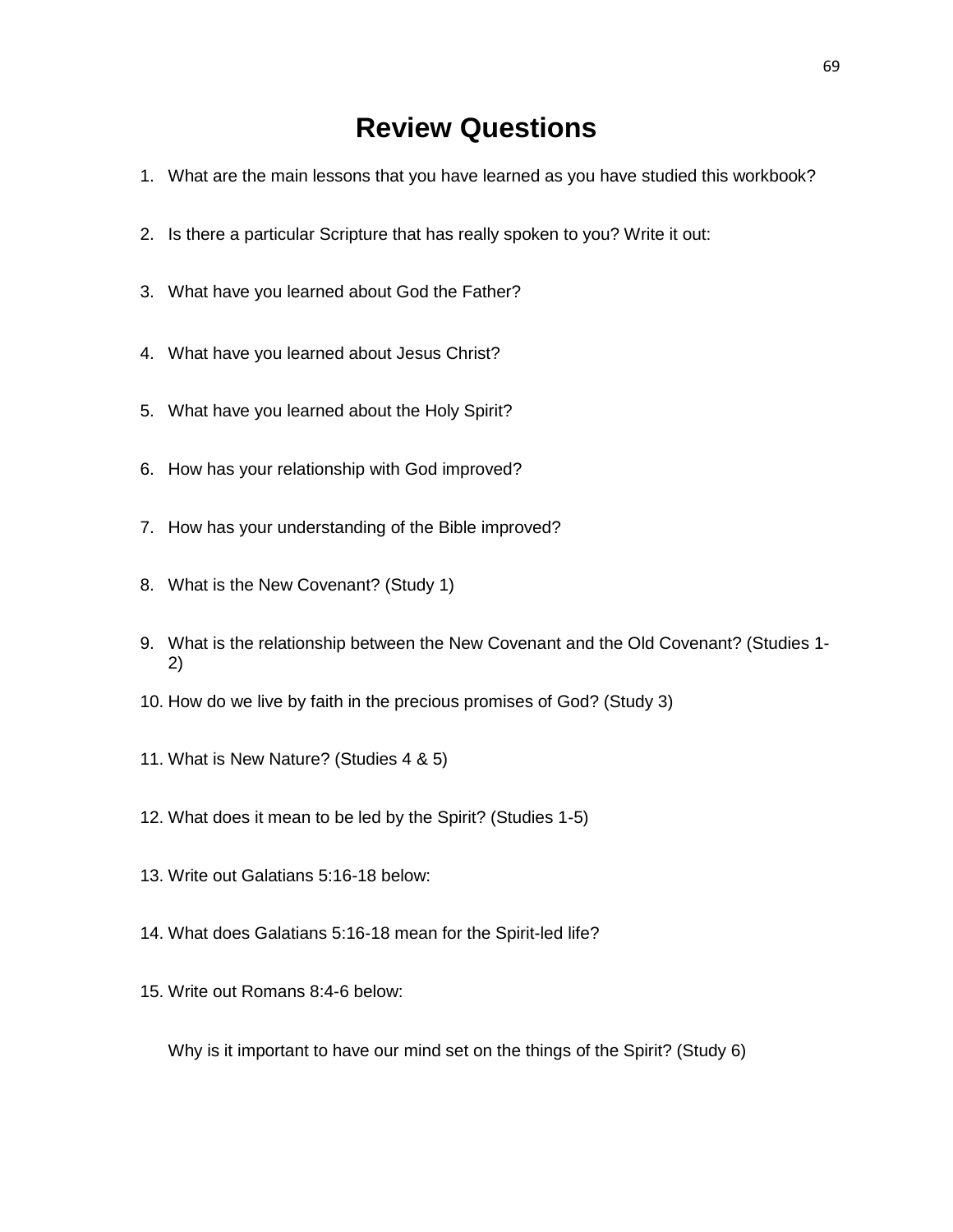# Review Questions

1. What are the main lessons that you have learned as you have studied this workbook?

2. Is there a particular Scripture that has really spoken to you? Write it out:

3. What have you learned about God the Father?

4. What have you learned about Jesus Christ?

5. What have you learned about the Holy Spirit?

6. How has your relationship with God improved?

7. How has your understanding of the Bible improved?

8. What is the New Covenant? (Study 1)

9. What is the relationship between the New Covenant and the Old Covenant? (Studies 1-2)

10. How do we live by faith in the precious promises of God? (Study 3)

11. What is New Nature? (Studies 4 & 5)

12. What does it mean to be led by the Spirit? (Studies 1-5)

13. Write out Galatians 5:16-18 below:

14. What does Galatians 5:16-18 mean for the Spirit-led life?

15. Write out Romans 8:4-6 below:

    Why is it important to have our mind set on the things of the Spirit? (Study 6)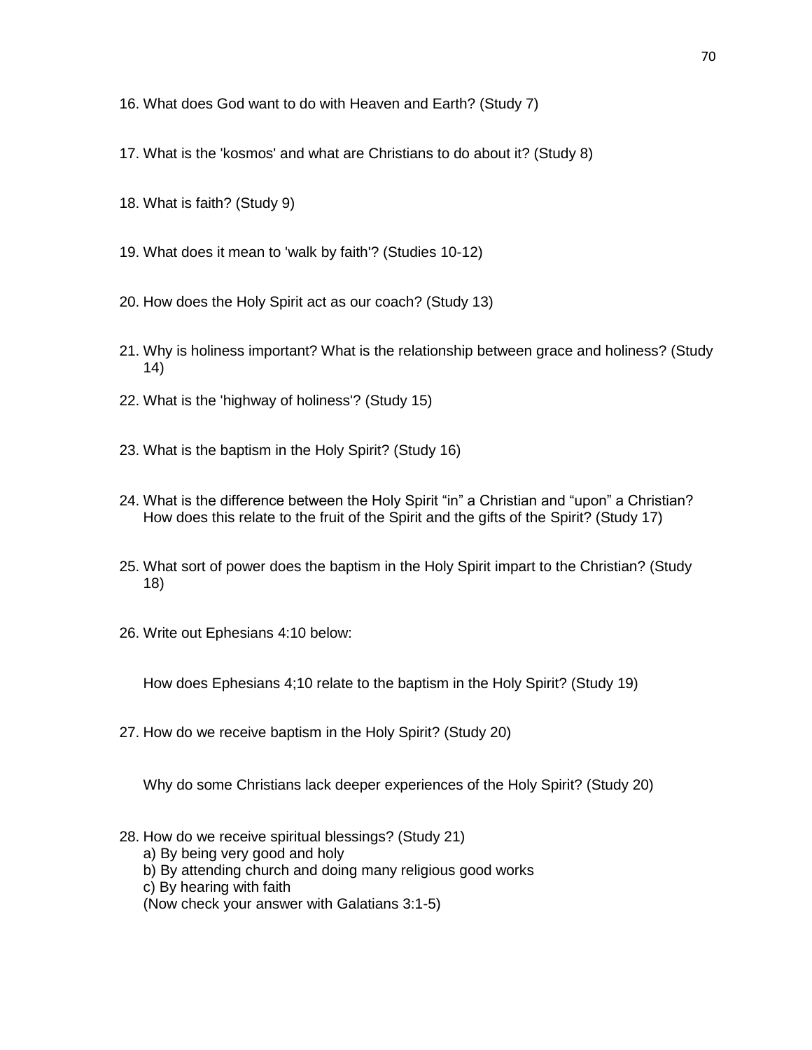16. What does God want to do with Heaven and Earth? (Study 7)

17. What is the 'kosmos' and what are Christians to do about it? (Study 8)

18. What is faith? (Study 9)

19. What does it mean to 'walk by faith'? (Studies 10-12)

20. How does the Holy Spirit act as our coach? (Study 13)

21. Why is holiness important? What is the relationship between grace and holiness? (Study 14)

22. What is the 'highway of holiness'? (Study 15)

23. What is the baptism in the Holy Spirit? (Study 16)

24. What is the difference between the Holy Spirit “in” a Christian and “upon” a Christian? How does this relate to the fruit of the Spirit and the gifts of the Spirit? (Study 17)

25. What sort of power does the baptism in the Holy Spirit impart to the Christian? (Study 18)

26. Write out Ephesians 4:10 below:

    How does Ephesians 4;10 relate to the baptism in the Holy Spirit? (Study 19)

27. How do we receive baptism in the Holy Spirit? (Study 20)

    Why do some Christians lack deeper experiences of the Holy Spirit? (Study 20)

28. How do we receive spiritual blessings? (Study 21)
    a) By being very good and holy
    b) By attending church and doing many religious good works
    c) By hearing with faith
    (Now check your answer with Galatians 3:1-5)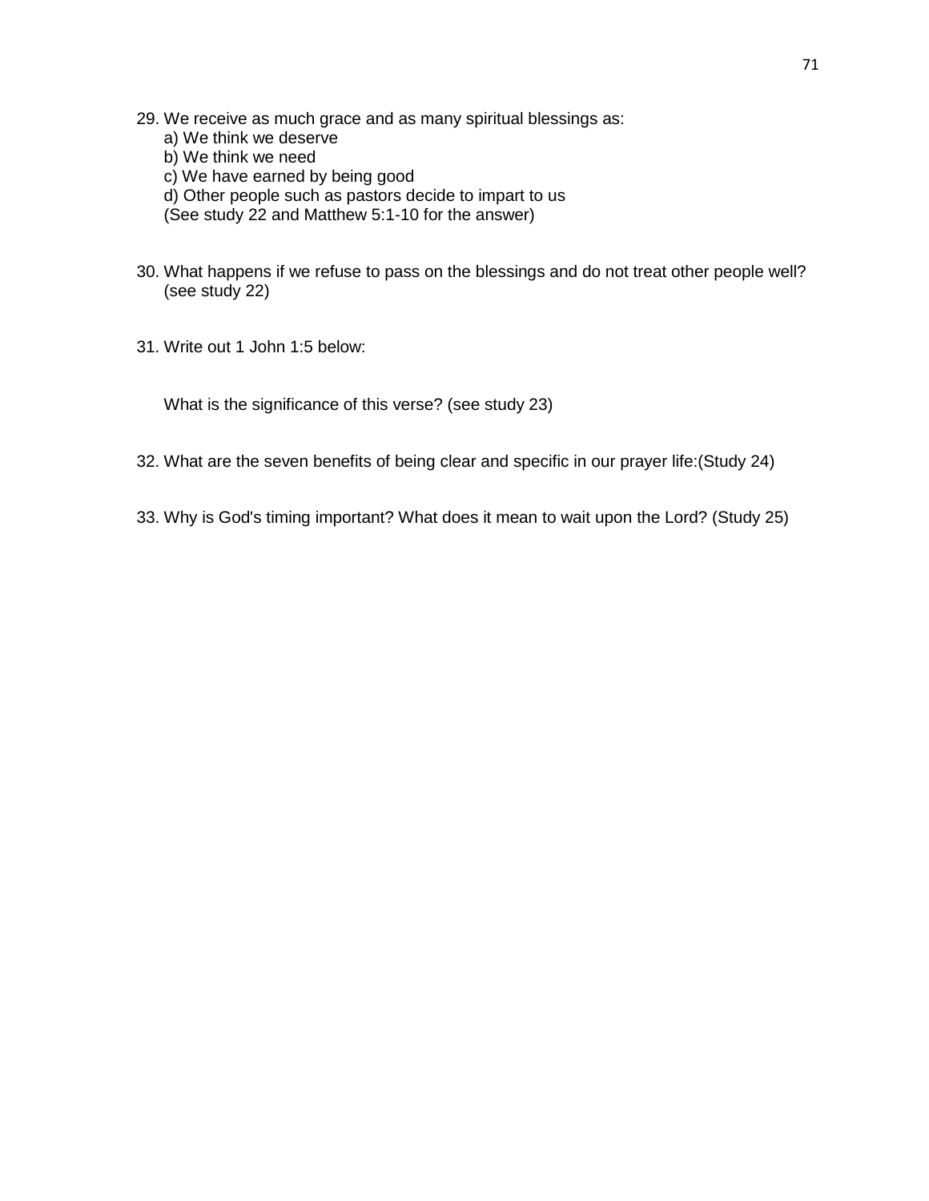29. We receive as much grace and as many spiritual blessings as:
    a) We think we deserve
    b) We think we need
    c) We have earned by being good
    d) Other people such as pastors decide to impart to us
    (See study 22 and Matthew 5:1-10 for the answer)

30. What happens if we refuse to pass on the blessings and do not treat other people well? (see study 22)

31. Write out 1 John 1:5 below:

    What is the significance of this verse? (see study 23)

32. What are the seven benefits of being clear and specific in our prayer life:(Study 24)

33. Why is God's timing important? What does it mean to wait upon the Lord? (Study 25)